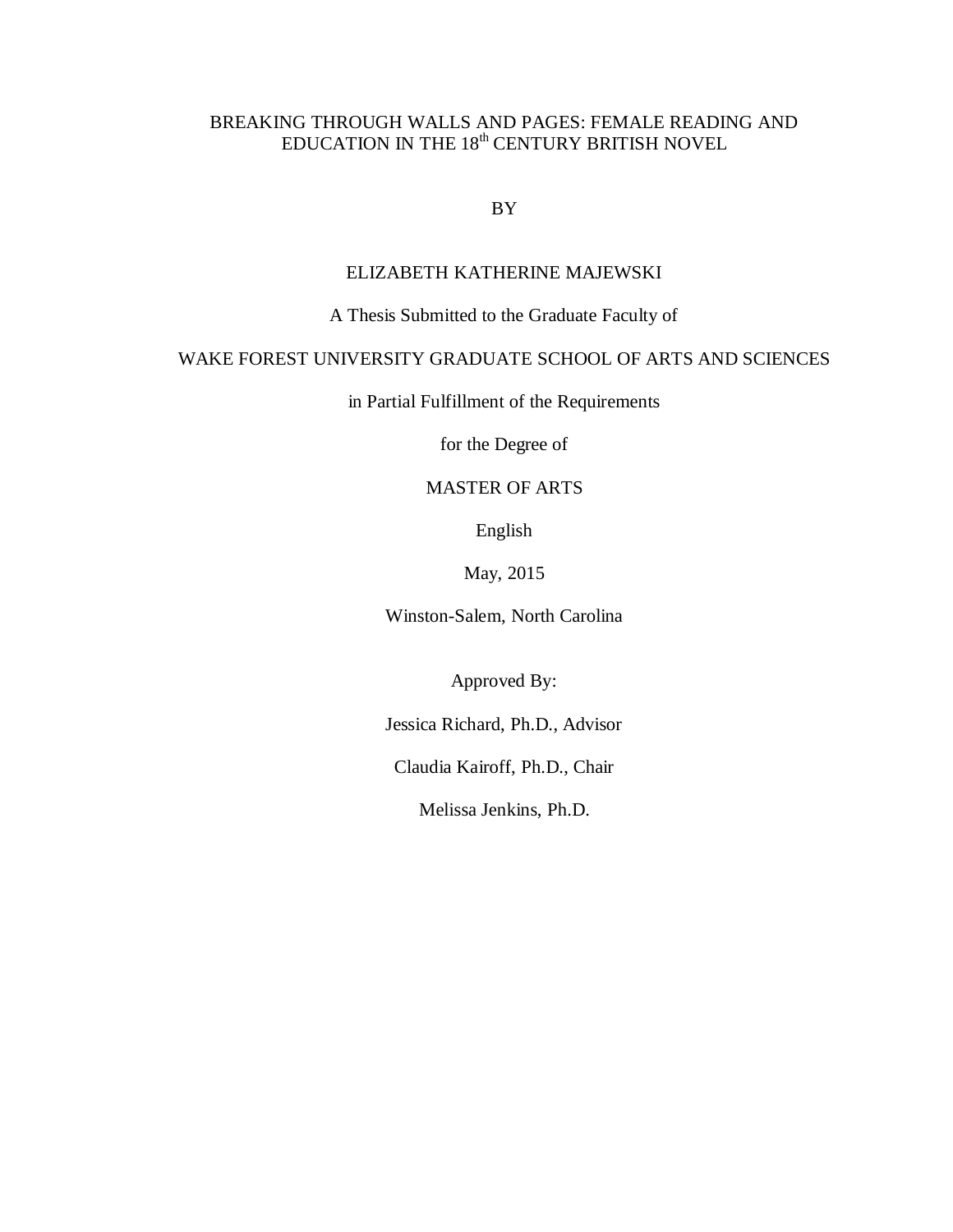# BREAKING THROUGH WALLS AND PAGES: FEMALE READING AND EDUCATION IN THE 18th CENTURY BRITISH NOVEL

BY

ELIZABETH KATHERINE MAJEWSKI

A Thesis Submitted to the Graduate Faculty of

WAKE FOREST UNIVERSITY GRADUATE SCHOOL OF ARTS AND SCIENCES

in Partial Fulfillment of the Requirements

for the Degree of

MASTER OF ARTS

English

May, 2015

Winston-Salem, North Carolina

Approved By:

Jessica Richard, Ph.D., Advisor

Claudia Kairoff, Ph.D., Chair

Melissa Jenkins, Ph.D.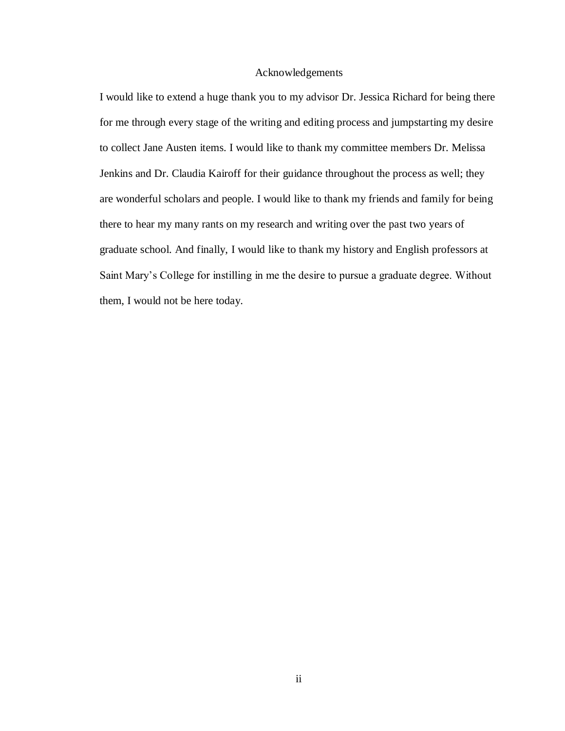# Acknowledgements

I would like to extend a huge thank you to my advisor Dr. Jessica Richard for being there for me through every stage of the writing and editing process and jumpstarting my desire to collect Jane Austen items. I would like to thank my committee members Dr. Melissa Jenkins and Dr. Claudia Kairoff for their guidance throughout the process as well; they are wonderful scholars and people. I would like to thank my friends and family for being there to hear my many rants on my research and writing over the past two years of graduate school. And finally, I would like to thank my history and English professors at Saint Mary's College for instilling in me the desire to pursue a graduate degree. Without them, I would not be here today.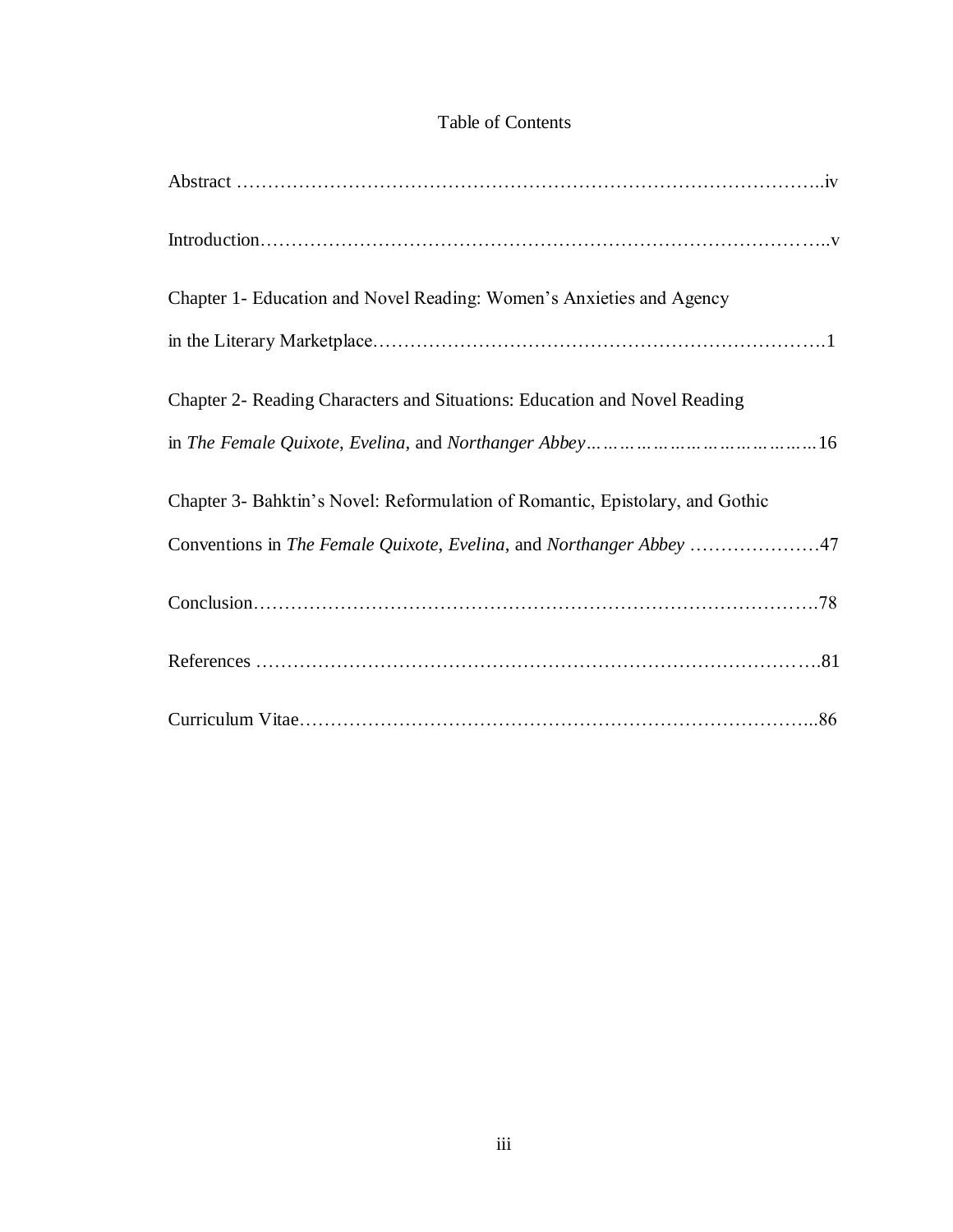# Table of Contents

Abstract ……………………………………………………………………………………..iv

Introduction……………………………………………………………………………..v

Chapter 1- Education and Novel Reading: Women's Anxieties and Agency in the Literary Marketplace……………………………………………………………….1

Chapter 2- Reading Characters and Situations: Education and Novel Reading in *The Female Quixote, Evelina,* and *Northanger Abbey*……………………………………16

Chapter 3- Bahktin's Novel: Reformulation of Romantic, Epistolary, and Gothic Conventions in *The Female Quixote*, *Evelina*, and *Northanger Abbey* …………………47

Conclusion…………………………………………………………………………….78

References ……………………………………………………………………………….81

Curriculum Vitae………………………………………………………………………...86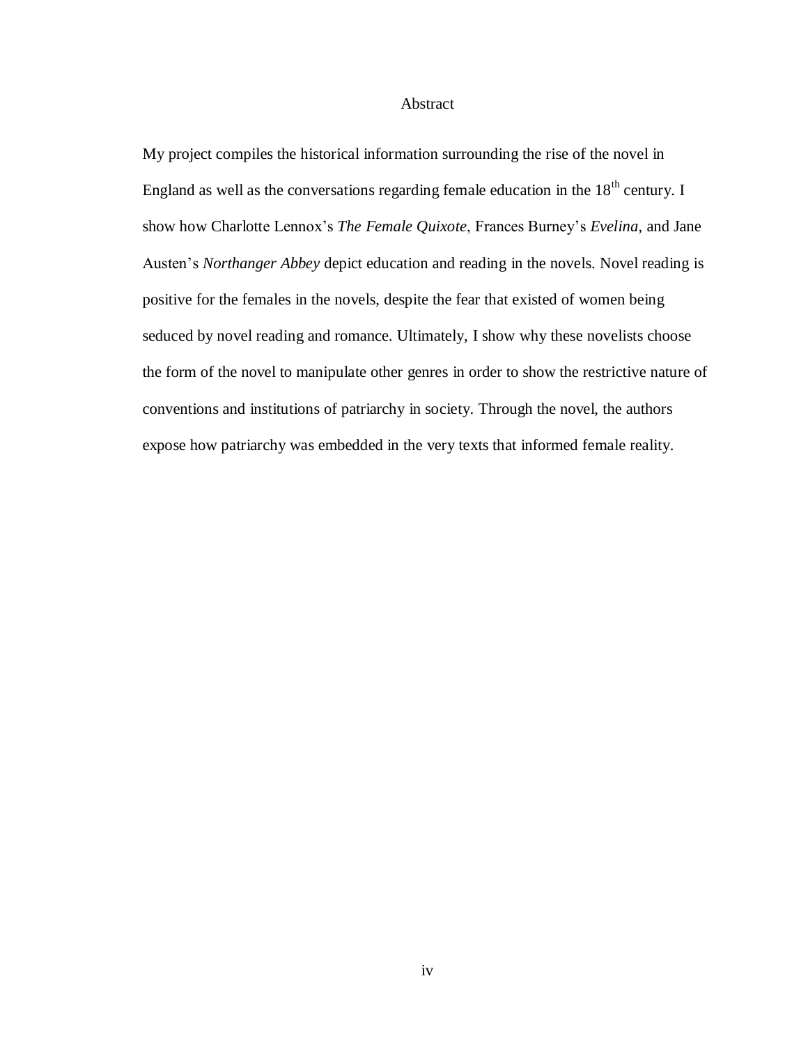# Abstract

My project compiles the historical information surrounding the rise of the novel in England as well as the conversations regarding female education in the 18$^{th}$ century. I show how Charlotte Lennox's *The Female Quixote*, Frances Burney's *Evelina*, and Jane Austen's *Northanger Abbey* depict education and reading in the novels. Novel reading is positive for the females in the novels, despite the fear that existed of women being seduced by novel reading and romance. Ultimately, I show why these novelists choose the form of the novel to manipulate other genres in order to show the restrictive nature of conventions and institutions of patriarchy in society. Through the novel, the authors expose how patriarchy was embedded in the very texts that informed female reality.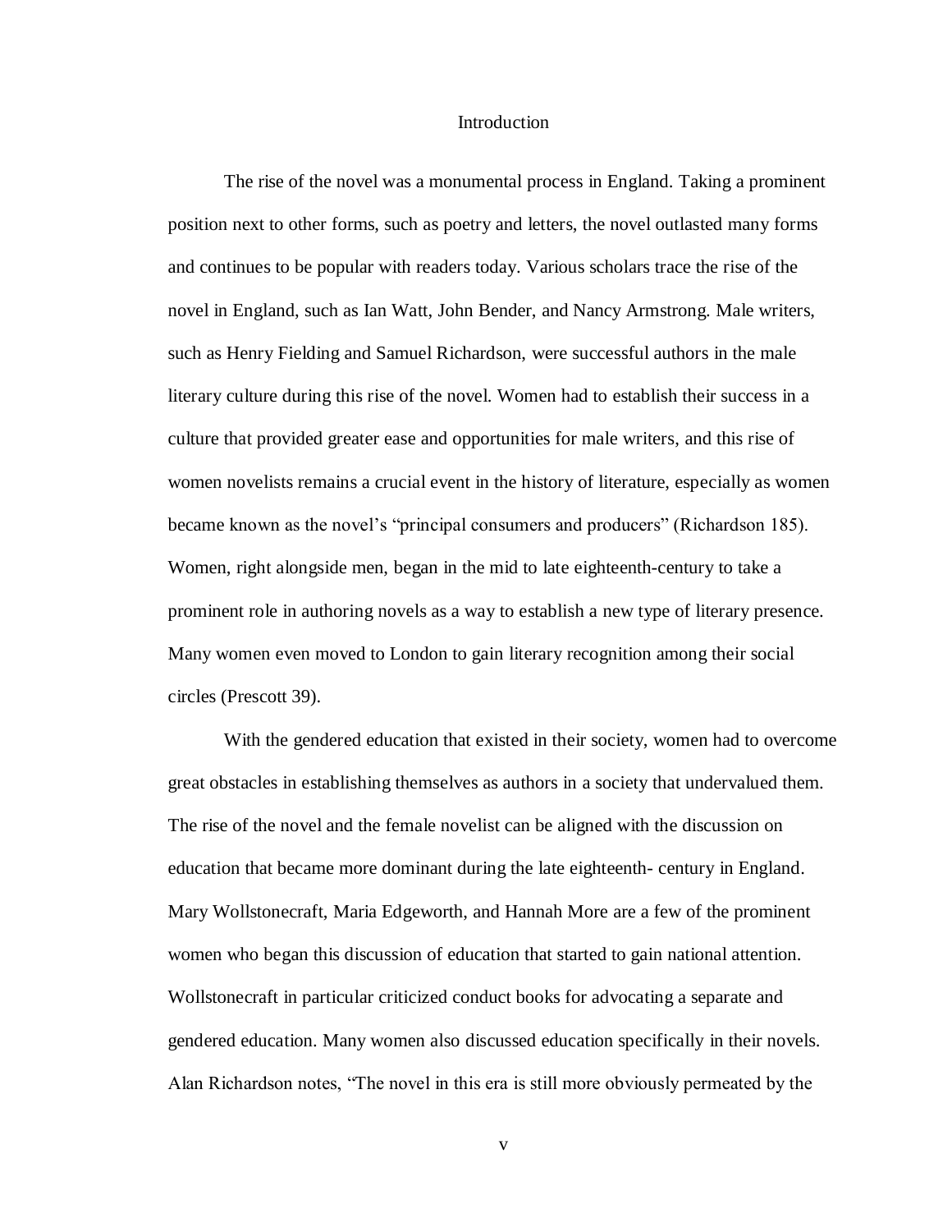# Introduction

The rise of the novel was a monumental process in England. Taking a prominent position next to other forms, such as poetry and letters, the novel outlasted many forms and continues to be popular with readers today. Various scholars trace the rise of the novel in England, such as Ian Watt, John Bender, and Nancy Armstrong. Male writers, such as Henry Fielding and Samuel Richardson, were successful authors in the male literary culture during this rise of the novel. Women had to establish their success in a culture that provided greater ease and opportunities for male writers, and this rise of women novelists remains a crucial event in the history of literature, especially as women became known as the novel's "principal consumers and producers" (Richardson 185). Women, right alongside men, began in the mid to late eighteenth-century to take a prominent role in authoring novels as a way to establish a new type of literary presence. Many women even moved to London to gain literary recognition among their social circles (Prescott 39).

With the gendered education that existed in their society, women had to overcome great obstacles in establishing themselves as authors in a society that undervalued them. The rise of the novel and the female novelist can be aligned with the discussion on education that became more dominant during the late eighteenth- century in England. Mary Wollstonecraft, Maria Edgeworth, and Hannah More are a few of the prominent women who began this discussion of education that started to gain national attention. Wollstonecraft in particular criticized conduct books for advocating a separate and gendered education. Many women also discussed education specifically in their novels. Alan Richardson notes, "The novel in this era is still more obviously permeated by the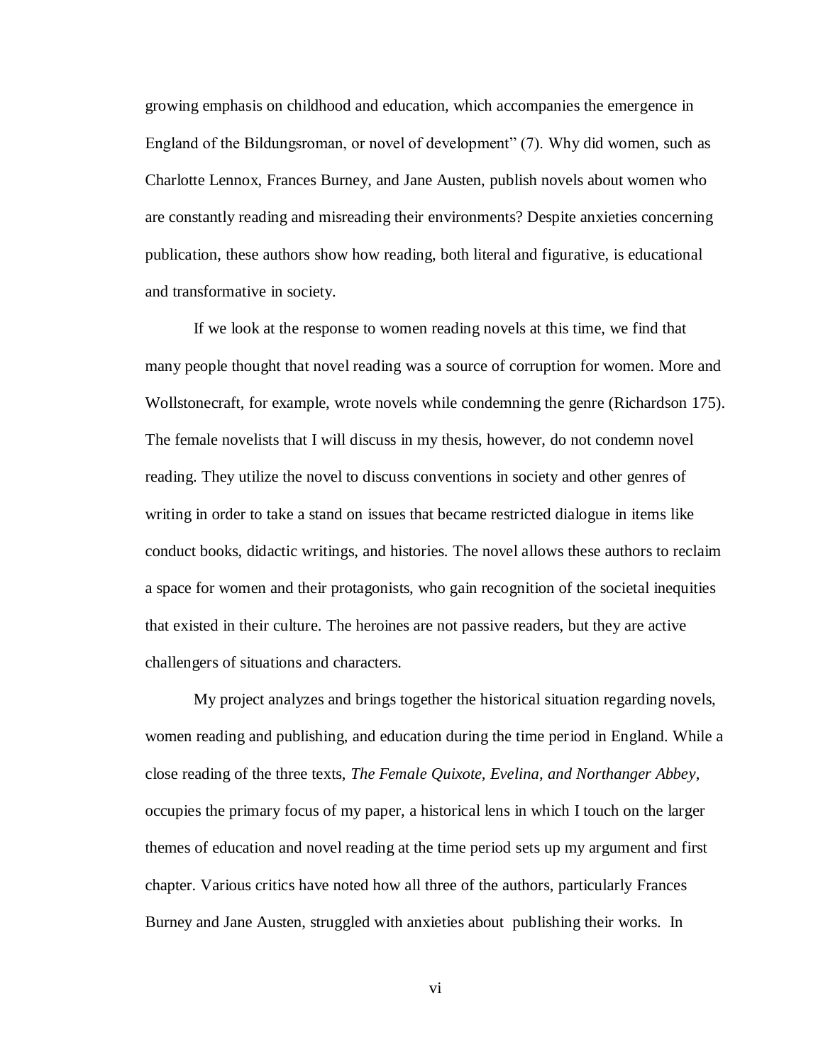growing emphasis on childhood and education, which accompanies the emergence in England of the Bildungsroman, or novel of development" (7). Why did women, such as Charlotte Lennox, Frances Burney, and Jane Austen, publish novels about women who are constantly reading and misreading their environments? Despite anxieties concerning publication, these authors show how reading, both literal and figurative, is educational and transformative in society.

If we look at the response to women reading novels at this time, we find that many people thought that novel reading was a source of corruption for women. More and Wollstonecraft, for example, wrote novels while condemning the genre (Richardson 175). The female novelists that I will discuss in my thesis, however, do not condemn novel reading. They utilize the novel to discuss conventions in society and other genres of writing in order to take a stand on issues that became restricted dialogue in items like conduct books, didactic writings, and histories. The novel allows these authors to reclaim a space for women and their protagonists, who gain recognition of the societal inequities that existed in their culture. The heroines are not passive readers, but they are active challengers of situations and characters.

My project analyzes and brings together the historical situation regarding novels, women reading and publishing, and education during the time period in England. While a close reading of the three texts, *The Female Quixote, Evelina, and Northanger Abbey*, occupies the primary focus of my paper, a historical lens in which I touch on the larger themes of education and novel reading at the time period sets up my argument and first chapter. Various critics have noted how all three of the authors, particularly Frances Burney and Jane Austen, struggled with anxieties about publishing their works. In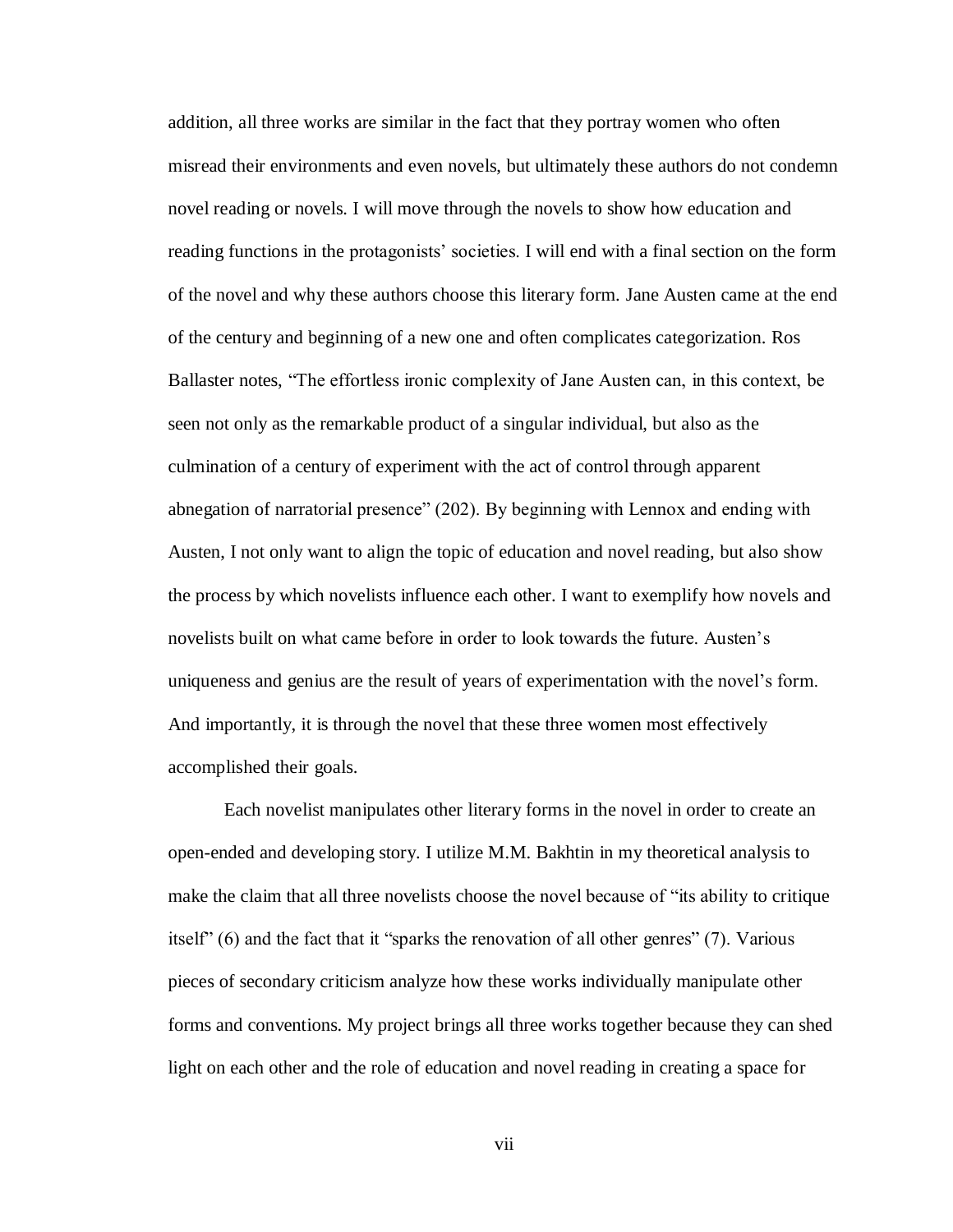addition, all three works are similar in the fact that they portray women who often misread their environments and even novels, but ultimately these authors do not condemn novel reading or novels. I will move through the novels to show how education and reading functions in the protagonists' societies. I will end with a final section on the form of the novel and why these authors choose this literary form. Jane Austen came at the end of the century and beginning of a new one and often complicates categorization. Ros Ballaster notes, "The effortless ironic complexity of Jane Austen can, in this context, be seen not only as the remarkable product of a singular individual, but also as the culmination of a century of experiment with the act of control through apparent abnegation of narratorial presence" (202). By beginning with Lennox and ending with Austen, I not only want to align the topic of education and novel reading, but also show the process by which novelists influence each other. I want to exemplify how novels and novelists built on what came before in order to look towards the future. Austen's uniqueness and genius are the result of years of experimentation with the novel's form. And importantly, it is through the novel that these three women most effectively accomplished their goals.

Each novelist manipulates other literary forms in the novel in order to create an open-ended and developing story. I utilize M.M. Bakhtin in my theoretical analysis to make the claim that all three novelists choose the novel because of "its ability to critique itself" (6) and the fact that it "sparks the renovation of all other genres" (7). Various pieces of secondary criticism analyze how these works individually manipulate other forms and conventions. My project brings all three works together because they can shed light on each other and the role of education and novel reading in creating a space for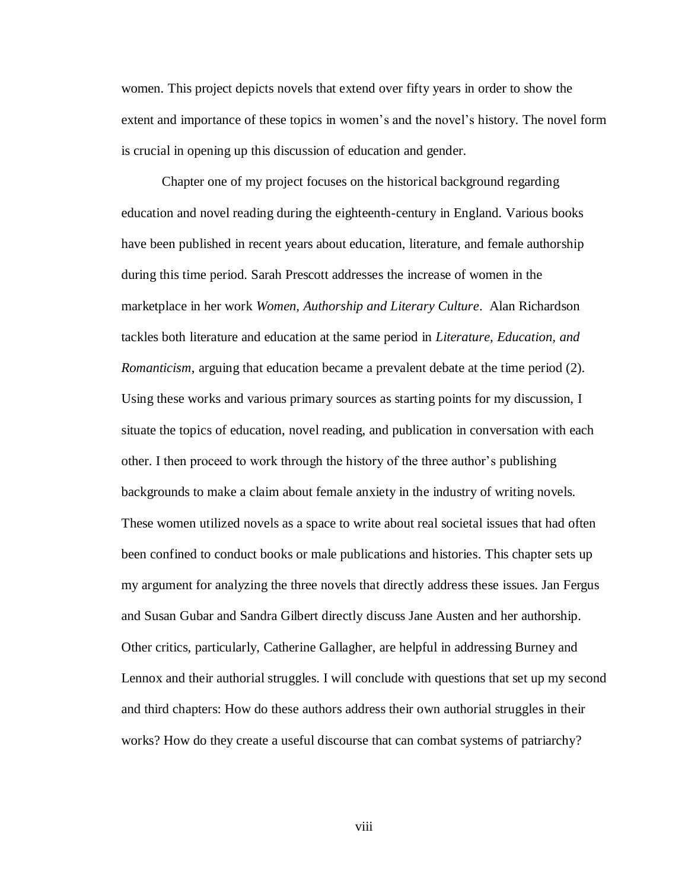women. This project depicts novels that extend over fifty years in order to show the extent and importance of these topics in women's and the novel's history. The novel form is crucial in opening up this discussion of education and gender.

Chapter one of my project focuses on the historical background regarding education and novel reading during the eighteenth-century in England. Various books have been published in recent years about education, literature, and female authorship during this time period. Sarah Prescott addresses the increase of women in the marketplace in her work *Women, Authorship and Literary Culture*. Alan Richardson tackles both literature and education at the same period in *Literature, Education, and Romanticism*, arguing that education became a prevalent debate at the time period (2). Using these works and various primary sources as starting points for my discussion, I situate the topics of education, novel reading, and publication in conversation with each other. I then proceed to work through the history of the three author's publishing backgrounds to make a claim about female anxiety in the industry of writing novels. These women utilized novels as a space to write about real societal issues that had often been confined to conduct books or male publications and histories. This chapter sets up my argument for analyzing the three novels that directly address these issues. Jan Fergus and Susan Gubar and Sandra Gilbert directly discuss Jane Austen and her authorship. Other critics, particularly, Catherine Gallagher, are helpful in addressing Burney and Lennox and their authorial struggles. I will conclude with questions that set up my second and third chapters: How do these authors address their own authorial struggles in their works? How do they create a useful discourse that can combat systems of patriarchy?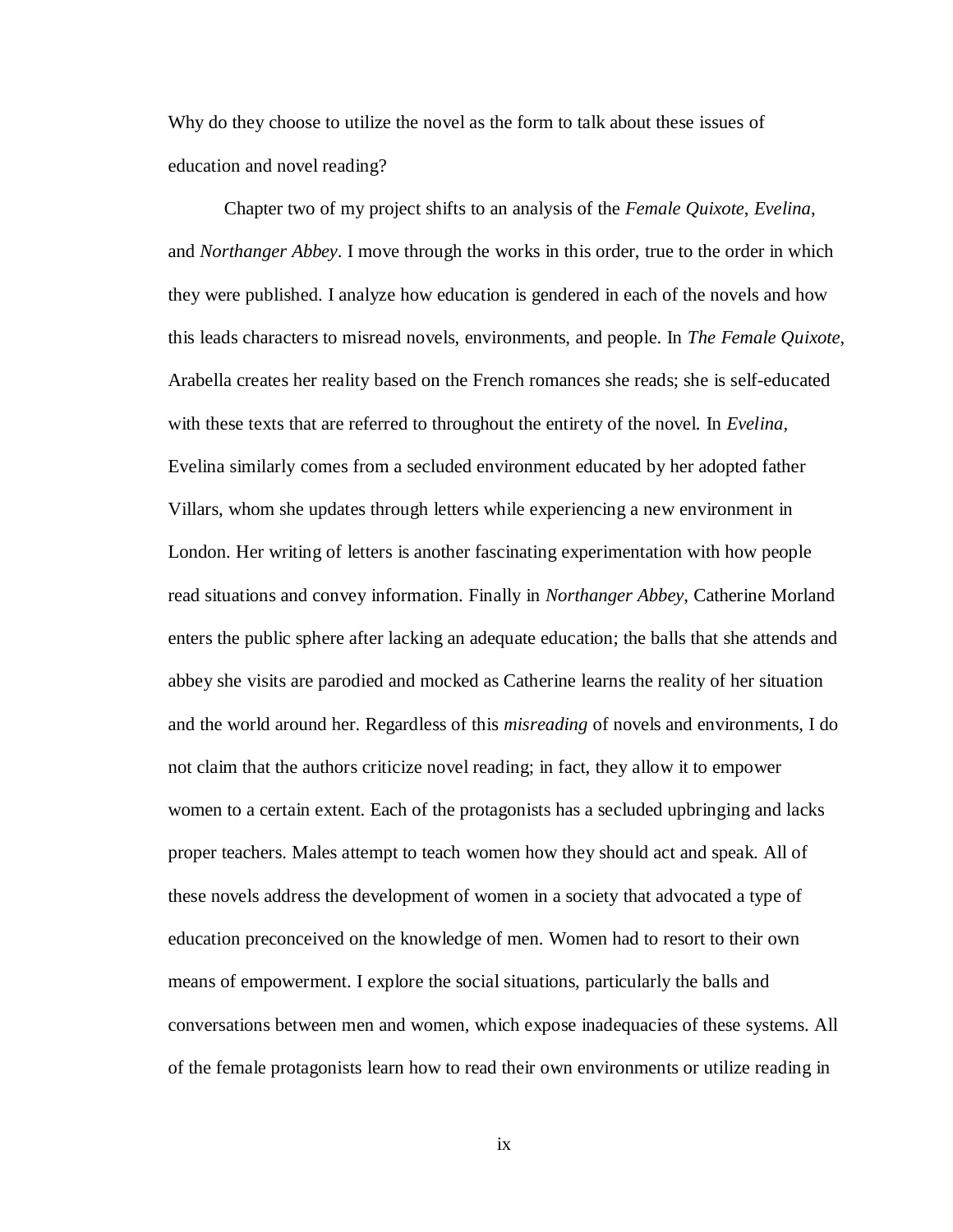Why do they choose to utilize the novel as the form to talk about these issues of education and novel reading?

Chapter two of my project shifts to an analysis of the *Female Quixote*, *Evelina*, and *Northanger Abbey*. I move through the works in this order, true to the order in which they were published. I analyze how education is gendered in each of the novels and how this leads characters to misread novels, environments, and people. In *The Female Quixote*, Arabella creates her reality based on the French romances she reads; she is self-educated with these texts that are referred to throughout the entirety of the novel. In *Evelina,* Evelina similarly comes from a secluded environment educated by her adopted father Villars, whom she updates through letters while experiencing a new environment in London. Her writing of letters is another fascinating experimentation with how people read situations and convey information. Finally in *Northanger Abbey*, Catherine Morland enters the public sphere after lacking an adequate education; the balls that she attends and abbey she visits are parodied and mocked as Catherine learns the reality of her situation and the world around her. Regardless of this *misreading* of novels and environments, I do not claim that the authors criticize novel reading; in fact, they allow it to empower women to a certain extent. Each of the protagonists has a secluded upbringing and lacks proper teachers. Males attempt to teach women how they should act and speak. All of these novels address the development of women in a society that advocated a type of education preconceived on the knowledge of men. Women had to resort to their own means of empowerment. I explore the social situations, particularly the balls and conversations between men and women, which expose inadequacies of these systems. All of the female protagonists learn how to read their own environments or utilize reading in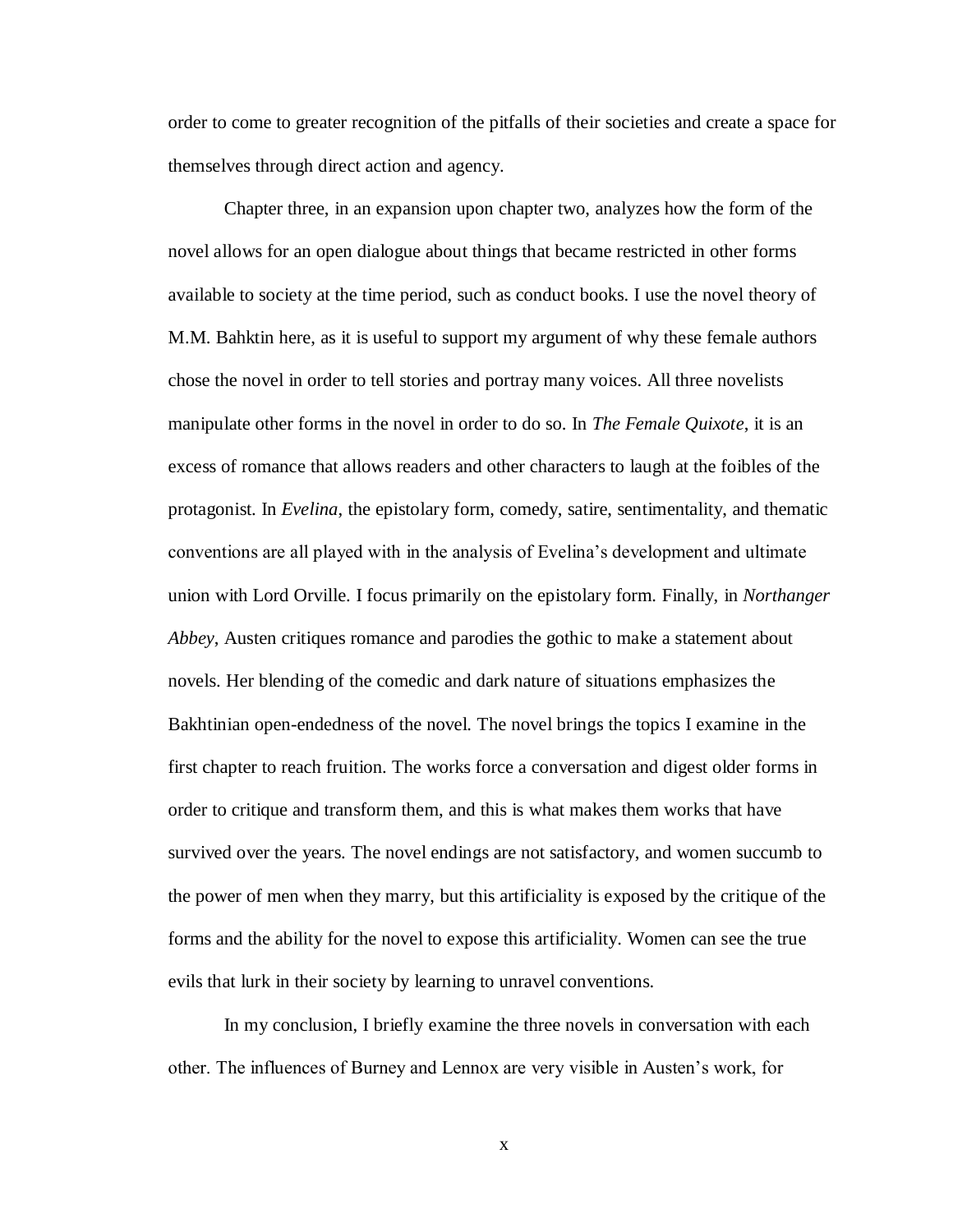order to come to greater recognition of the pitfalls of their societies and create a space for themselves through direct action and agency.

Chapter three, in an expansion upon chapter two, analyzes how the form of the novel allows for an open dialogue about things that became restricted in other forms available to society at the time period, such as conduct books. I use the novel theory of M.M. Bahktin here, as it is useful to support my argument of why these female authors chose the novel in order to tell stories and portray many voices. All three novelists manipulate other forms in the novel in order to do so. In *The Female Quixote*, it is an excess of romance that allows readers and other characters to laugh at the foibles of the protagonist. In *Evelina*, the epistolary form, comedy, satire, sentimentality, and thematic conventions are all played with in the analysis of Evelina's development and ultimate union with Lord Orville. I focus primarily on the epistolary form. Finally, in *Northanger Abbey*, Austen critiques romance and parodies the gothic to make a statement about novels. Her blending of the comedic and dark nature of situations emphasizes the Bakhtinian open-endedness of the novel. The novel brings the topics I examine in the first chapter to reach fruition. The works force a conversation and digest older forms in order to critique and transform them, and this is what makes them works that have survived over the years. The novel endings are not satisfactory, and women succumb to the power of men when they marry, but this artificiality is exposed by the critique of the forms and the ability for the novel to expose this artificiality. Women can see the true evils that lurk in their society by learning to unravel conventions.

In my conclusion, I briefly examine the three novels in conversation with each other. The influences of Burney and Lennox are very visible in Austen's work, for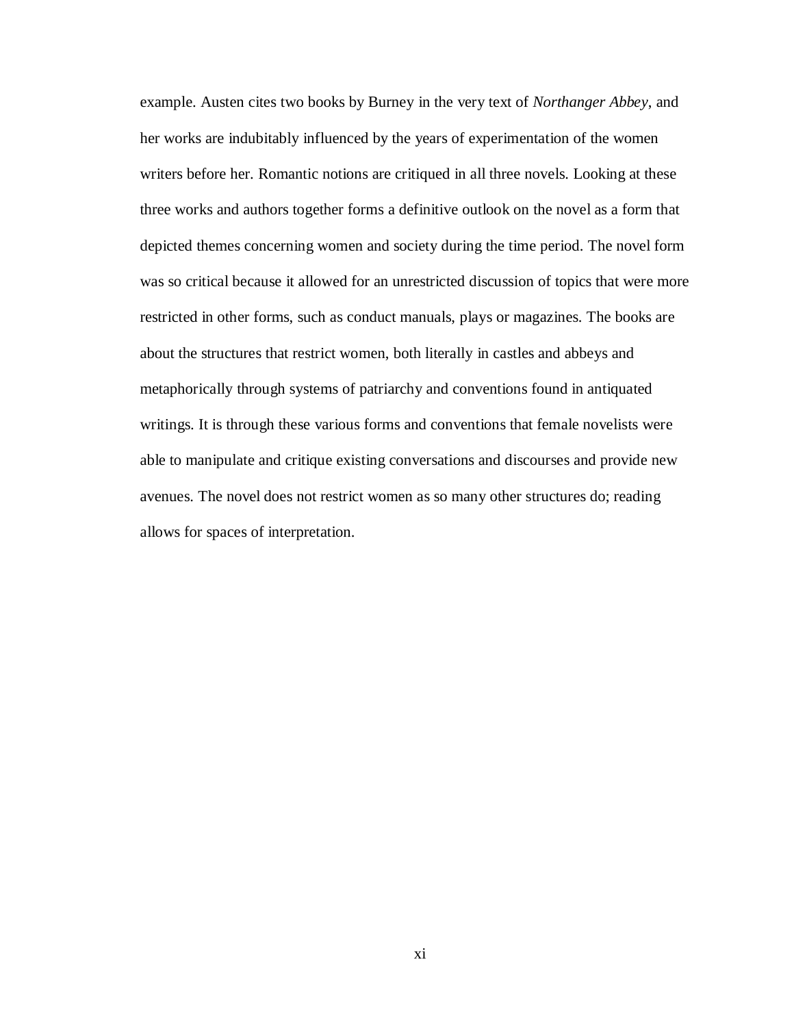example. Austen cites two books by Burney in the very text of *Northanger Abbey*, and her works are indubitably influenced by the years of experimentation of the women writers before her. Romantic notions are critiqued in all three novels. Looking at these three works and authors together forms a definitive outlook on the novel as a form that depicted themes concerning women and society during the time period. The novel form was so critical because it allowed for an unrestricted discussion of topics that were more restricted in other forms, such as conduct manuals, plays or magazines. The books are about the structures that restrict women, both literally in castles and abbeys and metaphorically through systems of patriarchy and conventions found in antiquated writings. It is through these various forms and conventions that female novelists were able to manipulate and critique existing conversations and discourses and provide new avenues. The novel does not restrict women as so many other structures do; reading allows for spaces of interpretation.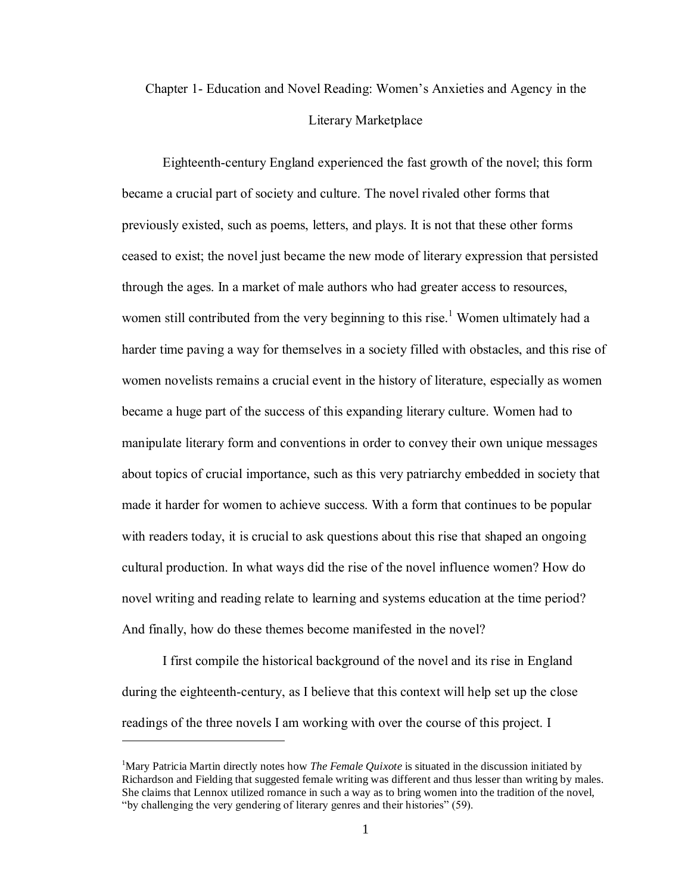# Chapter 1- Education and Novel Reading: Women's Anxieties and Agency in the Literary Marketplace

Eighteenth-century England experienced the fast growth of the novel; this form became a crucial part of society and culture. The novel rivaled other forms that previously existed, such as poems, letters, and plays. It is not that these other forms ceased to exist; the novel just became the new mode of literary expression that persisted through the ages. In a market of male authors who had greater access to resources, women still contributed from the very beginning to this rise.[1] Women ultimately had a harder time paving a way for themselves in a society filled with obstacles, and this rise of women novelists remains a crucial event in the history of literature, especially as women became a huge part of the success of this expanding literary culture. Women had to manipulate literary form and conventions in order to convey their own unique messages about topics of crucial importance, such as this very patriarchy embedded in society that made it harder for women to achieve success. With a form that continues to be popular with readers today, it is crucial to ask questions about this rise that shaped an ongoing cultural production. In what ways did the rise of the novel influence women? How do novel writing and reading relate to learning and systems education at the time period? And finally, how do these themes become manifested in the novel?

I first compile the historical background of the novel and its rise in England during the eighteenth-century, as I believe that this context will help set up the close readings of the three novels I am working with over the course of this project. I

---

[1]Mary Patricia Martin directly notes how *The Female Quixote* is situated in the discussion initiated by Richardson and Fielding that suggested female writing was different and thus lesser than writing by males. She claims that Lennox utilized romance in such a way as to bring women into the tradition of the novel, "by challenging the very gendering of literary genres and their histories" (59).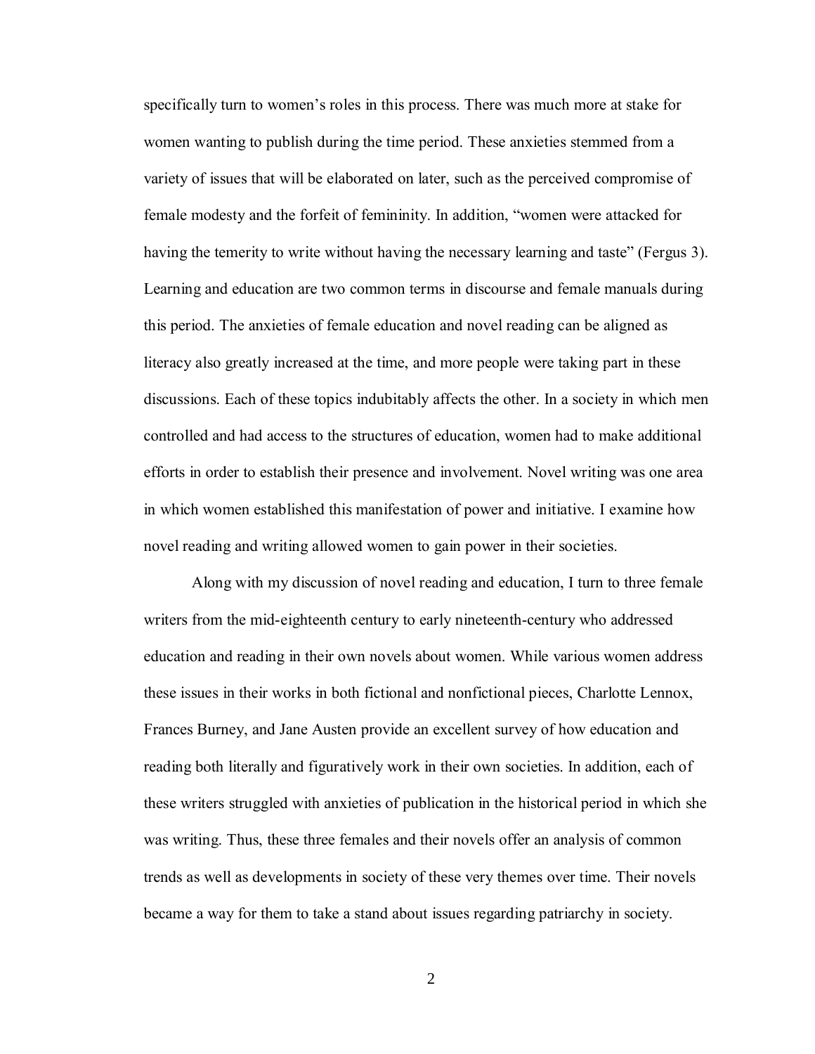specifically turn to women's roles in this process. There was much more at stake for women wanting to publish during the time period. These anxieties stemmed from a variety of issues that will be elaborated on later, such as the perceived compromise of female modesty and the forfeit of femininity. In addition, "women were attacked for having the temerity to write without having the necessary learning and taste" (Fergus 3). Learning and education are two common terms in discourse and female manuals during this period. The anxieties of female education and novel reading can be aligned as literacy also greatly increased at the time, and more people were taking part in these discussions. Each of these topics indubitably affects the other. In a society in which men controlled and had access to the structures of education, women had to make additional efforts in order to establish their presence and involvement. Novel writing was one area in which women established this manifestation of power and initiative. I examine how novel reading and writing allowed women to gain power in their societies.

Along with my discussion of novel reading and education, I turn to three female writers from the mid-eighteenth century to early nineteenth-century who addressed education and reading in their own novels about women. While various women address these issues in their works in both fictional and nonfictional pieces, Charlotte Lennox, Frances Burney, and Jane Austen provide an excellent survey of how education and reading both literally and figuratively work in their own societies. In addition, each of these writers struggled with anxieties of publication in the historical period in which she was writing. Thus, these three females and their novels offer an analysis of common trends as well as developments in society of these very themes over time. Their novels became a way for them to take a stand about issues regarding patriarchy in society.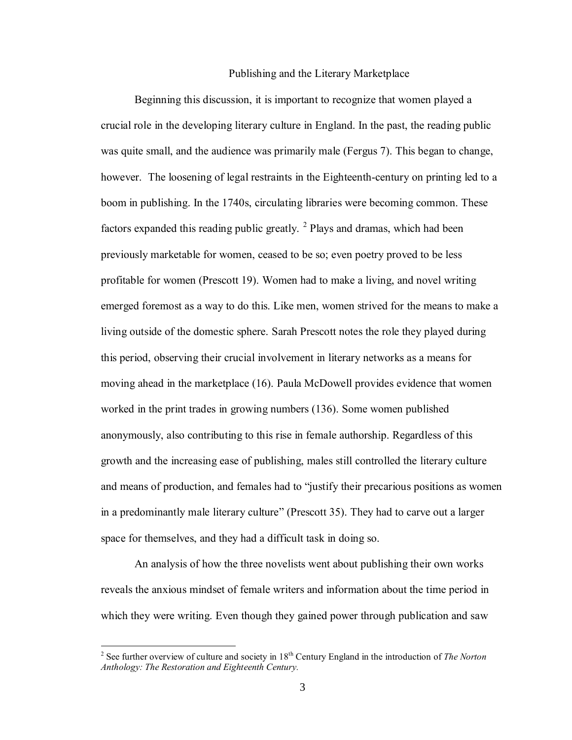## Publishing and the Literary Marketplace

Beginning this discussion, it is important to recognize that women played a crucial role in the developing literary culture in England. In the past, the reading public was quite small, and the audience was primarily male (Fergus 7). This began to change, however. The loosening of legal restraints in the Eighteenth-century on printing led to a boom in publishing. In the 1740s, circulating libraries were becoming common. These factors expanded this reading public greatly. [2] Plays and dramas, which had been previously marketable for women, ceased to be so; even poetry proved to be less profitable for women (Prescott 19). Women had to make a living, and novel writing emerged foremost as a way to do this. Like men, women strived for the means to make a living outside of the domestic sphere. Sarah Prescott notes the role they played during this period, observing their crucial involvement in literary networks as a means for moving ahead in the marketplace (16). Paula McDowell provides evidence that women worked in the print trades in growing numbers (136). Some women published anonymously, also contributing to this rise in female authorship. Regardless of this growth and the increasing ease of publishing, males still controlled the literary culture and means of production, and females had to "justify their precarious positions as women in a predominantly male literary culture" (Prescott 35). They had to carve out a larger space for themselves, and they had a difficult task in doing so.

An analysis of how the three novelists went about publishing their own works reveals the anxious mindset of female writers and information about the time period in which they were writing. Even though they gained power through publication and saw

[2] See further overview of culture and society in 18th Century England in the introduction of *The Norton Anthology: The Restoration and Eighteenth Century.*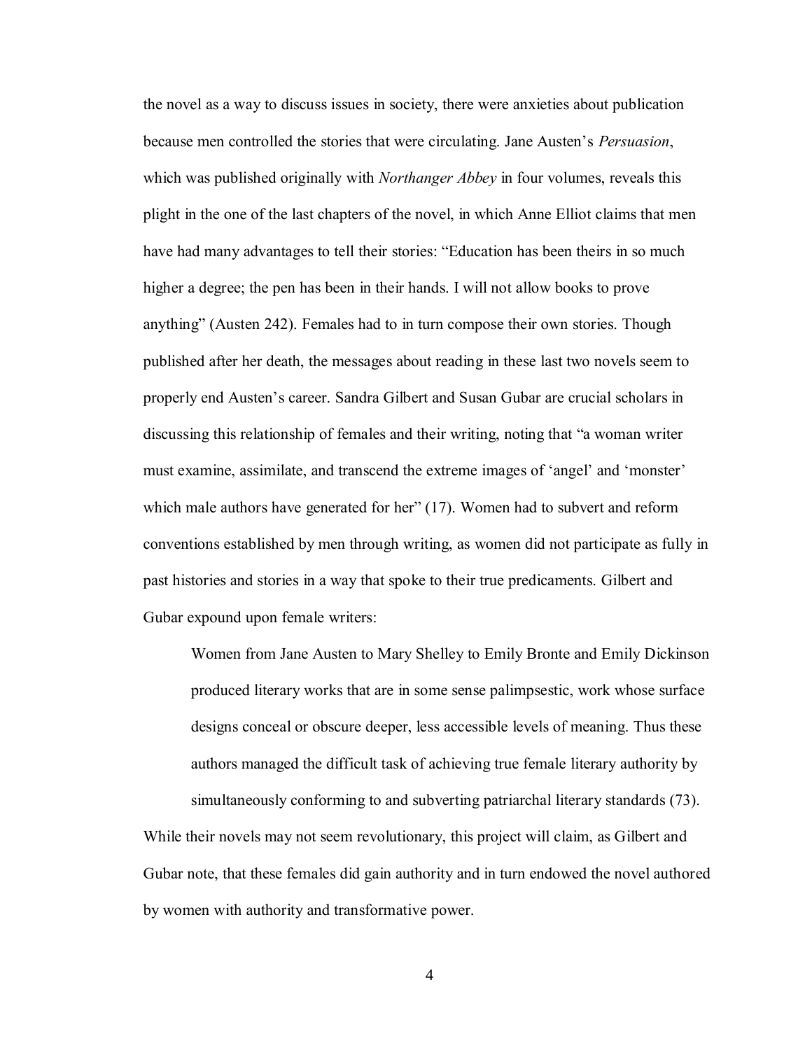the novel as a way to discuss issues in society, there were anxieties about publication because men controlled the stories that were circulating. Jane Austen's *Persuasion*, which was published originally with *Northanger Abbey* in four volumes, reveals this plight in the one of the last chapters of the novel, in which Anne Elliot claims that men have had many advantages to tell their stories: "Education has been theirs in so much higher a degree; the pen has been in their hands. I will not allow books to prove anything" (Austen 242). Females had to in turn compose their own stories. Though published after her death, the messages about reading in these last two novels seem to properly end Austen's career. Sandra Gilbert and Susan Gubar are crucial scholars in discussing this relationship of females and their writing, noting that "a woman writer must examine, assimilate, and transcend the extreme images of 'angel' and 'monster' which male authors have generated for her" (17). Women had to subvert and reform conventions established by men through writing, as women did not participate as fully in past histories and stories in a way that spoke to their true predicaments. Gilbert and Gubar expound upon female writers:

> Women from Jane Austen to Mary Shelley to Emily Bronte and Emily Dickinson produced literary works that are in some sense palimpsestic, work whose surface designs conceal or obscure deeper, less accessible levels of meaning. Thus these authors managed the difficult task of achieving true female literary authority by simultaneously conforming to and subverting patriarchal literary standards (73).

While their novels may not seem revolutionary, this project will claim, as Gilbert and Gubar note, that these females did gain authority and in turn endowed the novel authored by women with authority and transformative power.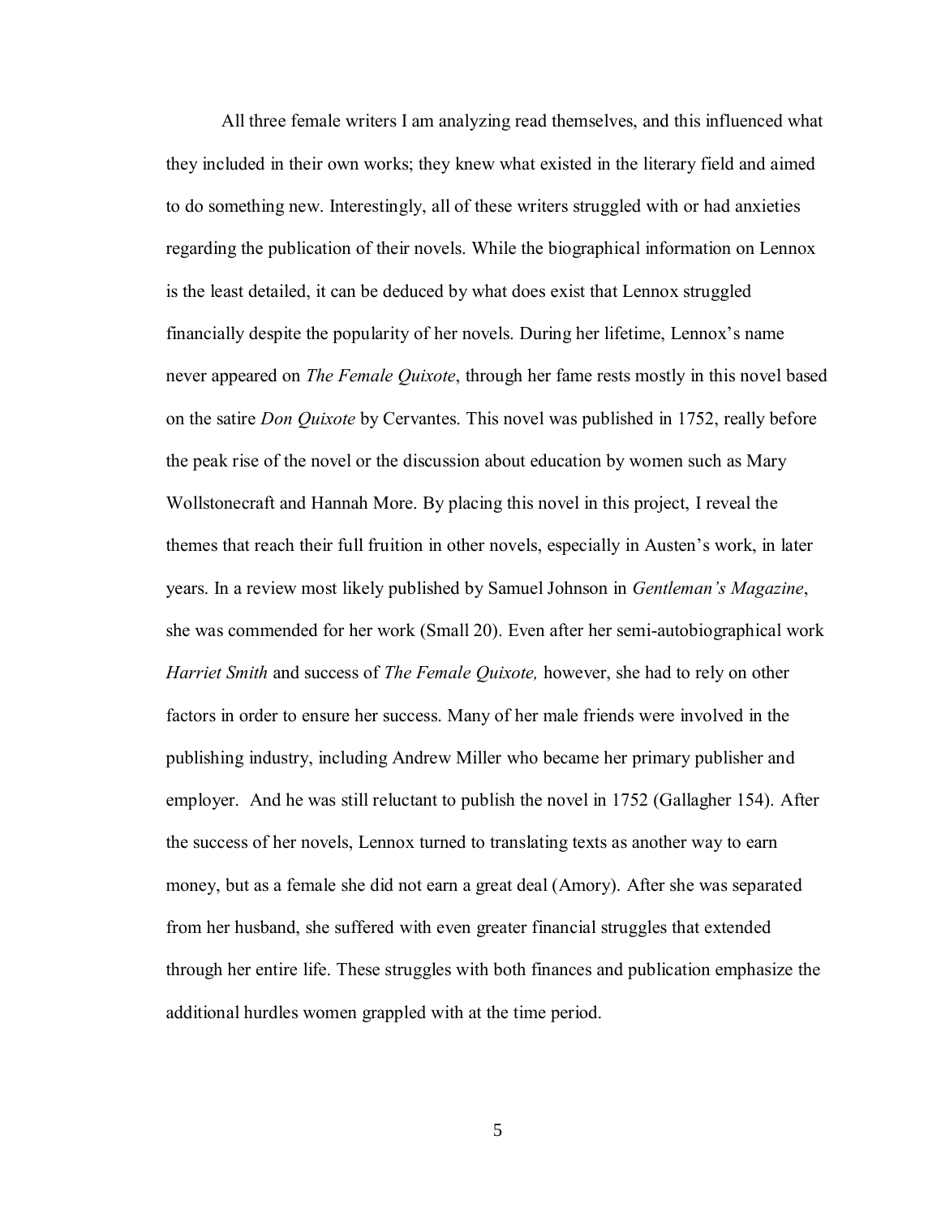All three female writers I am analyzing read themselves, and this influenced what they included in their own works; they knew what existed in the literary field and aimed to do something new. Interestingly, all of these writers struggled with or had anxieties regarding the publication of their novels. While the biographical information on Lennox is the least detailed, it can be deduced by what does exist that Lennox struggled financially despite the popularity of her novels. During her lifetime, Lennox's name never appeared on *The Female Quixote*, through her fame rests mostly in this novel based on the satire *Don Quixote* by Cervantes. This novel was published in 1752, really before the peak rise of the novel or the discussion about education by women such as Mary Wollstonecraft and Hannah More. By placing this novel in this project, I reveal the themes that reach their full fruition in other novels, especially in Austen's work, in later years. In a review most likely published by Samuel Johnson in *Gentleman's Magazine*, she was commended for her work (Small 20). Even after her semi-autobiographical work *Harriet Smith* and success of *The Female Quixote,* however, she had to rely on other factors in order to ensure her success. Many of her male friends were involved in the publishing industry, including Andrew Miller who became her primary publisher and employer. And he was still reluctant to publish the novel in 1752 (Gallagher 154). After the success of her novels, Lennox turned to translating texts as another way to earn money, but as a female she did not earn a great deal (Amory). After she was separated from her husband, she suffered with even greater financial struggles that extended through her entire life. These struggles with both finances and publication emphasize the additional hurdles women grappled with at the time period.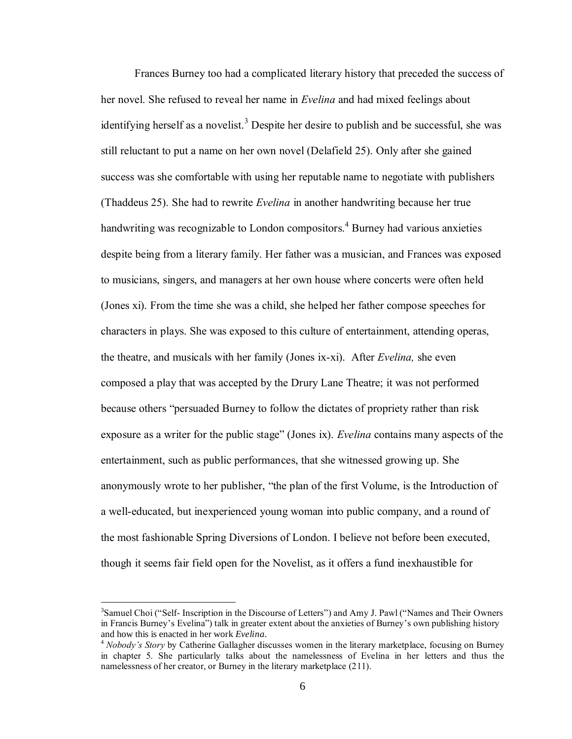Frances Burney too had a complicated literary history that preceded the success of her novel. She refused to reveal her name in *Evelina* and had mixed feelings about identifying herself as a novelist.[3] Despite her desire to publish and be successful, she was still reluctant to put a name on her own novel (Delafield 25). Only after she gained success was she comfortable with using her reputable name to negotiate with publishers (Thaddeus 25). She had to rewrite *Evelina* in another handwriting because her true handwriting was recognizable to London compositors.[4] Burney had various anxieties despite being from a literary family. Her father was a musician, and Frances was exposed to musicians, singers, and managers at her own house where concerts were often held (Jones xi). From the time she was a child, she helped her father compose speeches for characters in plays. She was exposed to this culture of entertainment, attending operas, the theatre, and musicals with her family (Jones ix-xi). After *Evelina,* she even composed a play that was accepted by the Drury Lane Theatre; it was not performed because others "persuaded Burney to follow the dictates of propriety rather than risk exposure as a writer for the public stage" (Jones ix). *Evelina* contains many aspects of the entertainment, such as public performances, that she witnessed growing up. She anonymously wrote to her publisher, "the plan of the first Volume, is the Introduction of a well-educated, but inexperienced young woman into public company, and a round of the most fashionable Spring Diversions of London. I believe not before been executed, though it seems fair field open for the Novelist, as it offers a fund inexhaustible for

---

[3]Samuel Choi ("Self- Inscription in the Discourse of Letters") and Amy J. Pawl ("Names and Their Owners in Francis Burney's Evelina") talk in greater extent about the anxieties of Burney's own publishing history and how this is enacted in her work *Evelina*.

[4] *Nobody's Story* by Catherine Gallagher discusses women in the literary marketplace, focusing on Burney in chapter 5. She particularly talks about the namelessness of Evelina in her letters and thus the namelessness of her creator, or Burney in the literary marketplace (211).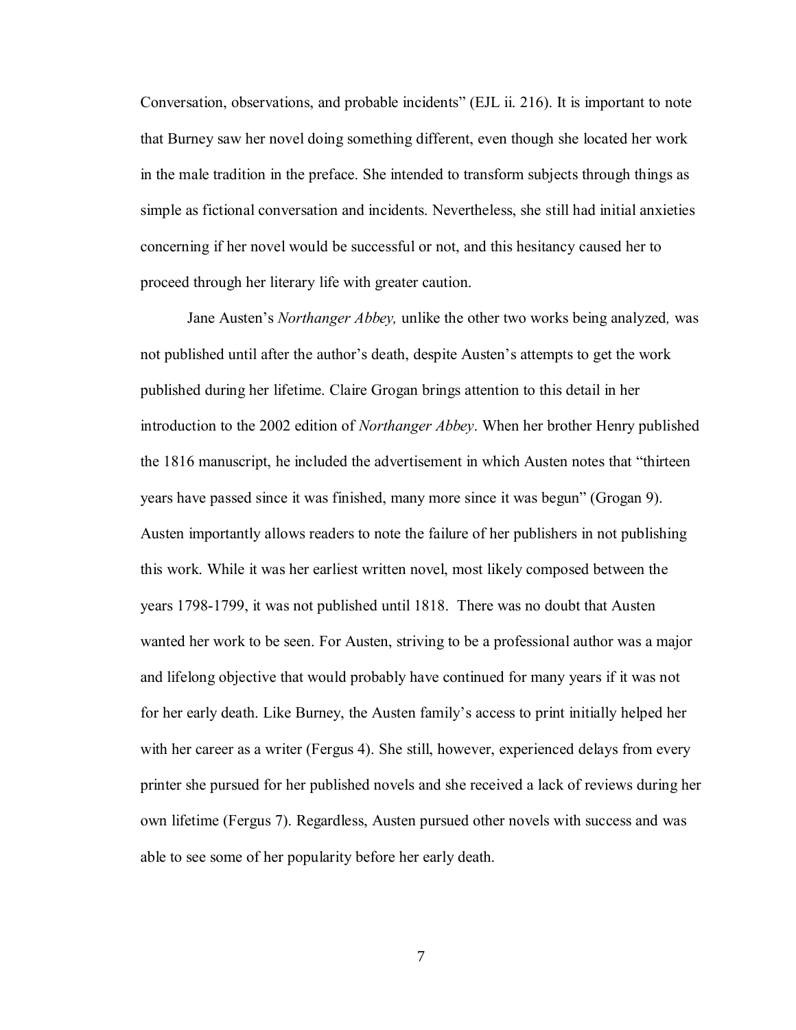Conversation, observations, and probable incidents" (EJL ii. 216). It is important to note that Burney saw her novel doing something different, even though she located her work in the male tradition in the preface. She intended to transform subjects through things as simple as fictional conversation and incidents. Nevertheless, she still had initial anxieties concerning if her novel would be successful or not, and this hesitancy caused her to proceed through her literary life with greater caution.

Jane Austen's *Northanger Abbey,* unlike the other two works being analyzed*,* was not published until after the author's death, despite Austen's attempts to get the work published during her lifetime. Claire Grogan brings attention to this detail in her introduction to the 2002 edition of *Northanger Abbey*. When her brother Henry published the 1816 manuscript, he included the advertisement in which Austen notes that "thirteen years have passed since it was finished, many more since it was begun" (Grogan 9). Austen importantly allows readers to note the failure of her publishers in not publishing this work. While it was her earliest written novel, most likely composed between the years 1798-1799, it was not published until 1818. There was no doubt that Austen wanted her work to be seen. For Austen, striving to be a professional author was a major and lifelong objective that would probably have continued for many years if it was not for her early death. Like Burney, the Austen family's access to print initially helped her with her career as a writer (Fergus 4). She still, however, experienced delays from every printer she pursued for her published novels and she received a lack of reviews during her own lifetime (Fergus 7). Regardless, Austen pursued other novels with success and was able to see some of her popularity before her early death.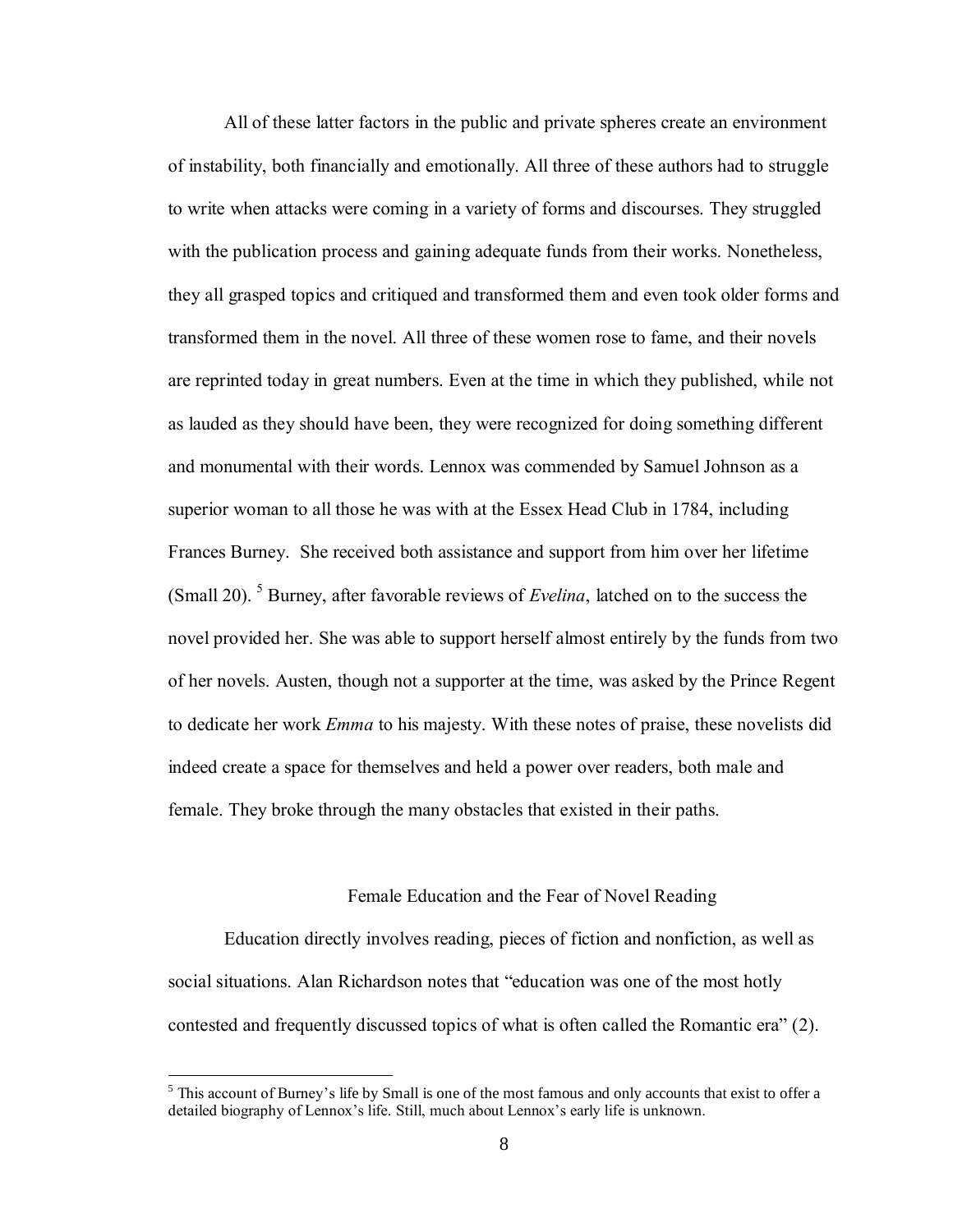All of these latter factors in the public and private spheres create an environment of instability, both financially and emotionally. All three of these authors had to struggle to write when attacks were coming in a variety of forms and discourses. They struggled with the publication process and gaining adequate funds from their works. Nonetheless, they all grasped topics and critiqued and transformed them and even took older forms and transformed them in the novel. All three of these women rose to fame, and their novels are reprinted today in great numbers. Even at the time in which they published, while not as lauded as they should have been, they were recognized for doing something different and monumental with their words. Lennox was commended by Samuel Johnson as a superior woman to all those he was with at the Essex Head Club in 1784, including Frances Burney. She received both assistance and support from him over her lifetime (Small 20). [5] Burney, after favorable reviews of *Evelina*, latched on to the success the novel provided her. She was able to support herself almost entirely by the funds from two of her novels. Austen, though not a supporter at the time, was asked by the Prince Regent to dedicate her work *Emma* to his majesty. With these notes of praise, these novelists did indeed create a space for themselves and held a power over readers, both male and female. They broke through the many obstacles that existed in their paths.

## Female Education and the Fear of Novel Reading

Education directly involves reading, pieces of fiction and nonfiction, as well as social situations. Alan Richardson notes that "education was one of the most hotly contested and frequently discussed topics of what is often called the Romantic era" (2).

[5] This account of Burney's life by Small is one of the most famous and only accounts that exist to offer a detailed biography of Lennox's life. Still, much about Lennox's early life is unknown.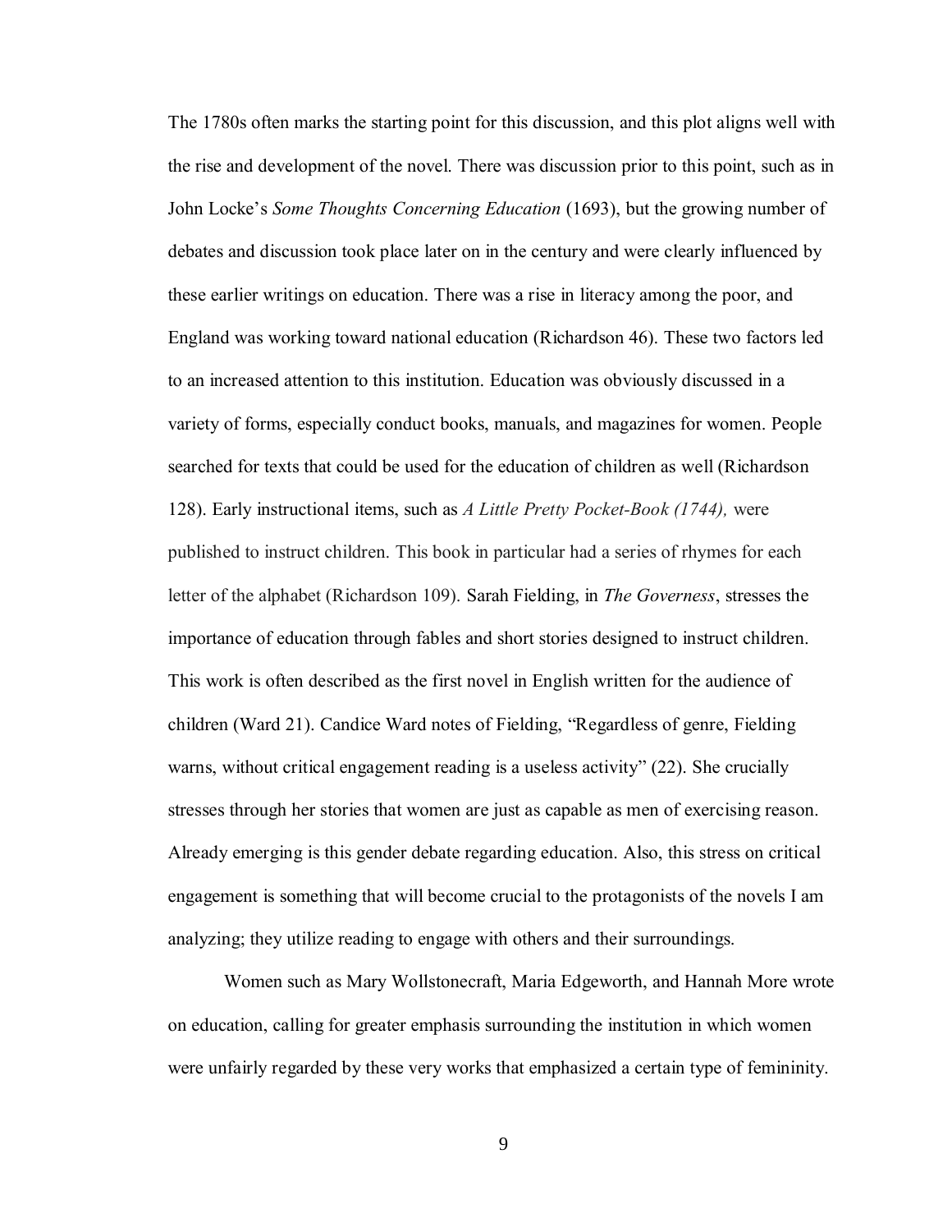The 1780s often marks the starting point for this discussion, and this plot aligns well with the rise and development of the novel. There was discussion prior to this point, such as in John Locke's *Some Thoughts Concerning Education* (1693), but the growing number of debates and discussion took place later on in the century and were clearly influenced by these earlier writings on education. There was a rise in literacy among the poor, and England was working toward national education (Richardson 46). These two factors led to an increased attention to this institution. Education was obviously discussed in a variety of forms, especially conduct books, manuals, and magazines for women. People searched for texts that could be used for the education of children as well (Richardson 128). Early instructional items, such as *A Little Pretty Pocket-Book (1744),* were published to instruct children. This book in particular had a series of rhymes for each letter of the alphabet (Richardson 109). Sarah Fielding, in *The Governess*, stresses the importance of education through fables and short stories designed to instruct children. This work is often described as the first novel in English written for the audience of children (Ward 21). Candice Ward notes of Fielding, "Regardless of genre, Fielding warns, without critical engagement reading is a useless activity" (22). She crucially stresses through her stories that women are just as capable as men of exercising reason. Already emerging is this gender debate regarding education. Also, this stress on critical engagement is something that will become crucial to the protagonists of the novels I am analyzing; they utilize reading to engage with others and their surroundings.

Women such as Mary Wollstonecraft, Maria Edgeworth, and Hannah More wrote on education, calling for greater emphasis surrounding the institution in which women were unfairly regarded by these very works that emphasized a certain type of femininity.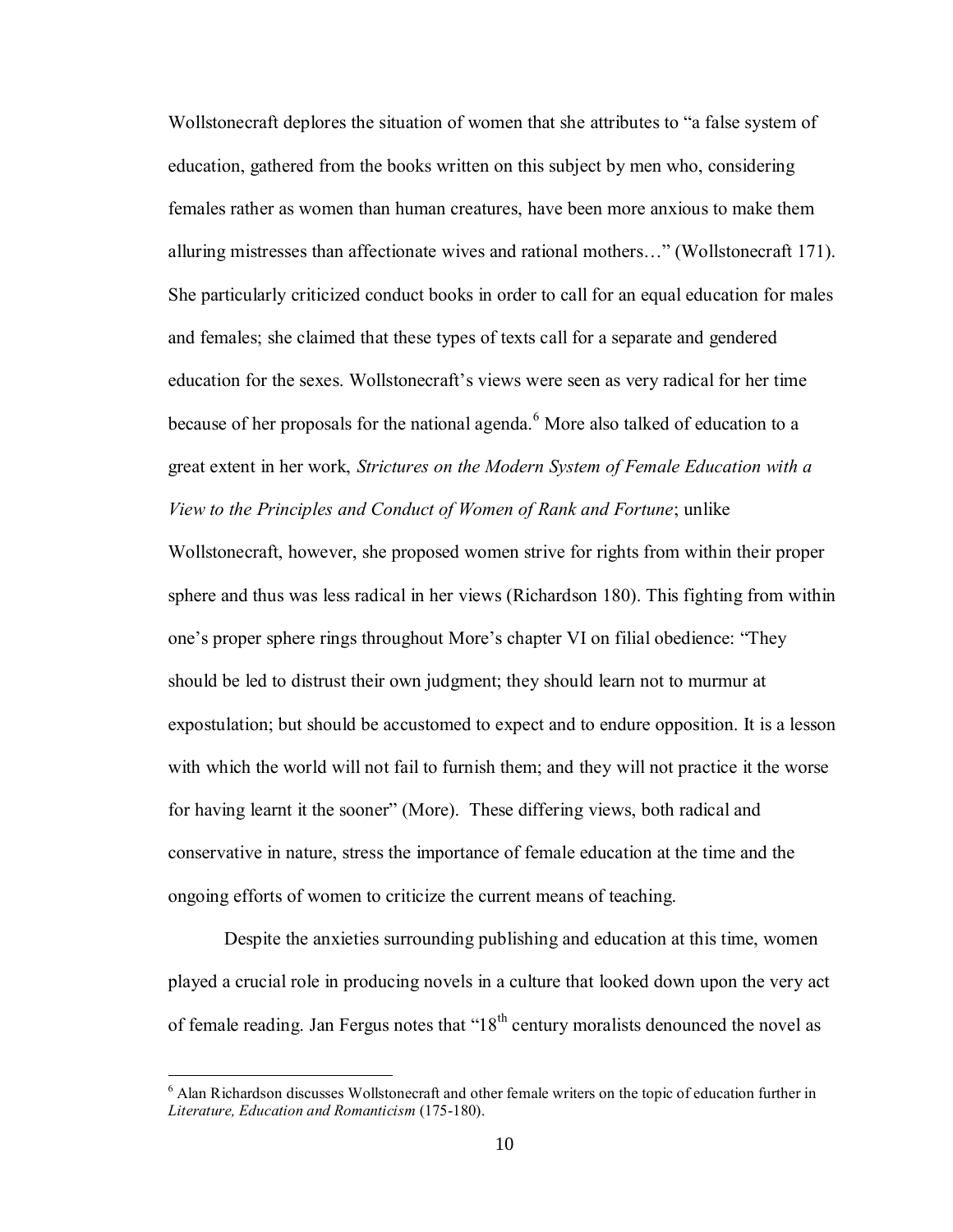Wollstonecraft deplores the situation of women that she attributes to "a false system of education, gathered from the books written on this subject by men who, considering females rather as women than human creatures, have been more anxious to make them alluring mistresses than affectionate wives and rational mothers…" (Wollstonecraft 171). She particularly criticized conduct books in order to call for an equal education for males and females; she claimed that these types of texts call for a separate and gendered education for the sexes. Wollstonecraft's views were seen as very radical for her time because of her proposals for the national agenda.[6] More also talked of education to a great extent in her work, *Strictures on the Modern System of Female Education with a View to the Principles and Conduct of Women of Rank and Fortune*; unlike Wollstonecraft, however, she proposed women strive for rights from within their proper sphere and thus was less radical in her views (Richardson 180). This fighting from within one's proper sphere rings throughout More's chapter VI on filial obedience: "They should be led to distrust their own judgment; they should learn not to murmur at expostulation; but should be accustomed to expect and to endure opposition. It is a lesson with which the world will not fail to furnish them; and they will not practice it the worse for having learnt it the sooner" (More). These differing views, both radical and conservative in nature, stress the importance of female education at the time and the ongoing efforts of women to criticize the current means of teaching.

Despite the anxieties surrounding publishing and education at this time, women played a crucial role in producing novels in a culture that looked down upon the very act of female reading. Jan Fergus notes that "18th century moralists denounced the novel as

---

[6] Alan Richardson discusses Wollstonecraft and other female writers on the topic of education further in *Literature, Education and Romanticism* (175-180).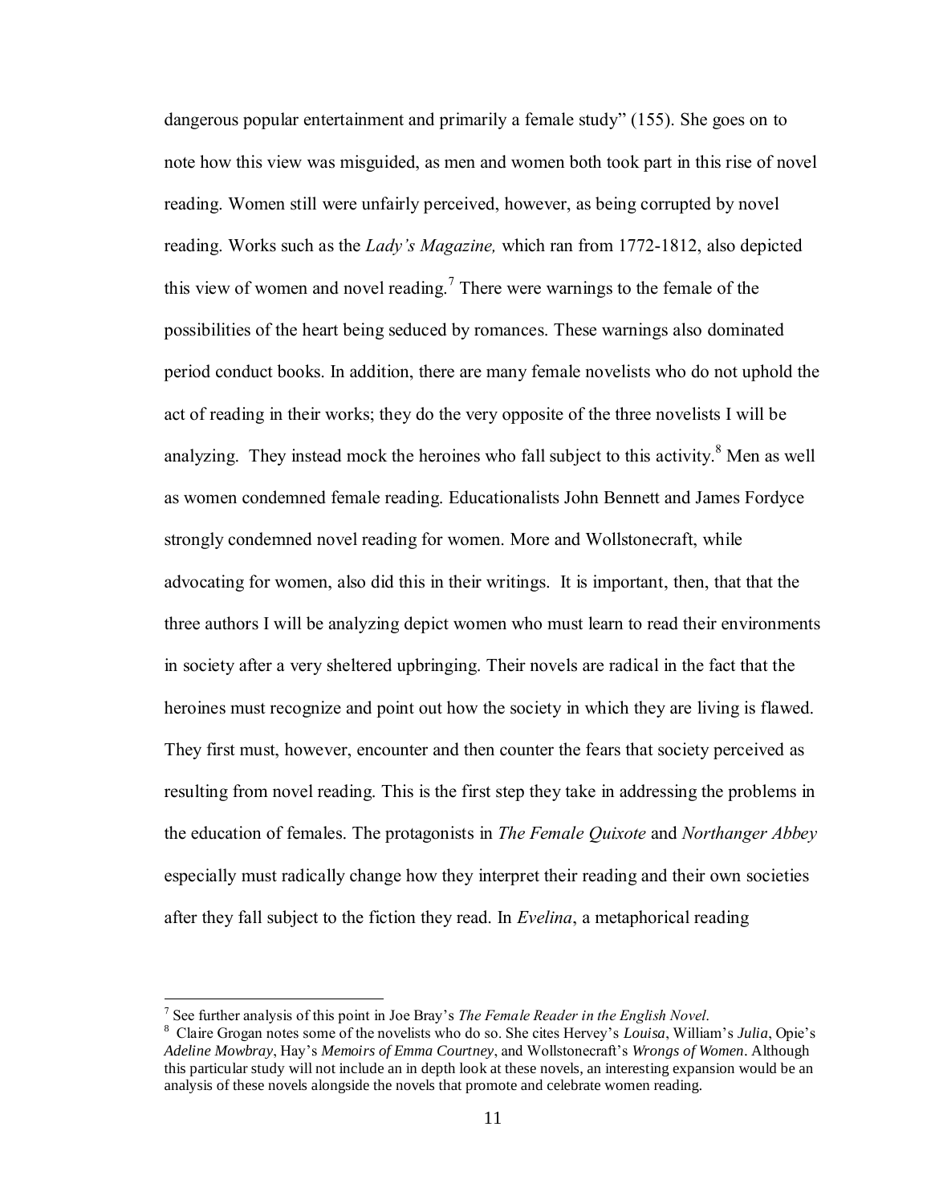dangerous popular entertainment and primarily a female study" (155). She goes on to note how this view was misguided, as men and women both took part in this rise of novel reading. Women still were unfairly perceived, however, as being corrupted by novel reading. Works such as the *Lady's Magazine,* which ran from 1772-1812, also depicted this view of women and novel reading.[7] There were warnings to the female of the possibilities of the heart being seduced by romances. These warnings also dominated period conduct books. In addition, there are many female novelists who do not uphold the act of reading in their works; they do the very opposite of the three novelists I will be analyzing. They instead mock the heroines who fall subject to this activity.[8] Men as well as women condemned female reading. Educationalists John Bennett and James Fordyce strongly condemned novel reading for women. More and Wollstonecraft, while advocating for women, also did this in their writings. It is important, then, that that the three authors I will be analyzing depict women who must learn to read their environments in society after a very sheltered upbringing. Their novels are radical in the fact that the heroines must recognize and point out how the society in which they are living is flawed. They first must, however, encounter and then counter the fears that society perceived as resulting from novel reading. This is the first step they take in addressing the problems in the education of females. The protagonists in *The Female Quixote* and *Northanger Abbey* especially must radically change how they interpret their reading and their own societies after they fall subject to the fiction they read. In *Evelina*, a metaphorical reading

---

[7] See further analysis of this point in Joe Bray's *The Female Reader in the English Novel*.

[8] Claire Grogan notes some of the novelists who do so. She cites Hervey's *Louisa*, William's *Julia*, Opie's *Adeline Mowbray*, Hay's *Memoirs of Emma Courtney*, and Wollstonecraft's *Wrongs of Women*. Although this particular study will not include an in depth look at these novels, an interesting expansion would be an analysis of these novels alongside the novels that promote and celebrate women reading.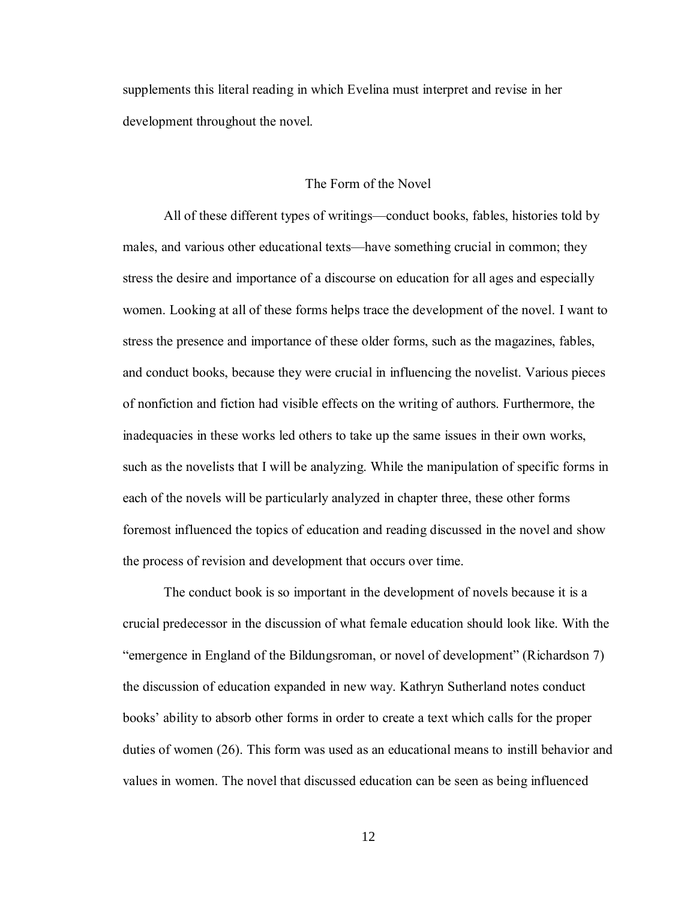supplements this literal reading in which Evelina must interpret and revise in her development throughout the novel.

## The Form of the Novel

All of these different types of writings—conduct books, fables, histories told by males, and various other educational texts—have something crucial in common; they stress the desire and importance of a discourse on education for all ages and especially women. Looking at all of these forms helps trace the development of the novel. I want to stress the presence and importance of these older forms, such as the magazines, fables, and conduct books, because they were crucial in influencing the novelist. Various pieces of nonfiction and fiction had visible effects on the writing of authors. Furthermore, the inadequacies in these works led others to take up the same issues in their own works, such as the novelists that I will be analyzing. While the manipulation of specific forms in each of the novels will be particularly analyzed in chapter three, these other forms foremost influenced the topics of education and reading discussed in the novel and show the process of revision and development that occurs over time.

The conduct book is so important in the development of novels because it is a crucial predecessor in the discussion of what female education should look like. With the "emergence in England of the Bildungsroman, or novel of development" (Richardson 7) the discussion of education expanded in new way. Kathryn Sutherland notes conduct books' ability to absorb other forms in order to create a text which calls for the proper duties of women (26). This form was used as an educational means to instill behavior and values in women. The novel that discussed education can be seen as being influenced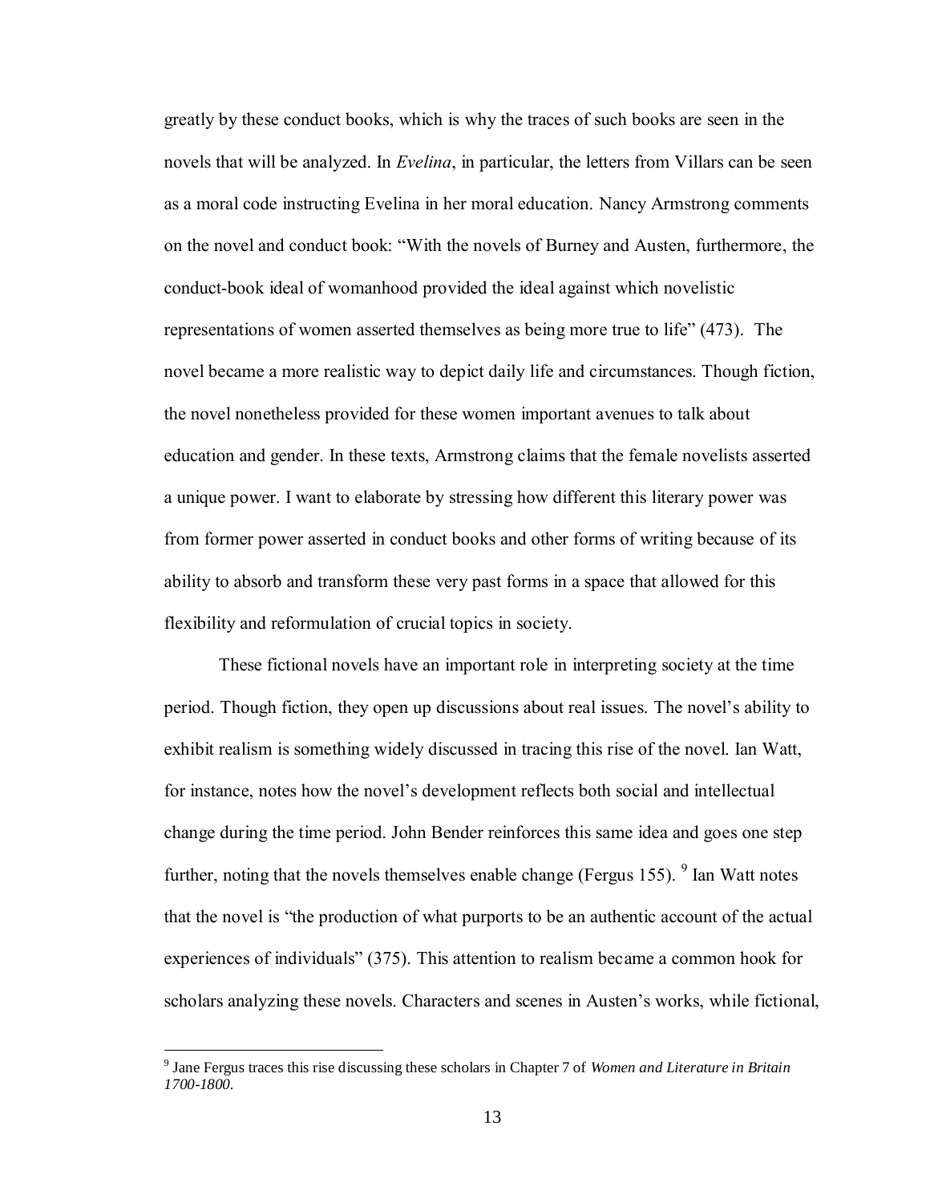greatly by these conduct books, which is why the traces of such books are seen in the novels that will be analyzed. In *Evelina*, in particular, the letters from Villars can be seen as a moral code instructing Evelina in her moral education. Nancy Armstrong comments on the novel and conduct book: "With the novels of Burney and Austen, furthermore, the conduct-book ideal of womanhood provided the ideal against which novelistic representations of women asserted themselves as being more true to life" (473). The novel became a more realistic way to depict daily life and circumstances. Though fiction, the novel nonetheless provided for these women important avenues to talk about education and gender. In these texts, Armstrong claims that the female novelists asserted a unique power. I want to elaborate by stressing how different this literary power was from former power asserted in conduct books and other forms of writing because of its ability to absorb and transform these very past forms in a space that allowed for this flexibility and reformulation of crucial topics in society.

These fictional novels have an important role in interpreting society at the time period. Though fiction, they open up discussions about real issues. The novel's ability to exhibit realism is something widely discussed in tracing this rise of the novel. Ian Watt, for instance, notes how the novel's development reflects both social and intellectual change during the time period. John Bender reinforces this same idea and goes one step further, noting that the novels themselves enable change (Fergus 155). [9] Ian Watt notes that the novel is "the production of what purports to be an authentic account of the actual experiences of individuals" (375). This attention to realism became a common hook for scholars analyzing these novels. Characters and scenes in Austen's works, while fictional,

---

[9] Jane Fergus traces this rise discussing these scholars in Chapter 7 of *Women and Literature in Britain 1700-1800*.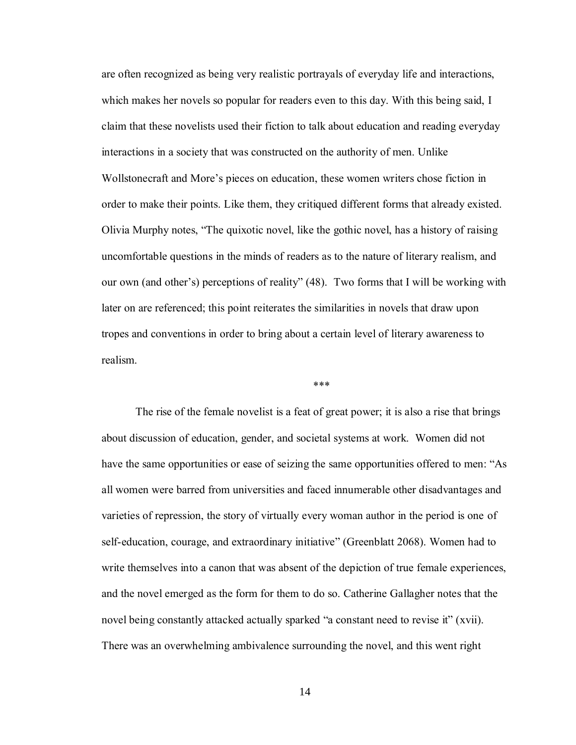are often recognized as being very realistic portrayals of everyday life and interactions, which makes her novels so popular for readers even to this day. With this being said, I claim that these novelists used their fiction to talk about education and reading everyday interactions in a society that was constructed on the authority of men. Unlike Wollstonecraft and More's pieces on education, these women writers chose fiction in order to make their points. Like them, they critiqued different forms that already existed. Olivia Murphy notes, "The quixotic novel, like the gothic novel, has a history of raising uncomfortable questions in the minds of readers as to the nature of literary realism, and our own (and other's) perceptions of reality" (48). Two forms that I will be working with later on are referenced; this point reiterates the similarities in novels that draw upon tropes and conventions in order to bring about a certain level of literary awareness to realism.

\*\*\*

The rise of the female novelist is a feat of great power; it is also a rise that brings about discussion of education, gender, and societal systems at work. Women did not have the same opportunities or ease of seizing the same opportunities offered to men: "As all women were barred from universities and faced innumerable other disadvantages and varieties of repression, the story of virtually every woman author in the period is one of self-education, courage, and extraordinary initiative" (Greenblatt 2068). Women had to write themselves into a canon that was absent of the depiction of true female experiences, and the novel emerged as the form for them to do so. Catherine Gallagher notes that the novel being constantly attacked actually sparked "a constant need to revise it" (xvii). There was an overwhelming ambivalence surrounding the novel, and this went right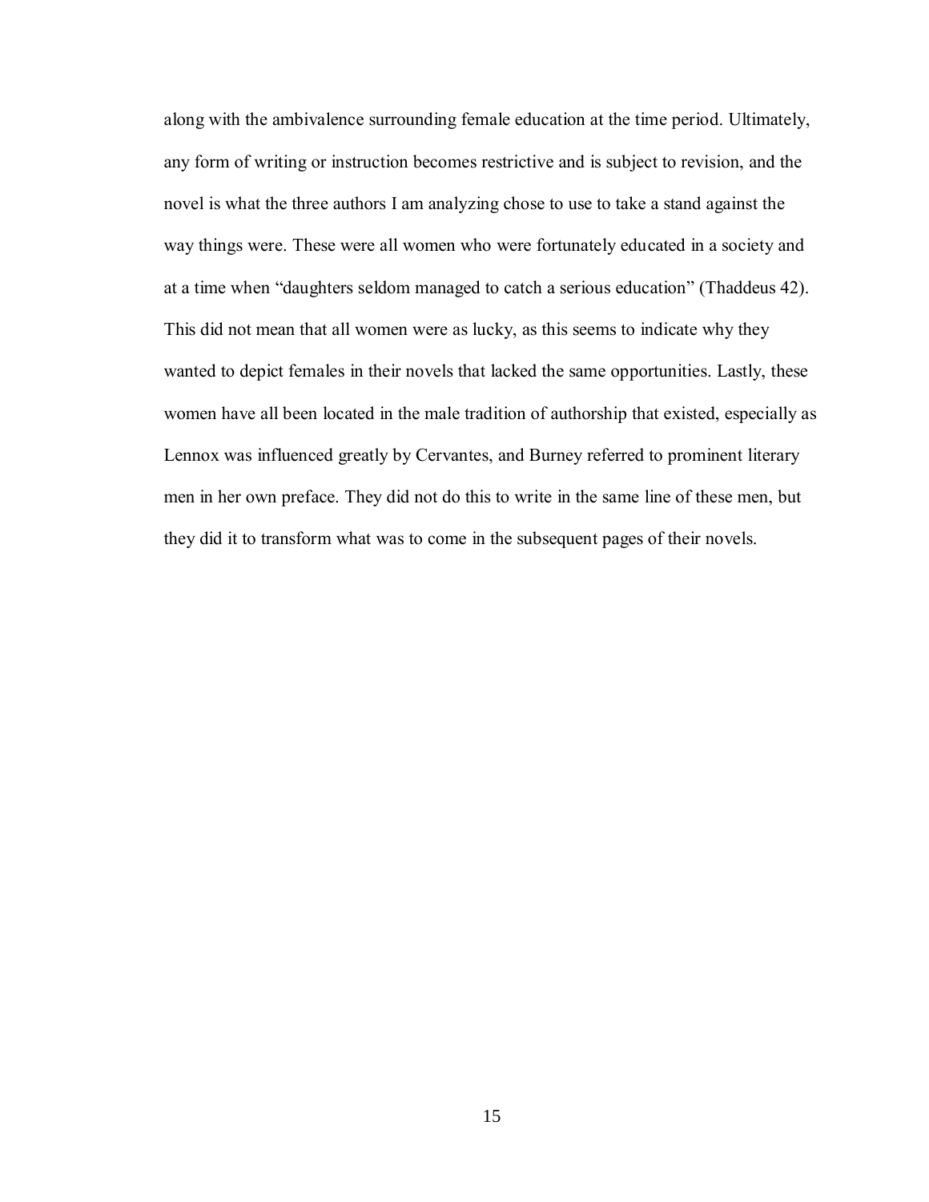along with the ambivalence surrounding female education at the time period. Ultimately, any form of writing or instruction becomes restrictive and is subject to revision, and the novel is what the three authors I am analyzing chose to use to take a stand against the way things were. These were all women who were fortunately educated in a society and at a time when "daughters seldom managed to catch a serious education" (Thaddeus 42). This did not mean that all women were as lucky, as this seems to indicate why they wanted to depict females in their novels that lacked the same opportunities. Lastly, these women have all been located in the male tradition of authorship that existed, especially as Lennox was influenced greatly by Cervantes, and Burney referred to prominent literary men in her own preface. They did not do this to write in the same line of these men, but they did it to transform what was to come in the subsequent pages of their novels.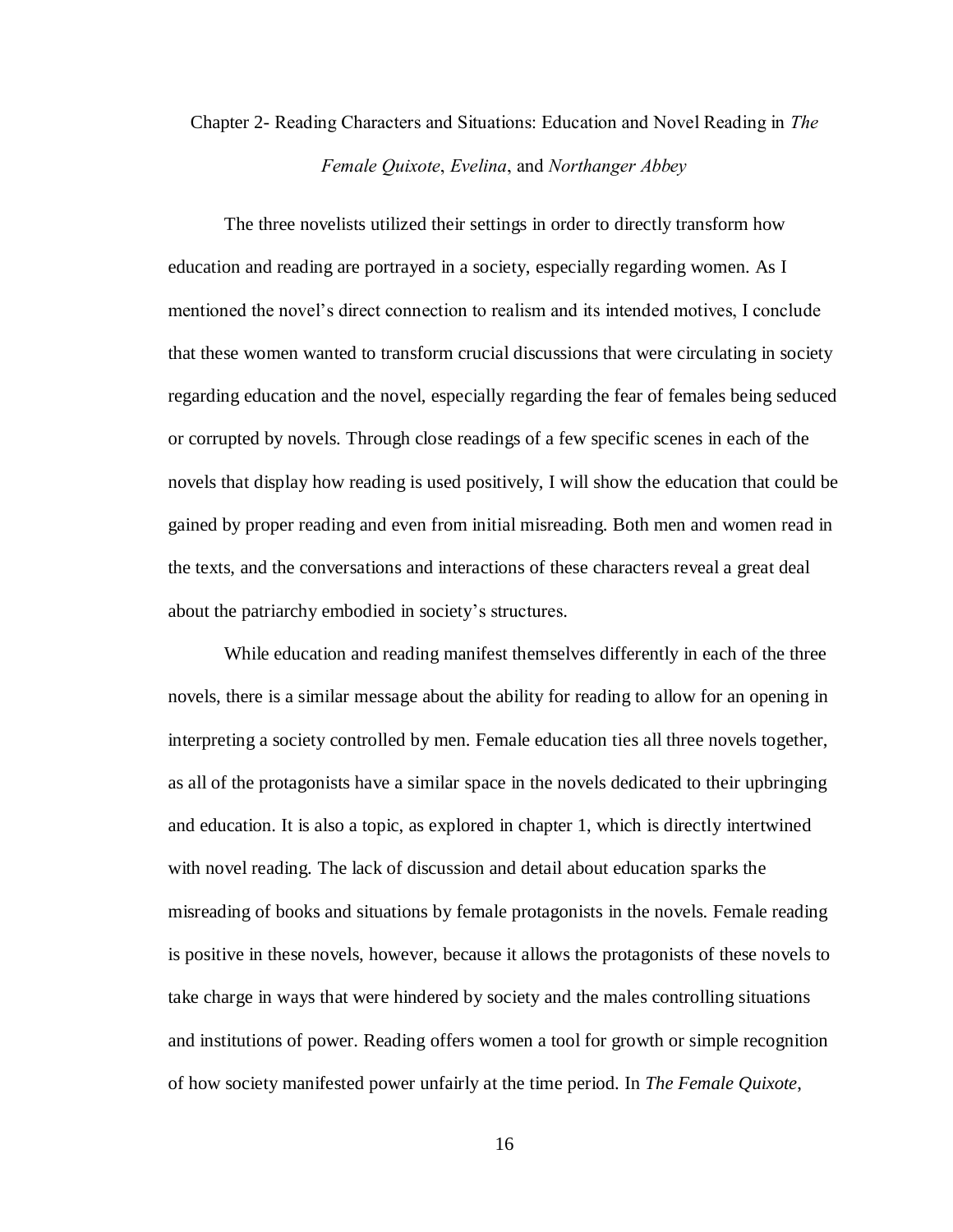## Chapter 2- Reading Characters and Situations: Education and Novel Reading in *The Female Quixote*, *Evelina*, and *Northanger Abbey*

The three novelists utilized their settings in order to directly transform how education and reading are portrayed in a society, especially regarding women. As I mentioned the novel's direct connection to realism and its intended motives, I conclude that these women wanted to transform crucial discussions that were circulating in society regarding education and the novel, especially regarding the fear of females being seduced or corrupted by novels. Through close readings of a few specific scenes in each of the novels that display how reading is used positively, I will show the education that could be gained by proper reading and even from initial misreading. Both men and women read in the texts, and the conversations and interactions of these characters reveal a great deal about the patriarchy embodied in society's structures.

While education and reading manifest themselves differently in each of the three novels, there is a similar message about the ability for reading to allow for an opening in interpreting a society controlled by men. Female education ties all three novels together, as all of the protagonists have a similar space in the novels dedicated to their upbringing and education. It is also a topic, as explored in chapter 1, which is directly intertwined with novel reading. The lack of discussion and detail about education sparks the misreading of books and situations by female protagonists in the novels. Female reading is positive in these novels, however, because it allows the protagonists of these novels to take charge in ways that were hindered by society and the males controlling situations and institutions of power. Reading offers women a tool for growth or simple recognition of how society manifested power unfairly at the time period. In *The Female Quixote*,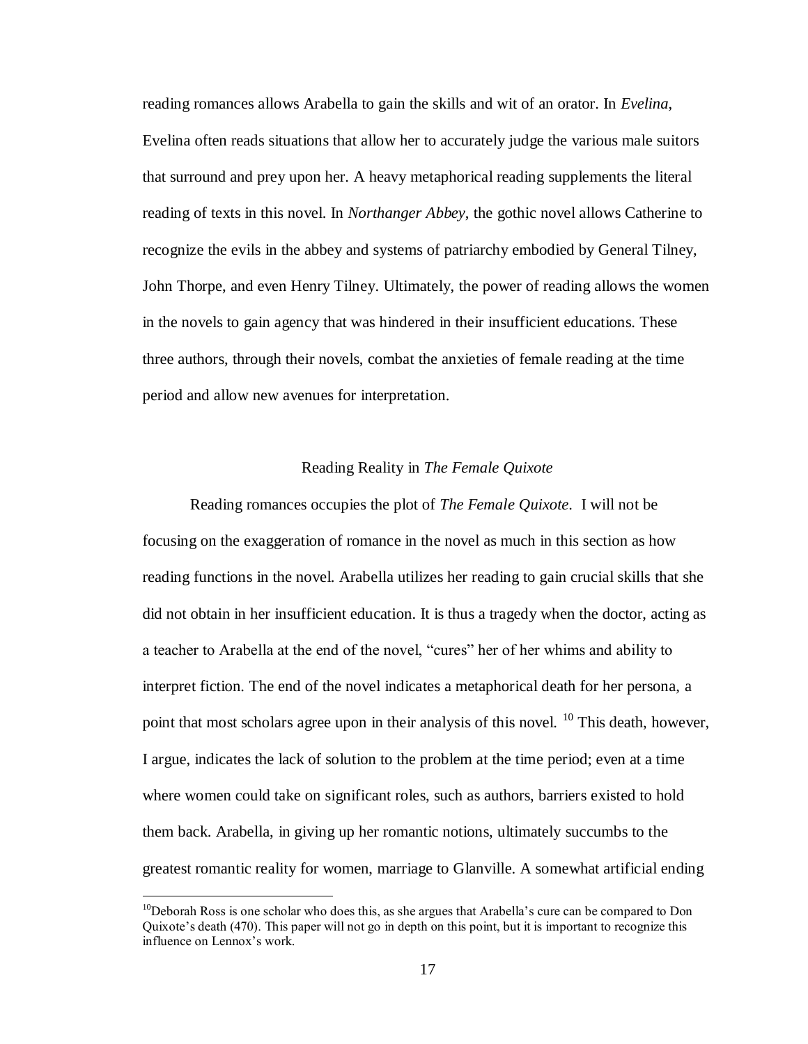reading romances allows Arabella to gain the skills and wit of an orator. In *Evelina*, Evelina often reads situations that allow her to accurately judge the various male suitors that surround and prey upon her. A heavy metaphorical reading supplements the literal reading of texts in this novel. In *Northanger Abbey*, the gothic novel allows Catherine to recognize the evils in the abbey and systems of patriarchy embodied by General Tilney, John Thorpe, and even Henry Tilney. Ultimately, the power of reading allows the women in the novels to gain agency that was hindered in their insufficient educations. These three authors, through their novels, combat the anxieties of female reading at the time period and allow new avenues for interpretation.

## Reading Reality in *The Female Quixote*

Reading romances occupies the plot of *The Female Quixote*. I will not be focusing on the exaggeration of romance in the novel as much in this section as how reading functions in the novel. Arabella utilizes her reading to gain crucial skills that she did not obtain in her insufficient education. It is thus a tragedy when the doctor, acting as a teacher to Arabella at the end of the novel, "cures" her of her whims and ability to interpret fiction. The end of the novel indicates a metaphorical death for her persona, a point that most scholars agree upon in their analysis of this novel. [10] This death, however, I argue, indicates the lack of solution to the problem at the time period; even at a time where women could take on significant roles, such as authors, barriers existed to hold them back. Arabella, in giving up her romantic notions, ultimately succumbs to the greatest romantic reality for women, marriage to Glanville. A somewhat artificial ending

[10] Deborah Ross is one scholar who does this, as she argues that Arabella's cure can be compared to Don Quixote's death (470). This paper will not go in depth on this point, but it is important to recognize this influence on Lennox's work.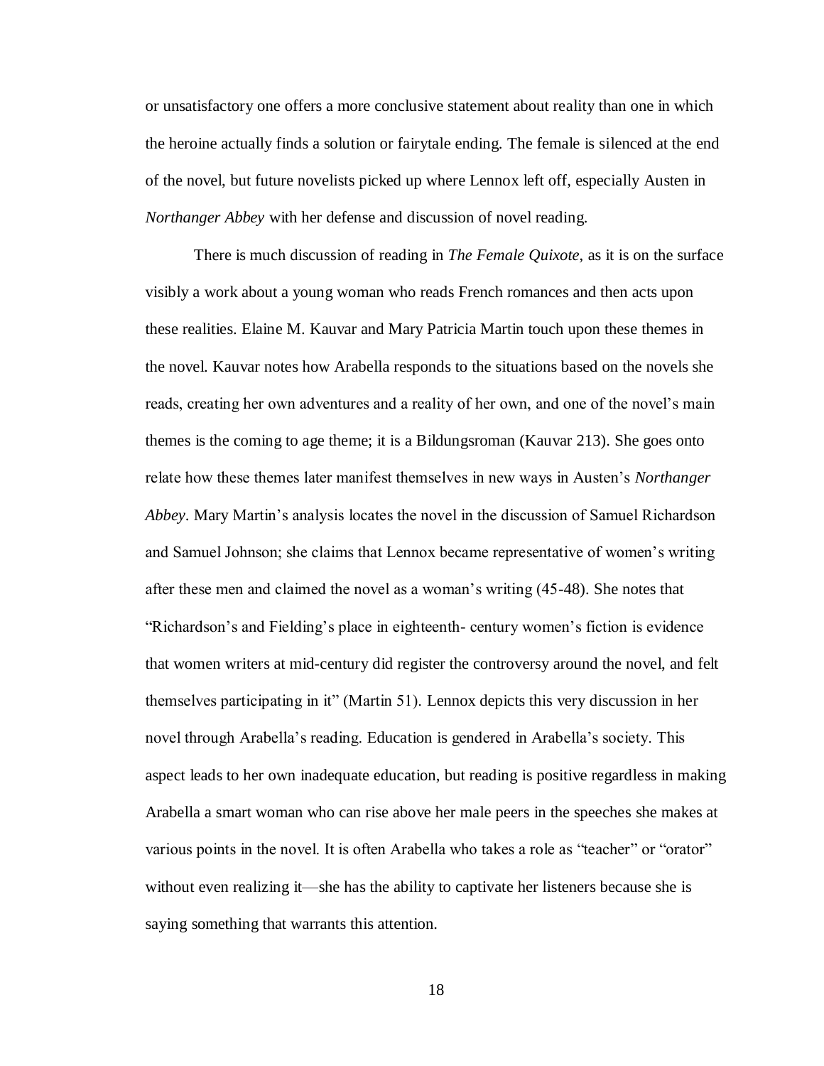or unsatisfactory one offers a more conclusive statement about reality than one in which the heroine actually finds a solution or fairytale ending. The female is silenced at the end of the novel, but future novelists picked up where Lennox left off, especially Austen in *Northanger Abbey* with her defense and discussion of novel reading.

There is much discussion of reading in *The Female Quixote*, as it is on the surface visibly a work about a young woman who reads French romances and then acts upon these realities. Elaine M. Kauvar and Mary Patricia Martin touch upon these themes in the novel. Kauvar notes how Arabella responds to the situations based on the novels she reads, creating her own adventures and a reality of her own, and one of the novel's main themes is the coming to age theme; it is a Bildungsroman (Kauvar 213). She goes onto relate how these themes later manifest themselves in new ways in Austen's *Northanger Abbey*. Mary Martin's analysis locates the novel in the discussion of Samuel Richardson and Samuel Johnson; she claims that Lennox became representative of women's writing after these men and claimed the novel as a woman's writing (45-48). She notes that "Richardson's and Fielding's place in eighteenth- century women's fiction is evidence that women writers at mid-century did register the controversy around the novel, and felt themselves participating in it" (Martin 51). Lennox depicts this very discussion in her novel through Arabella's reading. Education is gendered in Arabella's society. This aspect leads to her own inadequate education, but reading is positive regardless in making Arabella a smart woman who can rise above her male peers in the speeches she makes at various points in the novel. It is often Arabella who takes a role as "teacher" or "orator" without even realizing it—she has the ability to captivate her listeners because she is saying something that warrants this attention.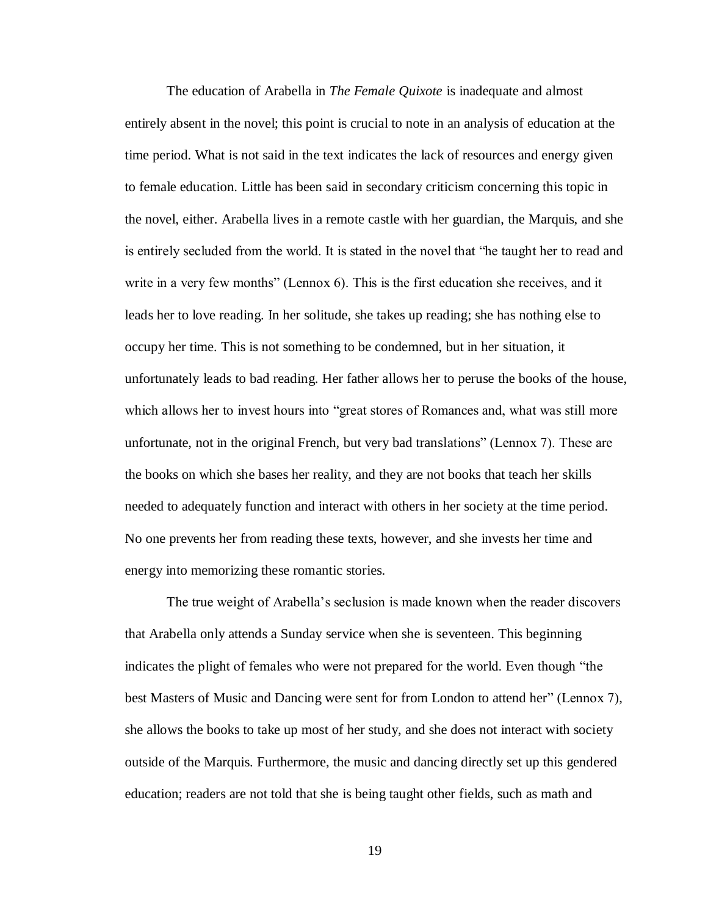The education of Arabella in *The Female Quixote* is inadequate and almost entirely absent in the novel; this point is crucial to note in an analysis of education at the time period. What is not said in the text indicates the lack of resources and energy given to female education. Little has been said in secondary criticism concerning this topic in the novel, either. Arabella lives in a remote castle with her guardian, the Marquis, and she is entirely secluded from the world. It is stated in the novel that "he taught her to read and write in a very few months" (Lennox 6). This is the first education she receives, and it leads her to love reading. In her solitude, she takes up reading; she has nothing else to occupy her time. This is not something to be condemned, but in her situation, it unfortunately leads to bad reading. Her father allows her to peruse the books of the house, which allows her to invest hours into "great stores of Romances and, what was still more unfortunate, not in the original French, but very bad translations" (Lennox 7). These are the books on which she bases her reality, and they are not books that teach her skills needed to adequately function and interact with others in her society at the time period. No one prevents her from reading these texts, however, and she invests her time and energy into memorizing these romantic stories.

The true weight of Arabella's seclusion is made known when the reader discovers that Arabella only attends a Sunday service when she is seventeen. This beginning indicates the plight of females who were not prepared for the world. Even though "the best Masters of Music and Dancing were sent for from London to attend her" (Lennox 7), she allows the books to take up most of her study, and she does not interact with society outside of the Marquis. Furthermore, the music and dancing directly set up this gendered education; readers are not told that she is being taught other fields, such as math and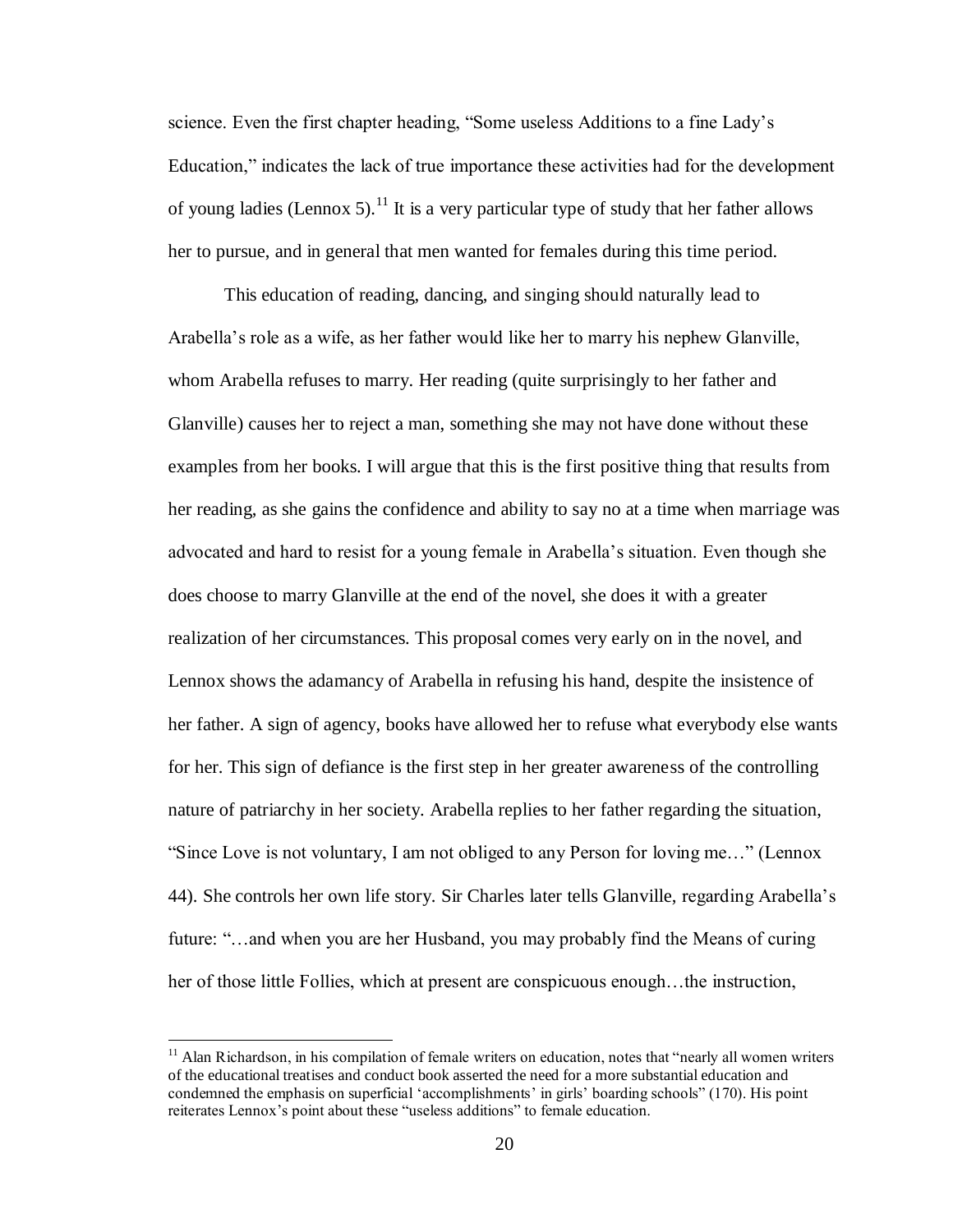science. Even the first chapter heading, "Some useless Additions to a fine Lady's Education," indicates the lack of true importance these activities had for the development of young ladies (Lennox 5).[11] It is a very particular type of study that her father allows her to pursue, and in general that men wanted for females during this time period.

This education of reading, dancing, and singing should naturally lead to Arabella's role as a wife, as her father would like her to marry his nephew Glanville, whom Arabella refuses to marry. Her reading (quite surprisingly to her father and Glanville) causes her to reject a man, something she may not have done without these examples from her books. I will argue that this is the first positive thing that results from her reading, as she gains the confidence and ability to say no at a time when marriage was advocated and hard to resist for a young female in Arabella's situation. Even though she does choose to marry Glanville at the end of the novel, she does it with a greater realization of her circumstances. This proposal comes very early on in the novel, and Lennox shows the adamancy of Arabella in refusing his hand, despite the insistence of her father. A sign of agency, books have allowed her to refuse what everybody else wants for her. This sign of defiance is the first step in her greater awareness of the controlling nature of patriarchy in her society. Arabella replies to her father regarding the situation, "Since Love is not voluntary, I am not obliged to any Person for loving me…" (Lennox 44). She controls her own life story. Sir Charles later tells Glanville, regarding Arabella's future: "…and when you are her Husband, you may probably find the Means of curing her of those little Follies, which at present are conspicuous enough…the instruction,

---

[11] Alan Richardson, in his compilation of female writers on education, notes that "nearly all women writers of the educational treatises and conduct book asserted the need for a more substantial education and condemned the emphasis on superficial 'accomplishments' in girls' boarding schools" (170). His point reiterates Lennox's point about these "useless additions" to female education.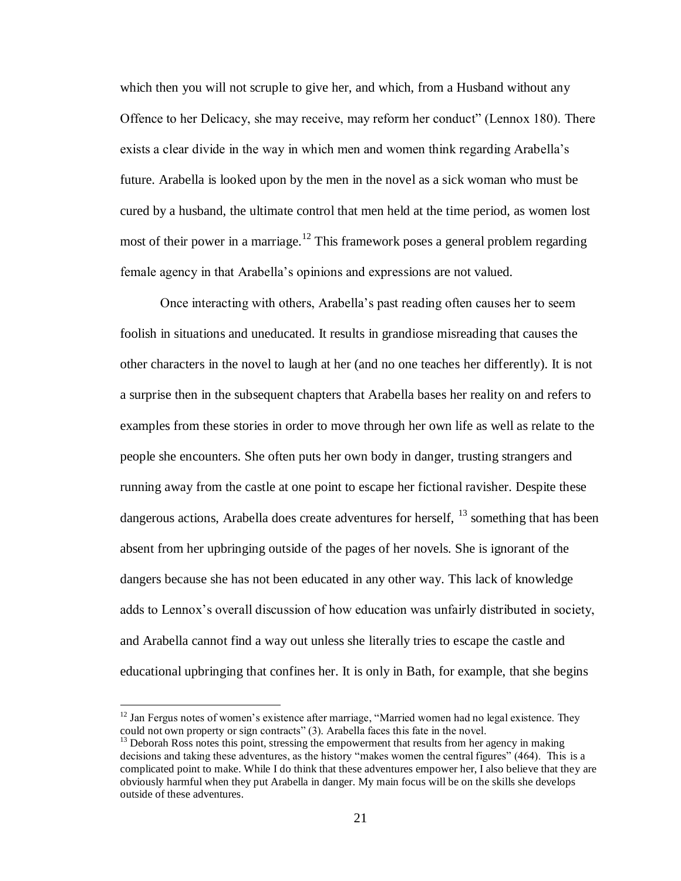which then you will not scruple to give her, and which, from a Husband without any Offence to her Delicacy, she may receive, may reform her conduct" (Lennox 180). There exists a clear divide in the way in which men and women think regarding Arabella's future. Arabella is looked upon by the men in the novel as a sick woman who must be cured by a husband, the ultimate control that men held at the time period, as women lost most of their power in a marriage.[12] This framework poses a general problem regarding female agency in that Arabella's opinions and expressions are not valued.

Once interacting with others, Arabella's past reading often causes her to seem foolish in situations and uneducated. It results in grandiose misreading that causes the other characters in the novel to laugh at her (and no one teaches her differently). It is not a surprise then in the subsequent chapters that Arabella bases her reality on and refers to examples from these stories in order to move through her own life as well as relate to the people she encounters. She often puts her own body in danger, trusting strangers and running away from the castle at one point to escape her fictional ravisher. Despite these dangerous actions, Arabella does create adventures for herself, [13] something that has been absent from her upbringing outside of the pages of her novels. She is ignorant of the dangers because she has not been educated in any other way. This lack of knowledge adds to Lennox's overall discussion of how education was unfairly distributed in society, and Arabella cannot find a way out unless she literally tries to escape the castle and educational upbringing that confines her. It is only in Bath, for example, that she begins

[12] Jan Fergus notes of women's existence after marriage, "Married women had no legal existence. They could not own property or sign contracts" (3). Arabella faces this fate in the novel.

[13] Deborah Ross notes this point, stressing the empowerment that results from her agency in making decisions and taking these adventures, as the history "makes women the central figures" (464). This is a complicated point to make. While I do think that these adventures empower her, I also believe that they are obviously harmful when they put Arabella in danger. My main focus will be on the skills she develops outside of these adventures.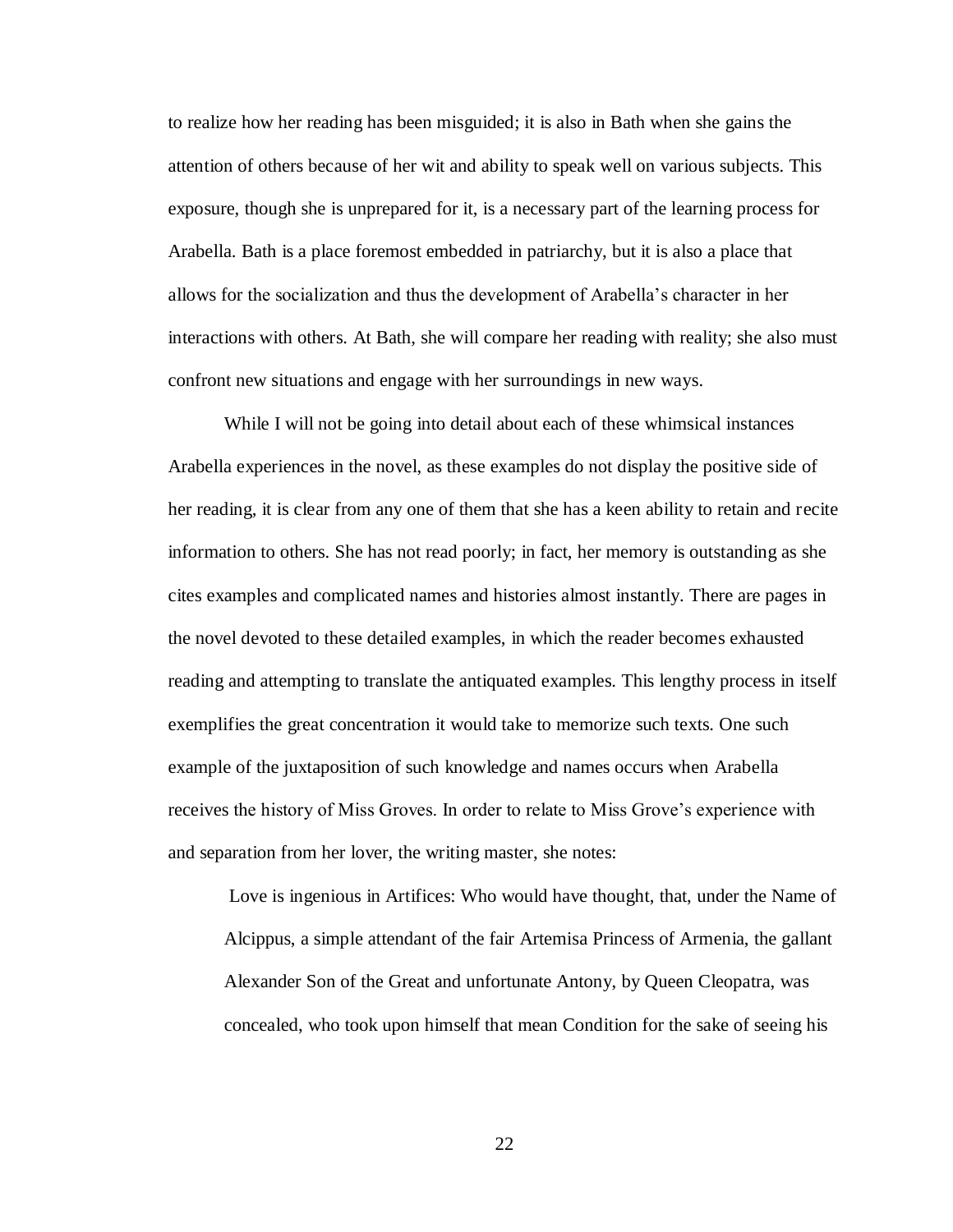to realize how her reading has been misguided; it is also in Bath when she gains the attention of others because of her wit and ability to speak well on various subjects. This exposure, though she is unprepared for it, is a necessary part of the learning process for Arabella. Bath is a place foremost embedded in patriarchy, but it is also a place that allows for the socialization and thus the development of Arabella's character in her interactions with others. At Bath, she will compare her reading with reality; she also must confront new situations and engage with her surroundings in new ways.

While I will not be going into detail about each of these whimsical instances Arabella experiences in the novel, as these examples do not display the positive side of her reading, it is clear from any one of them that she has a keen ability to retain and recite information to others. She has not read poorly; in fact, her memory is outstanding as she cites examples and complicated names and histories almost instantly. There are pages in the novel devoted to these detailed examples, in which the reader becomes exhausted reading and attempting to translate the antiquated examples. This lengthy process in itself exemplifies the great concentration it would take to memorize such texts. One such example of the juxtaposition of such knowledge and names occurs when Arabella receives the history of Miss Groves. In order to relate to Miss Grove's experience with and separation from her lover, the writing master, she notes:

> Love is ingenious in Artifices: Who would have thought, that, under the Name of Alcippus, a simple attendant of the fair Artemisa Princess of Armenia, the gallant Alexander Son of the Great and unfortunate Antony, by Queen Cleopatra, was concealed, who took upon himself that mean Condition for the sake of seeing his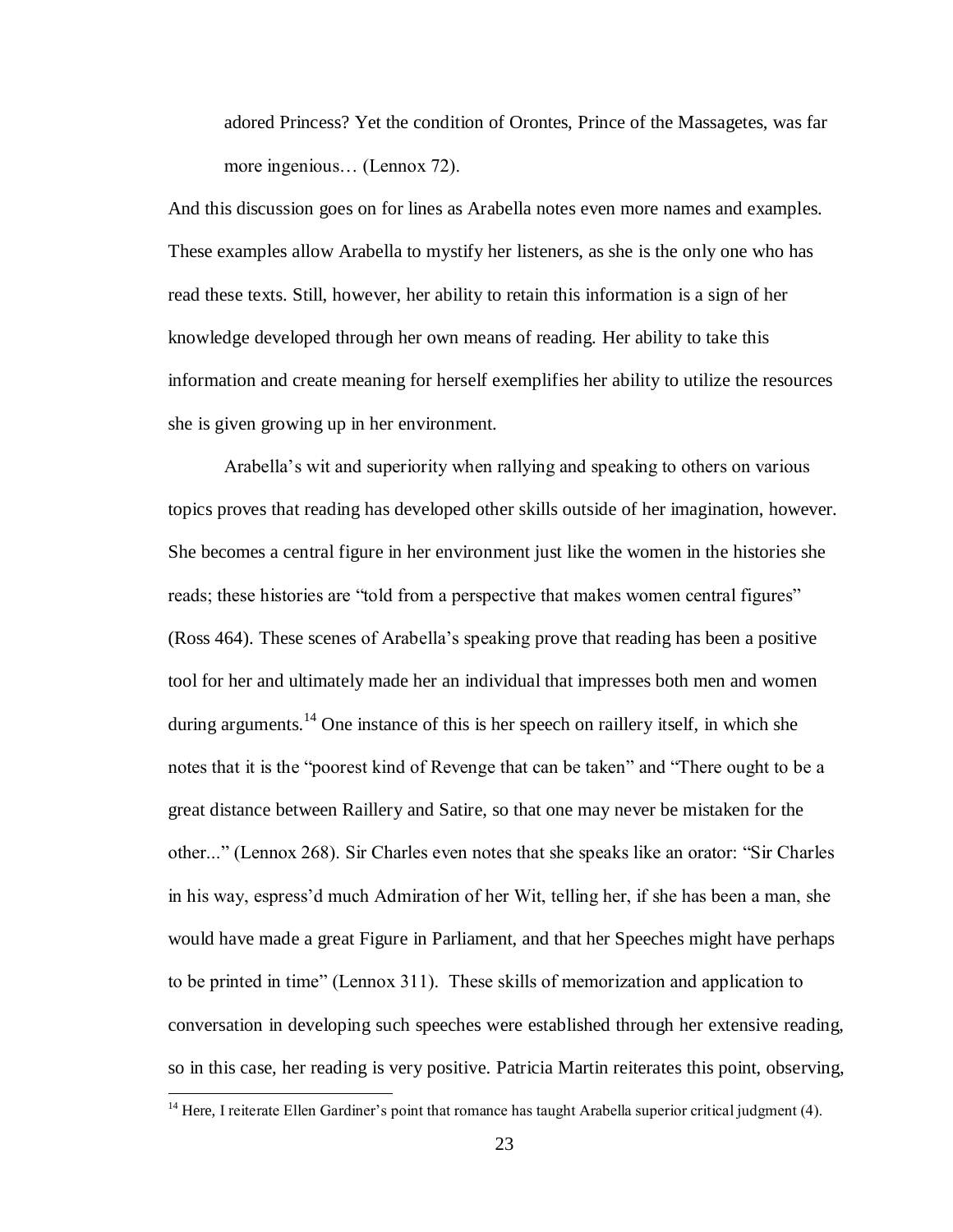> adored Princess? Yet the condition of Orontes, Prince of the Massagetes, was far more ingenious… (Lennox 72).

And this discussion goes on for lines as Arabella notes even more names and examples. These examples allow Arabella to mystify her listeners, as she is the only one who has read these texts. Still, however, her ability to retain this information is a sign of her knowledge developed through her own means of reading. Her ability to take this information and create meaning for herself exemplifies her ability to utilize the resources she is given growing up in her environment.

Arabella's wit and superiority when rallying and speaking to others on various topics proves that reading has developed other skills outside of her imagination, however. She becomes a central figure in her environment just like the women in the histories she reads; these histories are "told from a perspective that makes women central figures" (Ross 464). These scenes of Arabella's speaking prove that reading has been a positive tool for her and ultimately made her an individual that impresses both men and women during arguments.[14] One instance of this is her speech on raillery itself, in which she notes that it is the "poorest kind of Revenge that can be taken" and "There ought to be a great distance between Raillery and Satire, so that one may never be mistaken for the other..." (Lennox 268). Sir Charles even notes that she speaks like an orator: "Sir Charles in his way, espress'd much Admiration of her Wit, telling her, if she has been a man, she would have made a great Figure in Parliament, and that her Speeches might have perhaps to be printed in time" (Lennox 311). These skills of memorization and application to conversation in developing such speeches were established through her extensive reading, so in this case, her reading is very positive. Patricia Martin reiterates this point, observing,

[14] Here, I reiterate Ellen Gardiner's point that romance has taught Arabella superior critical judgment (4).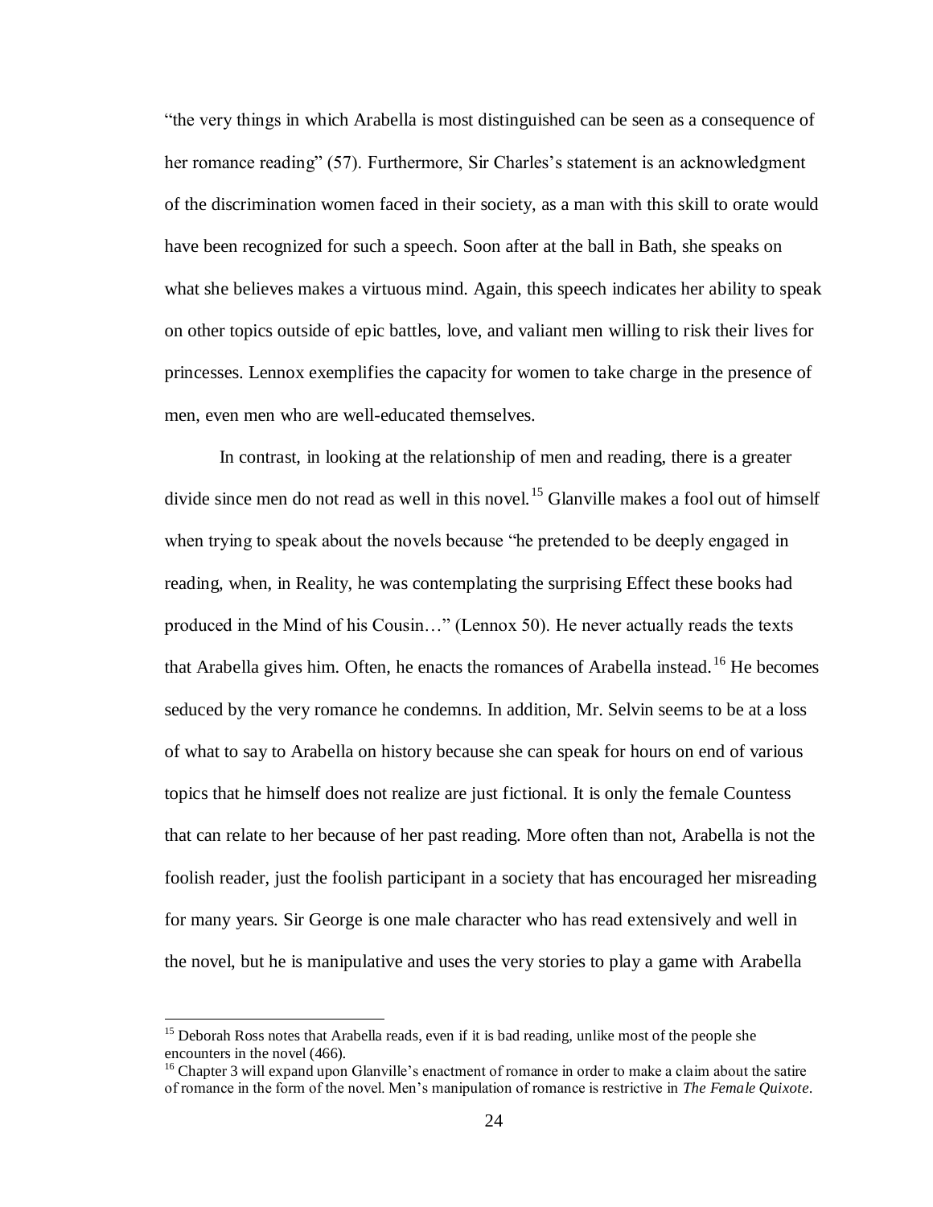"the very things in which Arabella is most distinguished can be seen as a consequence of her romance reading" (57). Furthermore, Sir Charles's statement is an acknowledgment of the discrimination women faced in their society, as a man with this skill to orate would have been recognized for such a speech. Soon after at the ball in Bath, she speaks on what she believes makes a virtuous mind. Again, this speech indicates her ability to speak on other topics outside of epic battles, love, and valiant men willing to risk their lives for princesses. Lennox exemplifies the capacity for women to take charge in the presence of men, even men who are well-educated themselves.

In contrast, in looking at the relationship of men and reading, there is a greater divide since men do not read as well in this novel.[15] Glanville makes a fool out of himself when trying to speak about the novels because "he pretended to be deeply engaged in reading, when, in Reality, he was contemplating the surprising Effect these books had produced in the Mind of his Cousin…" (Lennox 50). He never actually reads the texts that Arabella gives him. Often, he enacts the romances of Arabella instead.[16] He becomes seduced by the very romance he condemns. In addition, Mr. Selvin seems to be at a loss of what to say to Arabella on history because she can speak for hours on end of various topics that he himself does not realize are just fictional. It is only the female Countess that can relate to her because of her past reading. More often than not, Arabella is not the foolish reader, just the foolish participant in a society that has encouraged her misreading for many years. Sir George is one male character who has read extensively and well in the novel, but he is manipulative and uses the very stories to play a game with Arabella

---

[15] Deborah Ross notes that Arabella reads, even if it is bad reading, unlike most of the people she encounters in the novel (466).

[16] Chapter 3 will expand upon Glanville's enactment of romance in order to make a claim about the satire of romance in the form of the novel. Men's manipulation of romance is restrictive in *The Female Quixote*.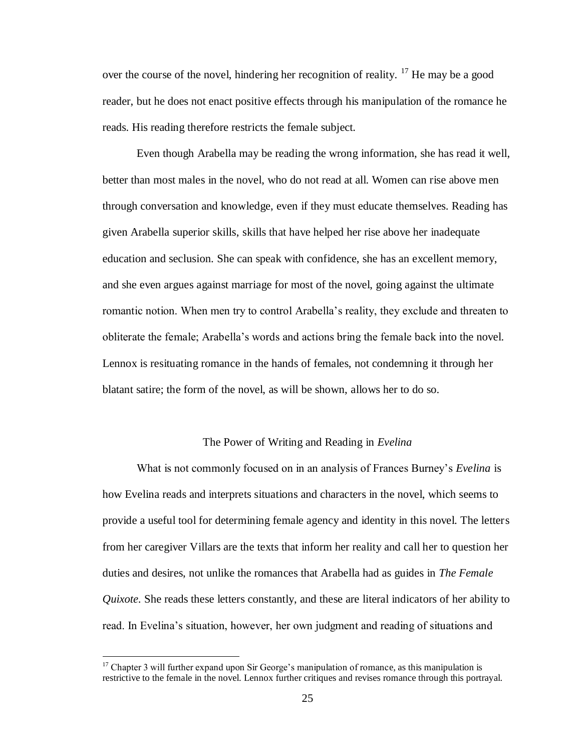over the course of the novel, hindering her recognition of reality. [17] He may be a good reader, but he does not enact positive effects through his manipulation of the romance he reads. His reading therefore restricts the female subject.

Even though Arabella may be reading the wrong information, she has read it well, better than most males in the novel, who do not read at all. Women can rise above men through conversation and knowledge, even if they must educate themselves. Reading has given Arabella superior skills, skills that have helped her rise above her inadequate education and seclusion. She can speak with confidence, she has an excellent memory, and she even argues against marriage for most of the novel, going against the ultimate romantic notion. When men try to control Arabella's reality, they exclude and threaten to obliterate the female; Arabella's words and actions bring the female back into the novel. Lennox is resituating romance in the hands of females, not condemning it through her blatant satire; the form of the novel, as will be shown, allows her to do so.

## The Power of Writing and Reading in *Evelina*

What is not commonly focused on in an analysis of Frances Burney's *Evelina* is how Evelina reads and interprets situations and characters in the novel, which seems to provide a useful tool for determining female agency and identity in this novel. The letters from her caregiver Villars are the texts that inform her reality and call her to question her duties and desires, not unlike the romances that Arabella had as guides in *The Female Quixote*. She reads these letters constantly, and these are literal indicators of her ability to read. In Evelina's situation, however, her own judgment and reading of situations and

---

[17] Chapter 3 will further expand upon Sir George's manipulation of romance, as this manipulation is restrictive to the female in the novel. Lennox further critiques and revises romance through this portrayal.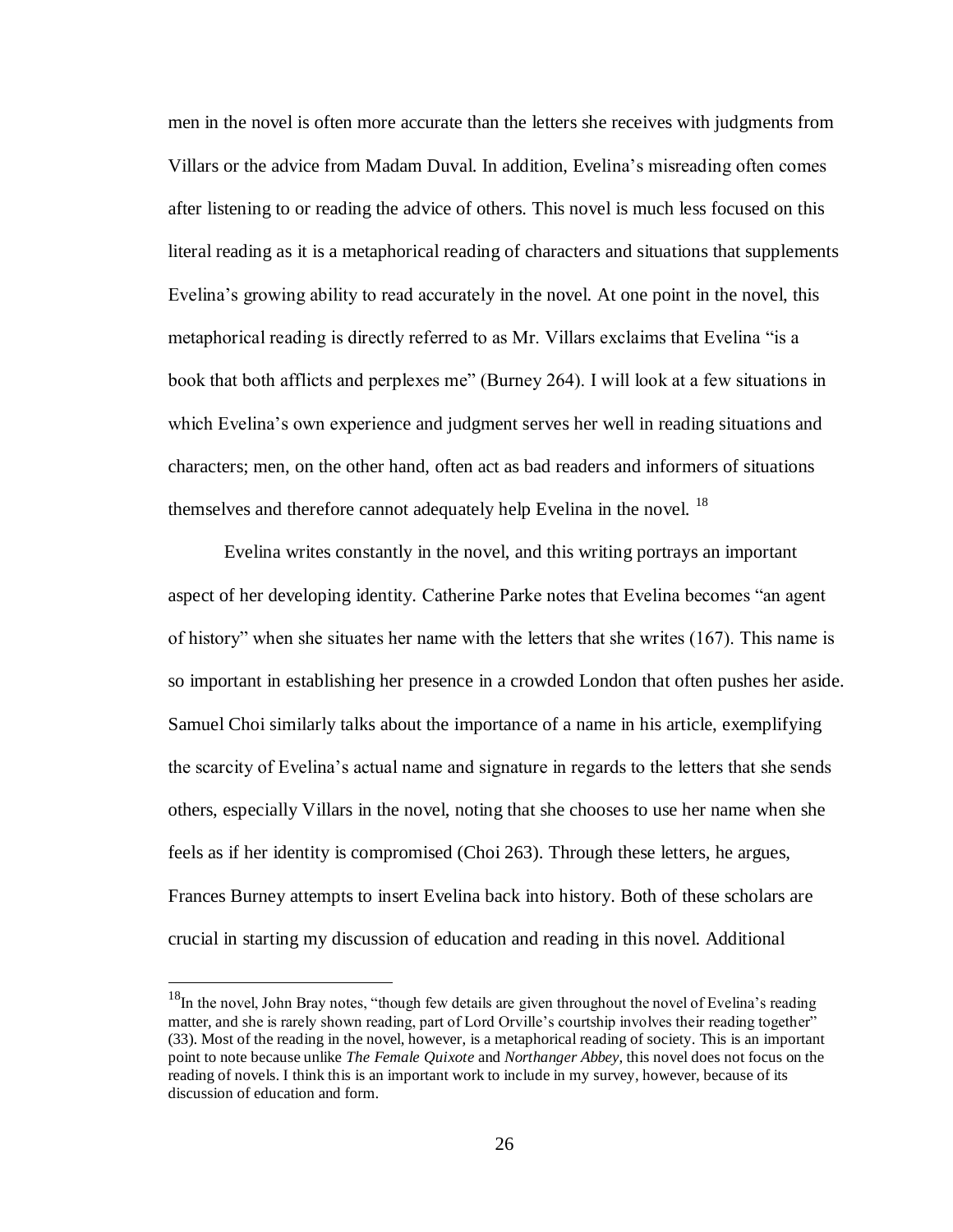men in the novel is often more accurate than the letters she receives with judgments from Villars or the advice from Madam Duval. In addition, Evelina's misreading often comes after listening to or reading the advice of others. This novel is much less focused on this literal reading as it is a metaphorical reading of characters and situations that supplements Evelina's growing ability to read accurately in the novel. At one point in the novel, this metaphorical reading is directly referred to as Mr. Villars exclaims that Evelina "is a book that both afflicts and perplexes me" (Burney 264). I will look at a few situations in which Evelina's own experience and judgment serves her well in reading situations and characters; men, on the other hand, often act as bad readers and informers of situations themselves and therefore cannot adequately help Evelina in the novel. [18]

Evelina writes constantly in the novel, and this writing portrays an important aspect of her developing identity. Catherine Parke notes that Evelina becomes "an agent of history" when she situates her name with the letters that she writes (167). This name is so important in establishing her presence in a crowded London that often pushes her aside. Samuel Choi similarly talks about the importance of a name in his article, exemplifying the scarcity of Evelina's actual name and signature in regards to the letters that she sends others, especially Villars in the novel, noting that she chooses to use her name when she feels as if her identity is compromised (Choi 263). Through these letters, he argues, Frances Burney attempts to insert Evelina back into history. Both of these scholars are crucial in starting my discussion of education and reading in this novel. Additional

---

[18] In the novel, John Bray notes, "though few details are given throughout the novel of Evelina's reading matter, and she is rarely shown reading, part of Lord Orville's courtship involves their reading together" (33). Most of the reading in the novel, however, is a metaphorical reading of society. This is an important point to note because unlike *The Female Quixote* and *Northanger Abbey*, this novel does not focus on the reading of novels. I think this is an important work to include in my survey, however, because of its discussion of education and form.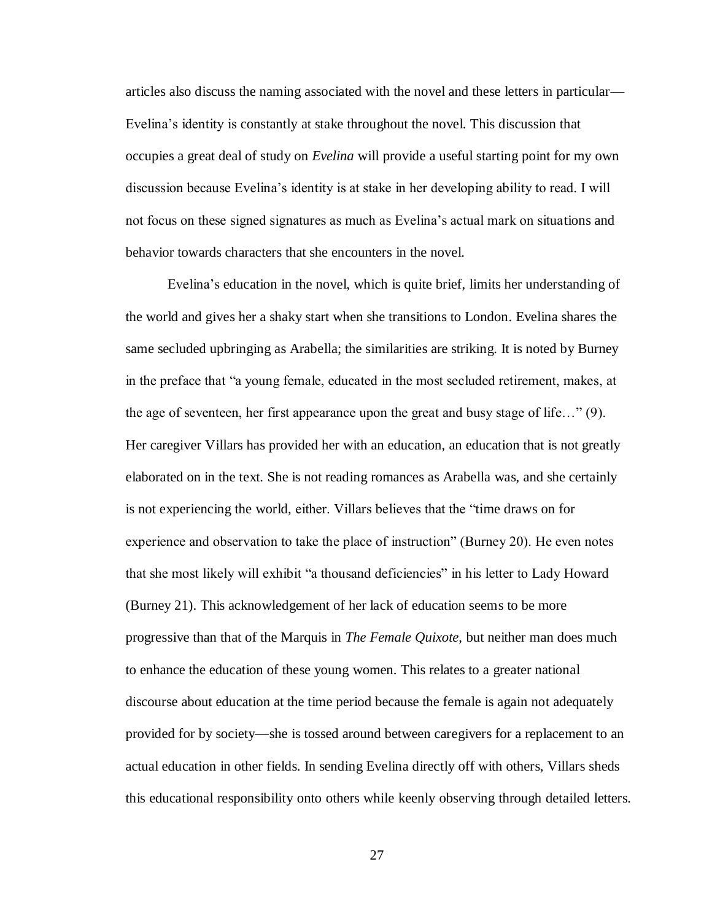articles also discuss the naming associated with the novel and these letters in particular—Evelina's identity is constantly at stake throughout the novel. This discussion that occupies a great deal of study on *Evelina* will provide a useful starting point for my own discussion because Evelina's identity is at stake in her developing ability to read. I will not focus on these signed signatures as much as Evelina's actual mark on situations and behavior towards characters that she encounters in the novel.

Evelina's education in the novel, which is quite brief, limits her understanding of the world and gives her a shaky start when she transitions to London. Evelina shares the same secluded upbringing as Arabella; the similarities are striking. It is noted by Burney in the preface that "a young female, educated in the most secluded retirement, makes, at the age of seventeen, her first appearance upon the great and busy stage of life…" (9). Her caregiver Villars has provided her with an education, an education that is not greatly elaborated on in the text. She is not reading romances as Arabella was, and she certainly is not experiencing the world, either. Villars believes that the "time draws on for experience and observation to take the place of instruction" (Burney 20). He even notes that she most likely will exhibit "a thousand deficiencies" in his letter to Lady Howard (Burney 21). This acknowledgement of her lack of education seems to be more progressive than that of the Marquis in *The Female Quixote*, but neither man does much to enhance the education of these young women. This relates to a greater national discourse about education at the time period because the female is again not adequately provided for by society—she is tossed around between caregivers for a replacement to an actual education in other fields. In sending Evelina directly off with others, Villars sheds this educational responsibility onto others while keenly observing through detailed letters.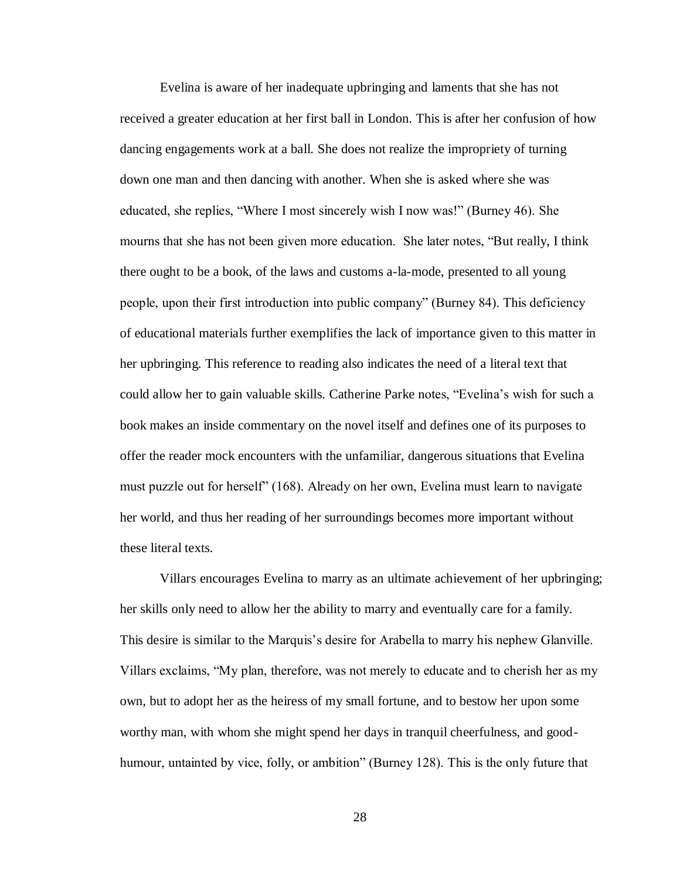Evelina is aware of her inadequate upbringing and laments that she has not received a greater education at her first ball in London. This is after her confusion of how dancing engagements work at a ball. She does not realize the impropriety of turning down one man and then dancing with another. When she is asked where she was educated, she replies, "Where I most sincerely wish I now was!" (Burney 46). She mourns that she has not been given more education.  She later notes, "But really, I think there ought to be a book, of the laws and customs a-la-mode, presented to all young people, upon their first introduction into public company" (Burney 84). This deficiency of educational materials further exemplifies the lack of importance given to this matter in her upbringing. This reference to reading also indicates the need of a literal text that could allow her to gain valuable skills. Catherine Parke notes, "Evelina's wish for such a book makes an inside commentary on the novel itself and defines one of its purposes to offer the reader mock encounters with the unfamiliar, dangerous situations that Evelina must puzzle out for herself" (168). Already on her own, Evelina must learn to navigate her world, and thus her reading of her surroundings becomes more important without these literal texts.

Villars encourages Evelina to marry as an ultimate achievement of her upbringing; her skills only need to allow her the ability to marry and eventually care for a family. This desire is similar to the Marquis's desire for Arabella to marry his nephew Glanville. Villars exclaims, "My plan, therefore, was not merely to educate and to cherish her as my own, but to adopt her as the heiress of my small fortune, and to bestow her upon some worthy man, with whom she might spend her days in tranquil cheerfulness, and good-humour, untainted by vice, folly, or ambition" (Burney 128). This is the only future that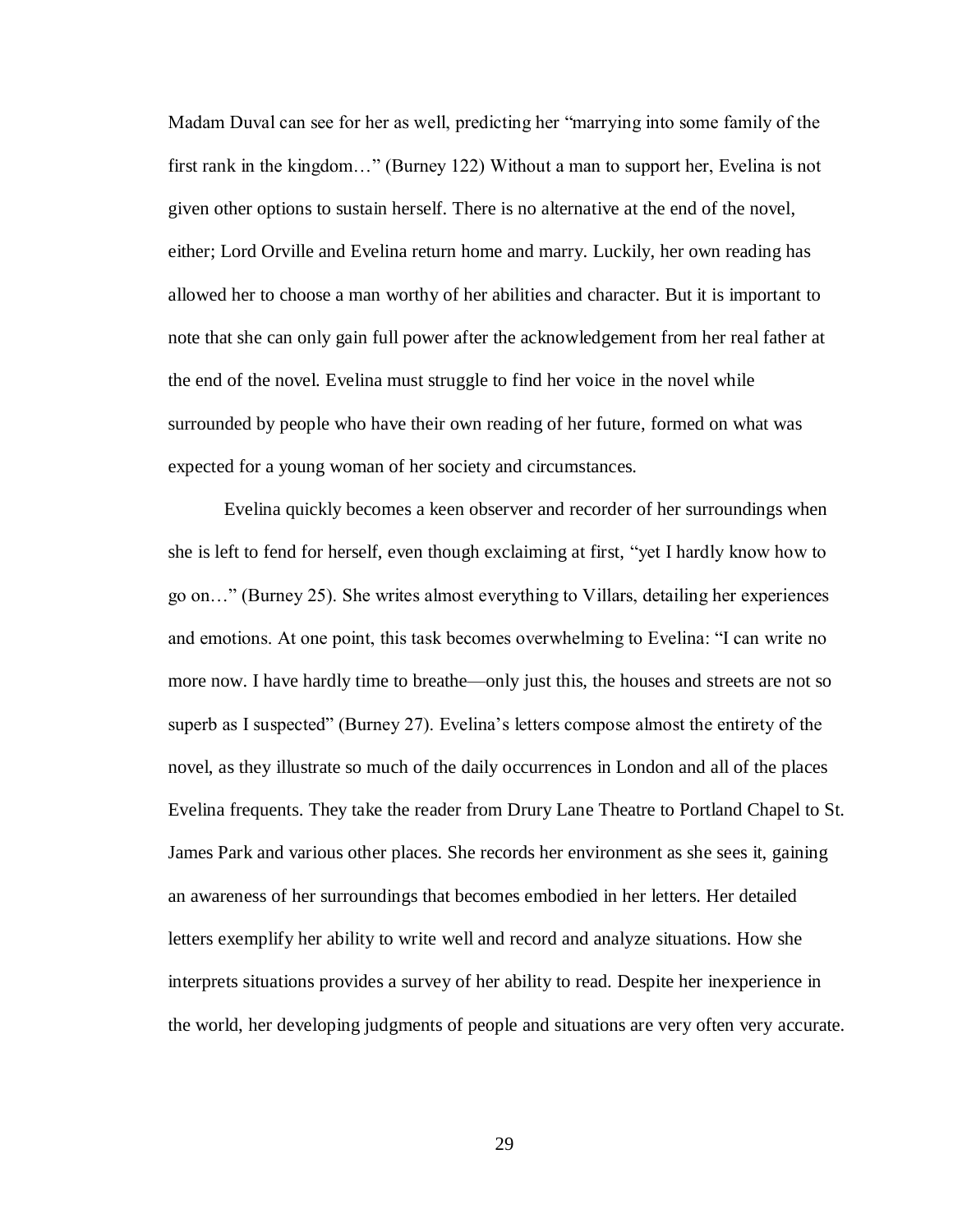Madam Duval can see for her as well, predicting her "marrying into some family of the first rank in the kingdom…" (Burney 122) Without a man to support her, Evelina is not given other options to sustain herself. There is no alternative at the end of the novel, either; Lord Orville and Evelina return home and marry. Luckily, her own reading has allowed her to choose a man worthy of her abilities and character. But it is important to note that she can only gain full power after the acknowledgement from her real father at the end of the novel. Evelina must struggle to find her voice in the novel while surrounded by people who have their own reading of her future, formed on what was expected for a young woman of her society and circumstances.

Evelina quickly becomes a keen observer and recorder of her surroundings when she is left to fend for herself, even though exclaiming at first, "yet I hardly know how to go on…" (Burney 25). She writes almost everything to Villars, detailing her experiences and emotions. At one point, this task becomes overwhelming to Evelina: "I can write no more now. I have hardly time to breathe—only just this, the houses and streets are not so superb as I suspected" (Burney 27). Evelina's letters compose almost the entirety of the novel, as they illustrate so much of the daily occurrences in London and all of the places Evelina frequents. They take the reader from Drury Lane Theatre to Portland Chapel to St. James Park and various other places. She records her environment as she sees it, gaining an awareness of her surroundings that becomes embodied in her letters. Her detailed letters exemplify her ability to write well and record and analyze situations. How she interprets situations provides a survey of her ability to read. Despite her inexperience in the world, her developing judgments of people and situations are very often very accurate.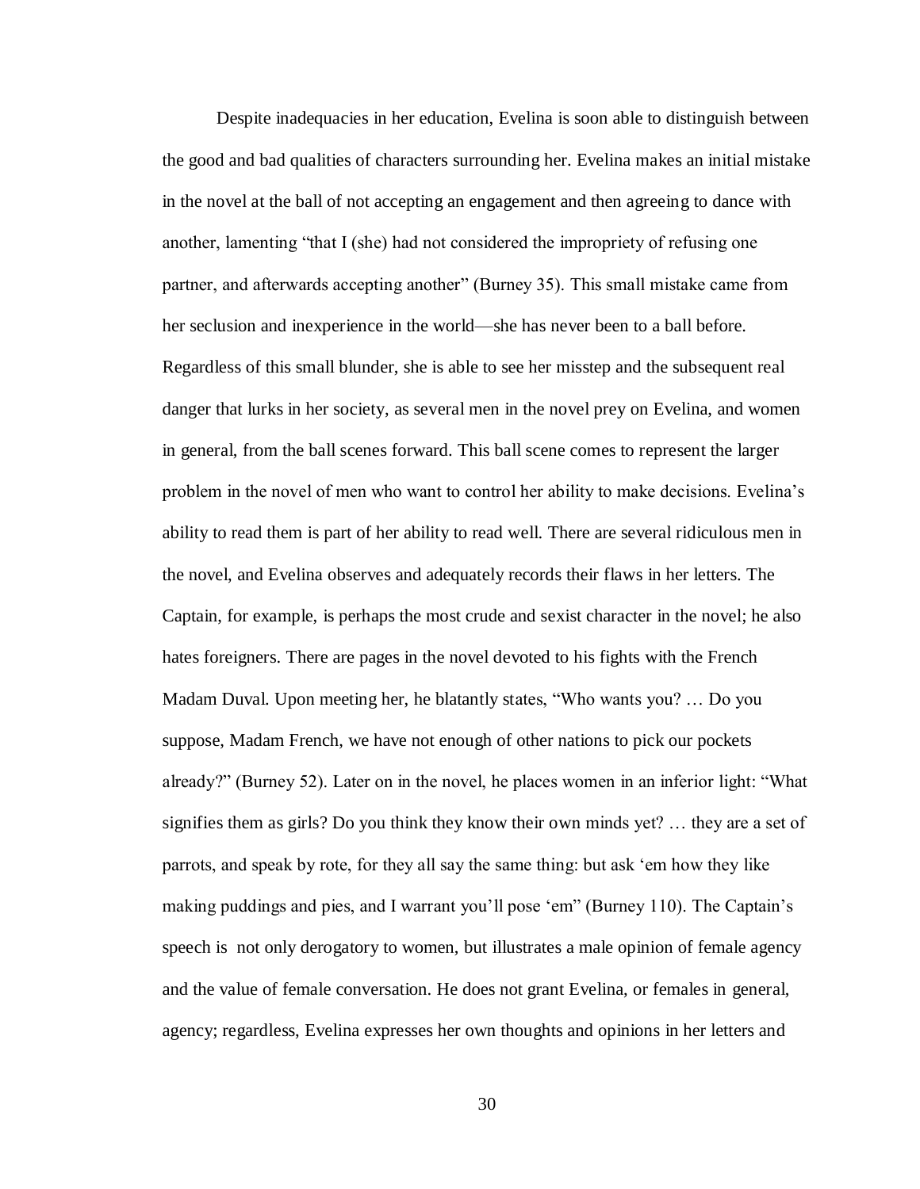Despite inadequacies in her education, Evelina is soon able to distinguish between the good and bad qualities of characters surrounding her. Evelina makes an initial mistake in the novel at the ball of not accepting an engagement and then agreeing to dance with another, lamenting “that I (she) had not considered the impropriety of refusing one partner, and afterwards accepting another” (Burney 35). This small mistake came from her seclusion and inexperience in the world—she has never been to a ball before. Regardless of this small blunder, she is able to see her misstep and the subsequent real danger that lurks in her society, as several men in the novel prey on Evelina, and women in general, from the ball scenes forward. This ball scene comes to represent the larger problem in the novel of men who want to control her ability to make decisions. Evelina’s ability to read them is part of her ability to read well. There are several ridiculous men in the novel, and Evelina observes and adequately records their flaws in her letters. The Captain, for example, is perhaps the most crude and sexist character in the novel; he also hates foreigners. There are pages in the novel devoted to his fights with the French Madam Duval. Upon meeting her, he blatantly states, “Who wants you? … Do you suppose, Madam French, we have not enough of other nations to pick our pockets already?” (Burney 52). Later on in the novel, he places women in an inferior light: “What signifies them as girls? Do you think they know their own minds yet? … they are a set of parrots, and speak by rote, for they all say the same thing: but ask ‘em how they like making puddings and pies, and I warrant you’ll pose ‘em” (Burney 110). The Captain’s speech is not only derogatory to women, but illustrates a male opinion of female agency and the value of female conversation. He does not grant Evelina, or females in general, agency; regardless, Evelina expresses her own thoughts and opinions in her letters and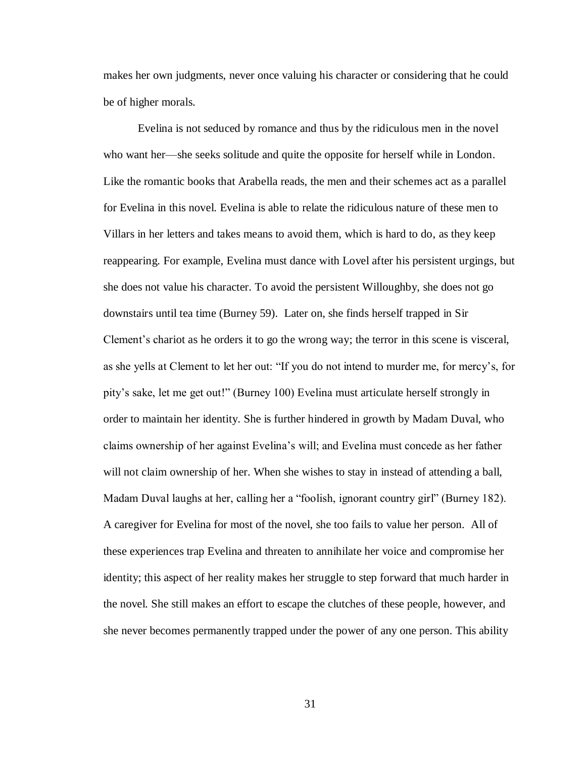makes her own judgments, never once valuing his character or considering that he could be of higher morals.

Evelina is not seduced by romance and thus by the ridiculous men in the novel who want her—she seeks solitude and quite the opposite for herself while in London. Like the romantic books that Arabella reads, the men and their schemes act as a parallel for Evelina in this novel. Evelina is able to relate the ridiculous nature of these men to Villars in her letters and takes means to avoid them, which is hard to do, as they keep reappearing. For example, Evelina must dance with Lovel after his persistent urgings, but she does not value his character. To avoid the persistent Willoughby, she does not go downstairs until tea time (Burney 59). Later on, she finds herself trapped in Sir Clement's chariot as he orders it to go the wrong way; the terror in this scene is visceral, as she yells at Clement to let her out: "If you do not intend to murder me, for mercy's, for pity's sake, let me get out!" (Burney 100) Evelina must articulate herself strongly in order to maintain her identity. She is further hindered in growth by Madam Duval, who claims ownership of her against Evelina's will; and Evelina must concede as her father will not claim ownership of her. When she wishes to stay in instead of attending a ball, Madam Duval laughs at her, calling her a "foolish, ignorant country girl" (Burney 182). A caregiver for Evelina for most of the novel, she too fails to value her person. All of these experiences trap Evelina and threaten to annihilate her voice and compromise her identity; this aspect of her reality makes her struggle to step forward that much harder in the novel. She still makes an effort to escape the clutches of these people, however, and she never becomes permanently trapped under the power of any one person. This ability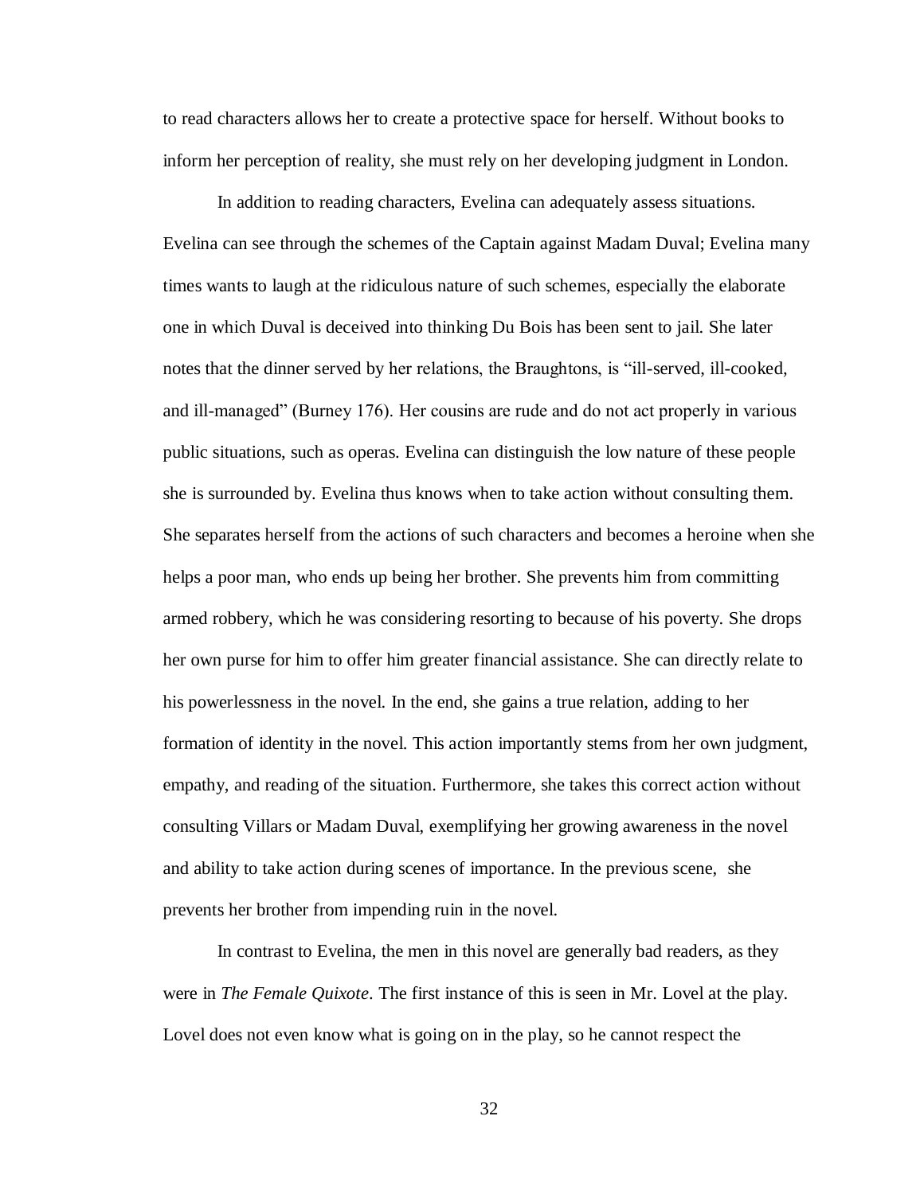to read characters allows her to create a protective space for herself. Without books to inform her perception of reality, she must rely on her developing judgment in London.

In addition to reading characters, Evelina can adequately assess situations. Evelina can see through the schemes of the Captain against Madam Duval; Evelina many times wants to laugh at the ridiculous nature of such schemes, especially the elaborate one in which Duval is deceived into thinking Du Bois has been sent to jail. She later notes that the dinner served by her relations, the Braughtons, is "ill-served, ill-cooked, and ill-managed" (Burney 176). Her cousins are rude and do not act properly in various public situations, such as operas. Evelina can distinguish the low nature of these people she is surrounded by. Evelina thus knows when to take action without consulting them. She separates herself from the actions of such characters and becomes a heroine when she helps a poor man, who ends up being her brother. She prevents him from committing armed robbery, which he was considering resorting to because of his poverty. She drops her own purse for him to offer him greater financial assistance. She can directly relate to his powerlessness in the novel. In the end, she gains a true relation, adding to her formation of identity in the novel. This action importantly stems from her own judgment, empathy, and reading of the situation. Furthermore, she takes this correct action without consulting Villars or Madam Duval, exemplifying her growing awareness in the novel and ability to take action during scenes of importance. In the previous scene, she prevents her brother from impending ruin in the novel.

In contrast to Evelina, the men in this novel are generally bad readers, as they were in *The Female Quixote*. The first instance of this is seen in Mr. Lovel at the play. Lovel does not even know what is going on in the play, so he cannot respect the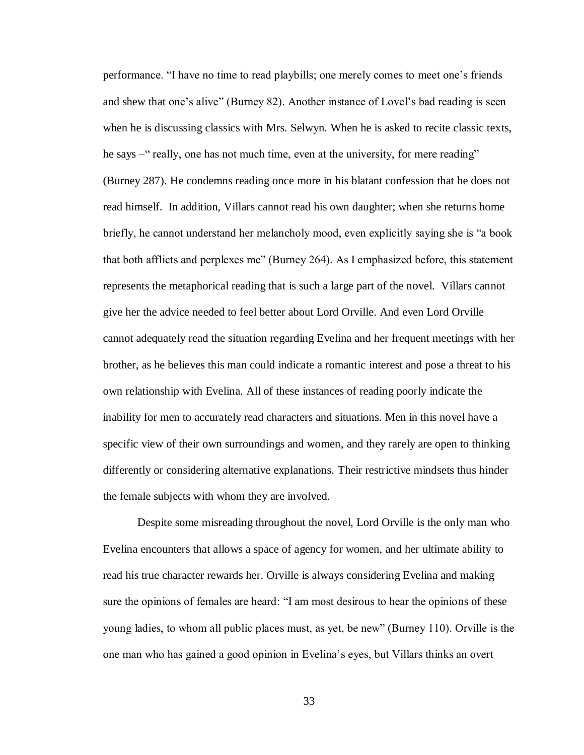performance. "I have no time to read playbills; one merely comes to meet one's friends and shew that one's alive" (Burney 82). Another instance of Lovel's bad reading is seen when he is discussing classics with Mrs. Selwyn. When he is asked to recite classic texts, he says –" really, one has not much time, even at the university, for mere reading" (Burney 287). He condemns reading once more in his blatant confession that he does not read himself. In addition, Villars cannot read his own daughter; when she returns home briefly, he cannot understand her melancholy mood, even explicitly saying she is "a book that both afflicts and perplexes me" (Burney 264). As I emphasized before, this statement represents the metaphorical reading that is such a large part of the novel. Villars cannot give her the advice needed to feel better about Lord Orville. And even Lord Orville cannot adequately read the situation regarding Evelina and her frequent meetings with her brother, as he believes this man could indicate a romantic interest and pose a threat to his own relationship with Evelina. All of these instances of reading poorly indicate the inability for men to accurately read characters and situations. Men in this novel have a specific view of their own surroundings and women, and they rarely are open to thinking differently or considering alternative explanations. Their restrictive mindsets thus hinder the female subjects with whom they are involved.

Despite some misreading throughout the novel, Lord Orville is the only man who Evelina encounters that allows a space of agency for women, and her ultimate ability to read his true character rewards her. Orville is always considering Evelina and making sure the opinions of females are heard: "I am most desirous to hear the opinions of these young ladies, to whom all public places must, as yet, be new" (Burney 110). Orville is the one man who has gained a good opinion in Evelina's eyes, but Villars thinks an overt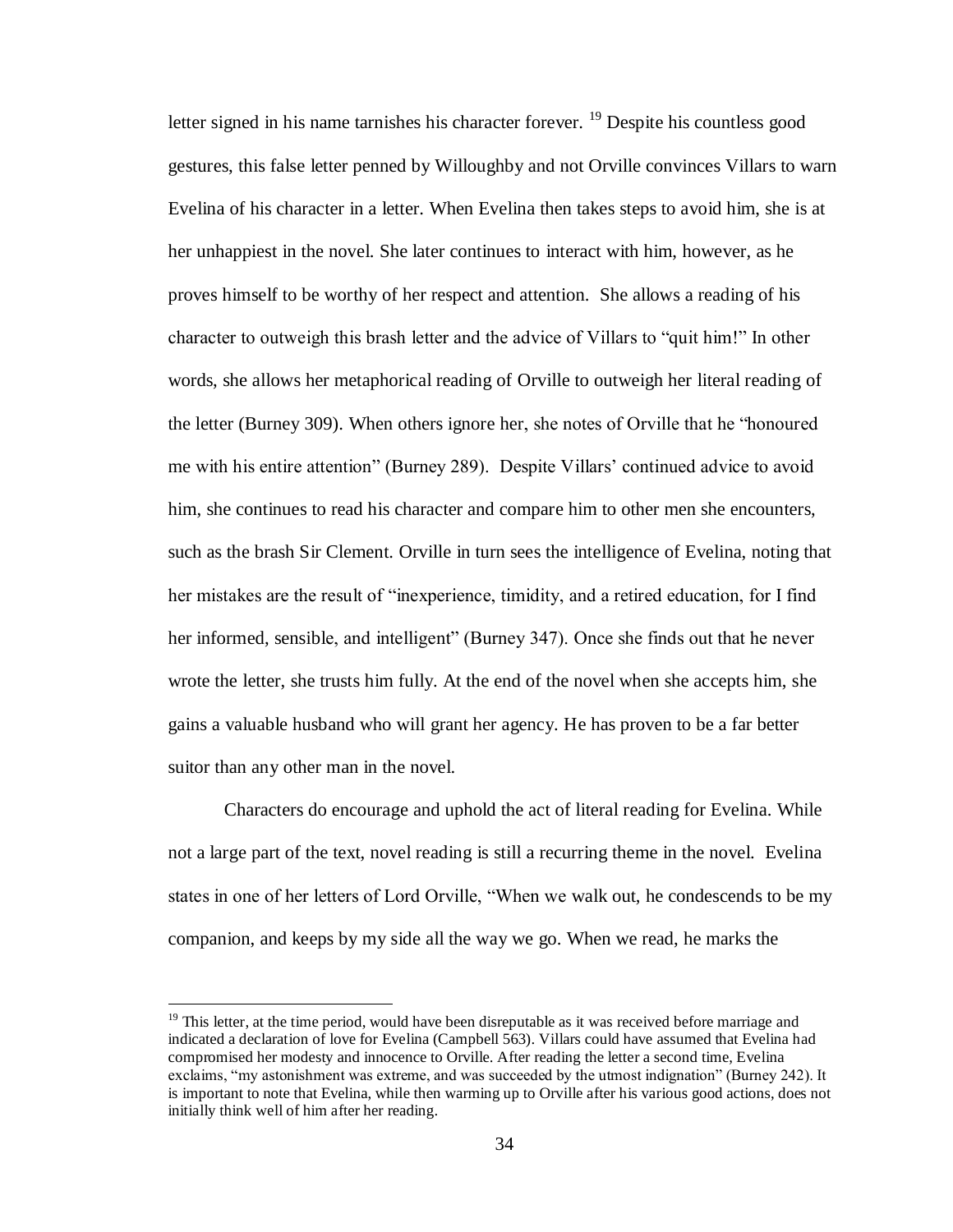letter signed in his name tarnishes his character forever. [19] Despite his countless good gestures, this false letter penned by Willoughby and not Orville convinces Villars to warn Evelina of his character in a letter. When Evelina then takes steps to avoid him, she is at her unhappiest in the novel. She later continues to interact with him, however, as he proves himself to be worthy of her respect and attention. She allows a reading of his character to outweigh this brash letter and the advice of Villars to "quit him!" In other words, she allows her metaphorical reading of Orville to outweigh her literal reading of the letter (Burney 309). When others ignore her, she notes of Orville that he "honoured me with his entire attention" (Burney 289). Despite Villars' continued advice to avoid him, she continues to read his character and compare him to other men she encounters, such as the brash Sir Clement. Orville in turn sees the intelligence of Evelina, noting that her mistakes are the result of "inexperience, timidity, and a retired education, for I find her informed, sensible, and intelligent" (Burney 347). Once she finds out that he never wrote the letter, she trusts him fully. At the end of the novel when she accepts him, she gains a valuable husband who will grant her agency. He has proven to be a far better suitor than any other man in the novel.

Characters do encourage and uphold the act of literal reading for Evelina. While not a large part of the text, novel reading is still a recurring theme in the novel. Evelina states in one of her letters of Lord Orville, "When we walk out, he condescends to be my companion, and keeps by my side all the way we go. When we read, he marks the

---

[19] This letter, at the time period, would have been disreputable as it was received before marriage and indicated a declaration of love for Evelina (Campbell 563). Villars could have assumed that Evelina had compromised her modesty and innocence to Orville. After reading the letter a second time, Evelina exclaims, "my astonishment was extreme, and was succeeded by the utmost indignation" (Burney 242). It is important to note that Evelina, while then warming up to Orville after his various good actions, does not initially think well of him after her reading.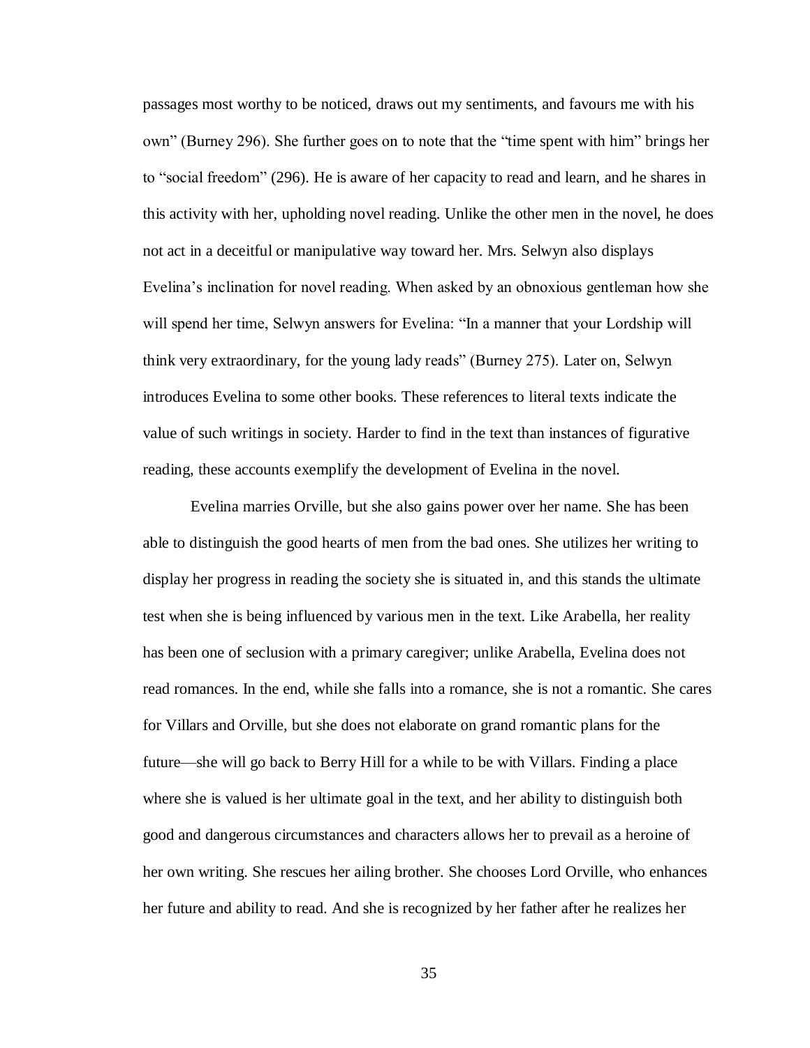passages most worthy to be noticed, draws out my sentiments, and favours me with his own" (Burney 296). She further goes on to note that the "time spent with him" brings her to "social freedom" (296). He is aware of her capacity to read and learn, and he shares in this activity with her, upholding novel reading. Unlike the other men in the novel, he does not act in a deceitful or manipulative way toward her. Mrs. Selwyn also displays Evelina's inclination for novel reading. When asked by an obnoxious gentleman how she will spend her time, Selwyn answers for Evelina: "In a manner that your Lordship will think very extraordinary, for the young lady reads" (Burney 275). Later on, Selwyn introduces Evelina to some other books. These references to literal texts indicate the value of such writings in society. Harder to find in the text than instances of figurative reading, these accounts exemplify the development of Evelina in the novel.

Evelina marries Orville, but she also gains power over her name. She has been able to distinguish the good hearts of men from the bad ones. She utilizes her writing to display her progress in reading the society she is situated in, and this stands the ultimate test when she is being influenced by various men in the text. Like Arabella, her reality has been one of seclusion with a primary caregiver; unlike Arabella, Evelina does not read romances. In the end, while she falls into a romance, she is not a romantic. She cares for Villars and Orville, but she does not elaborate on grand romantic plans for the future—she will go back to Berry Hill for a while to be with Villars. Finding a place where she is valued is her ultimate goal in the text, and her ability to distinguish both good and dangerous circumstances and characters allows her to prevail as a heroine of her own writing. She rescues her ailing brother. She chooses Lord Orville, who enhances her future and ability to read. And she is recognized by her father after he realizes her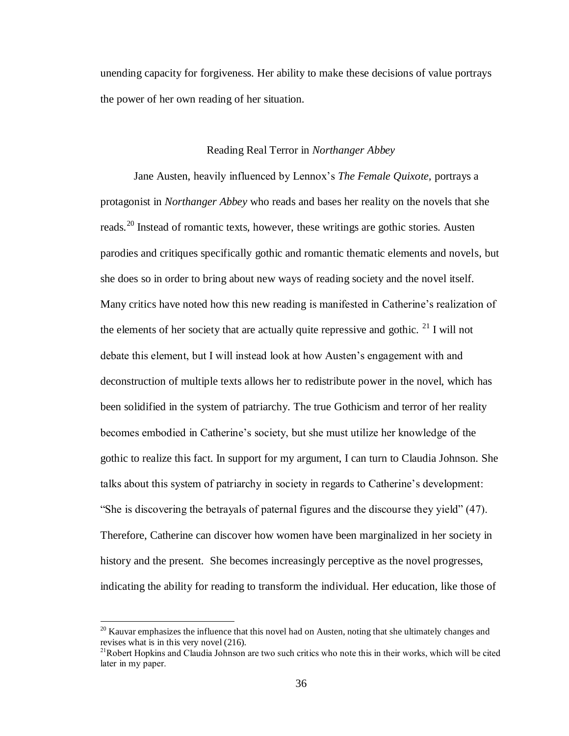unending capacity for forgiveness. Her ability to make these decisions of value portrays the power of her own reading of her situation.

## Reading Real Terror in *Northanger Abbey*

Jane Austen, heavily influenced by Lennox's *The Female Quixote,* portrays a protagonist in *Northanger Abbey* who reads and bases her reality on the novels that she reads.[20] Instead of romantic texts, however, these writings are gothic stories. Austen parodies and critiques specifically gothic and romantic thematic elements and novels, but she does so in order to bring about new ways of reading society and the novel itself. Many critics have noted how this new reading is manifested in Catherine's realization of the elements of her society that are actually quite repressive and gothic. [21] I will not debate this element, but I will instead look at how Austen's engagement with and deconstruction of multiple texts allows her to redistribute power in the novel, which has been solidified in the system of patriarchy. The true Gothicism and terror of her reality becomes embodied in Catherine's society, but she must utilize her knowledge of the gothic to realize this fact. In support for my argument, I can turn to Claudia Johnson. She talks about this system of patriarchy in society in regards to Catherine's development: "She is discovering the betrayals of paternal figures and the discourse they yield" (47). Therefore, Catherine can discover how women have been marginalized in her society in history and the present. She becomes increasingly perceptive as the novel progresses, indicating the ability for reading to transform the individual. Her education, like those of

[20] Kauvar emphasizes the influence that this novel had on Austen, noting that she ultimately changes and revises what is in this very novel (216).

[21] Robert Hopkins and Claudia Johnson are two such critics who note this in their works, which will be cited later in my paper.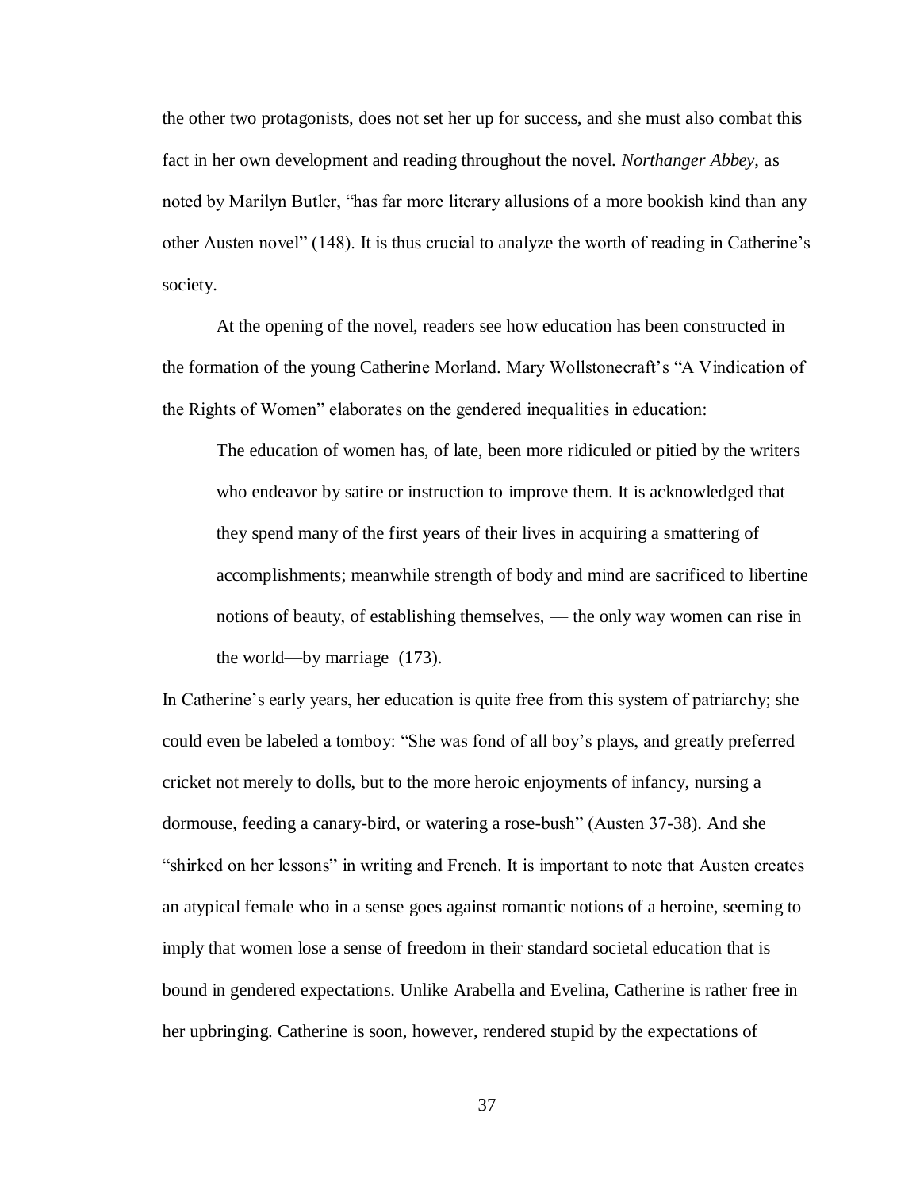the other two protagonists, does not set her up for success, and she must also combat this fact in her own development and reading throughout the novel. *Northanger Abbey*, as noted by Marilyn Butler, "has far more literary allusions of a more bookish kind than any other Austen novel" (148). It is thus crucial to analyze the worth of reading in Catherine's society.

At the opening of the novel, readers see how education has been constructed in the formation of the young Catherine Morland. Mary Wollstonecraft's "A Vindication of the Rights of Women" elaborates on the gendered inequalities in education:

> The education of women has, of late, been more ridiculed or pitied by the writers who endeavor by satire or instruction to improve them. It is acknowledged that they spend many of the first years of their lives in acquiring a smattering of accomplishments; meanwhile strength of body and mind are sacrificed to libertine notions of beauty, of establishing themselves, — the only way women can rise in the world—by marriage (173).

In Catherine's early years, her education is quite free from this system of patriarchy; she could even be labeled a tomboy: "She was fond of all boy's plays, and greatly preferred cricket not merely to dolls, but to the more heroic enjoyments of infancy, nursing a dormouse, feeding a canary-bird, or watering a rose-bush" (Austen 37-38). And she "shirked on her lessons" in writing and French. It is important to note that Austen creates an atypical female who in a sense goes against romantic notions of a heroine, seeming to imply that women lose a sense of freedom in their standard societal education that is bound in gendered expectations. Unlike Arabella and Evelina, Catherine is rather free in her upbringing. Catherine is soon, however, rendered stupid by the expectations of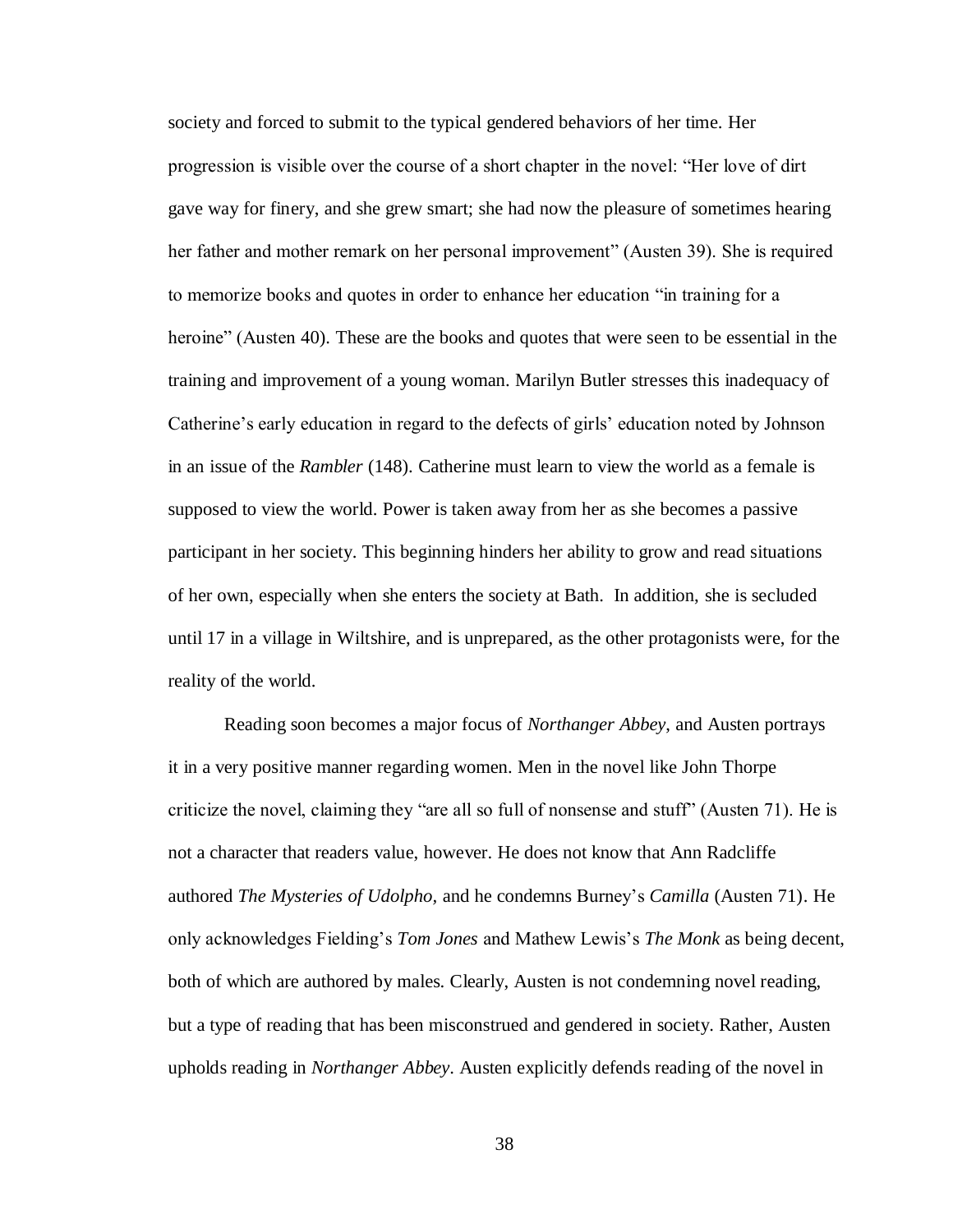society and forced to submit to the typical gendered behaviors of her time. Her progression is visible over the course of a short chapter in the novel: “Her love of dirt gave way for finery, and she grew smart; she had now the pleasure of sometimes hearing her father and mother remark on her personal improvement” (Austen 39). She is required to memorize books and quotes in order to enhance her education “in training for a heroine” (Austen 40). These are the books and quotes that were seen to be essential in the training and improvement of a young woman. Marilyn Butler stresses this inadequacy of Catherine’s early education in regard to the defects of girls’ education noted by Johnson in an issue of the *Rambler* (148). Catherine must learn to view the world as a female is supposed to view the world. Power is taken away from her as she becomes a passive participant in her society. This beginning hinders her ability to grow and read situations of her own, especially when she enters the society at Bath. In addition, she is secluded until 17 in a village in Wiltshire, and is unprepared, as the other protagonists were, for the reality of the world.

Reading soon becomes a major focus of *Northanger Abbey*, and Austen portrays it in a very positive manner regarding women. Men in the novel like John Thorpe criticize the novel, claiming they “are all so full of nonsense and stuff” (Austen 71). He is not a character that readers value, however. He does not know that Ann Radcliffe authored *The Mysteries of Udolpho*, and he condemns Burney’s *Camilla* (Austen 71). He only acknowledges Fielding’s *Tom Jones* and Mathew Lewis’s *The Monk* as being decent, both of which are authored by males. Clearly, Austen is not condemning novel reading, but a type of reading that has been misconstrued and gendered in society. Rather, Austen upholds reading in *Northanger Abbey*. Austen explicitly defends reading of the novel in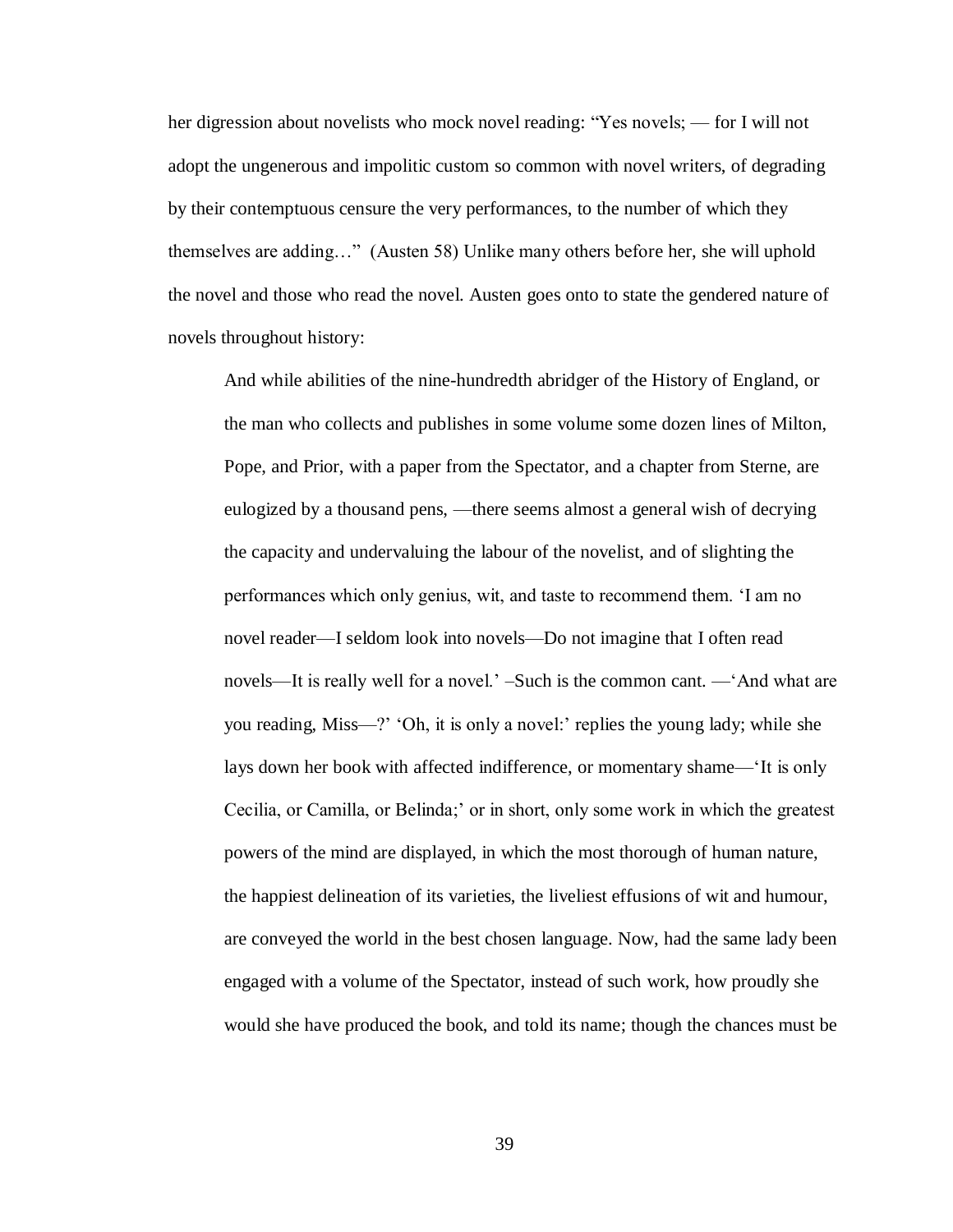her digression about novelists who mock novel reading: "Yes novels; — for I will not adopt the ungenerous and impolitic custom so common with novel writers, of degrading by their contemptuous censure the very performances, to the number of which they themselves are adding…" (Austen 58) Unlike many others before her, she will uphold the novel and those who read the novel. Austen goes onto to state the gendered nature of novels throughout history:

> And while abilities of the nine-hundredth abridger of the History of England, or the man who collects and publishes in some volume some dozen lines of Milton, Pope, and Prior, with a paper from the Spectator, and a chapter from Sterne, are eulogized by a thousand pens, —there seems almost a general wish of decrying the capacity and undervaluing the labour of the novelist, and of slighting the performances which only genius, wit, and taste to recommend them. 'I am no novel reader—I seldom look into novels—Do not imagine that I often read novels—It is really well for a novel.' –Such is the common cant. —'And what are you reading, Miss—?' 'Oh, it is only a novel:' replies the young lady; while she lays down her book with affected indifference, or momentary shame—'It is only Cecilia, or Camilla, or Belinda;' or in short, only some work in which the greatest powers of the mind are displayed, in which the most thorough of human nature, the happiest delineation of its varieties, the liveliest effusions of wit and humour, are conveyed the world in the best chosen language. Now, had the same lady been engaged with a volume of the Spectator, instead of such work, how proudly she would she have produced the book, and told its name; though the chances must be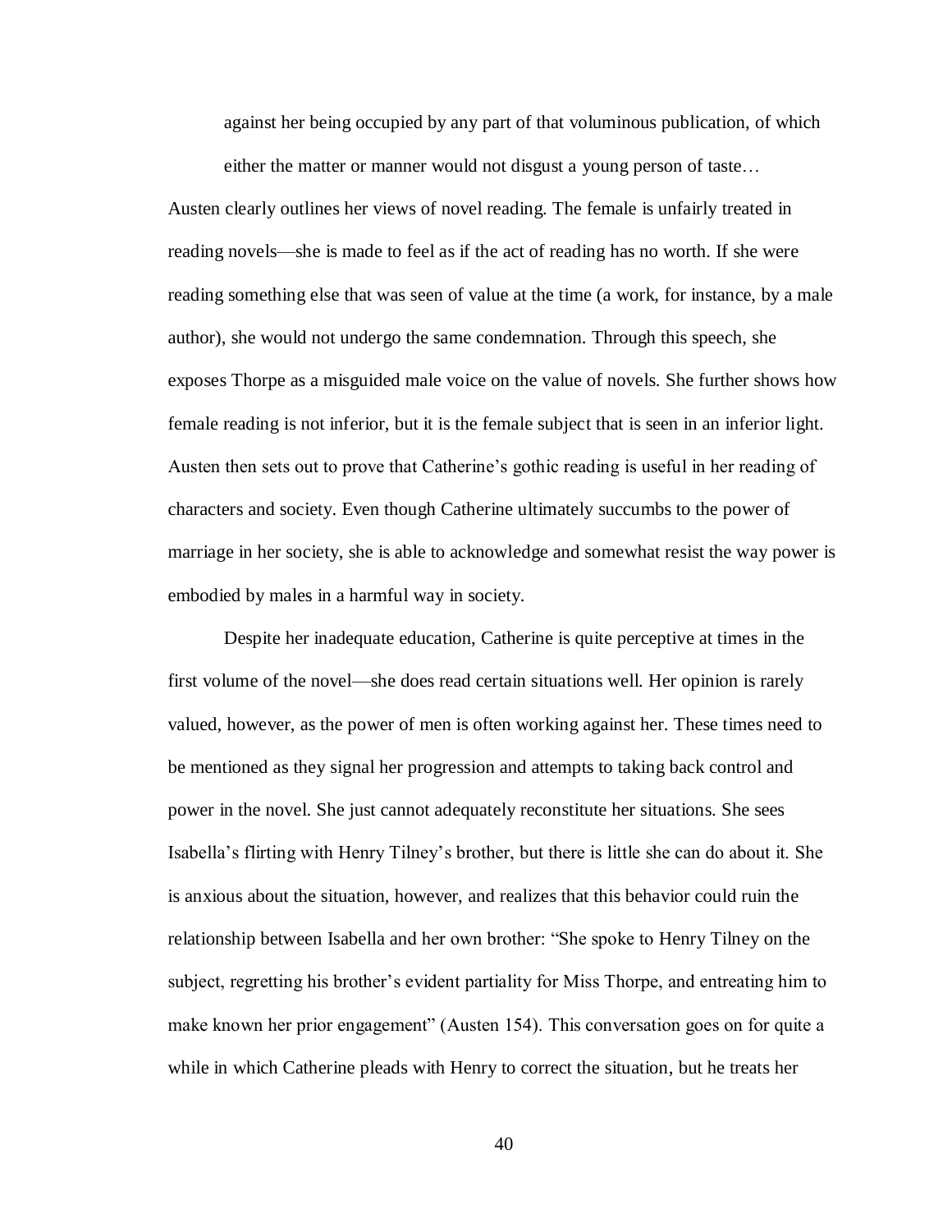> against her being occupied by any part of that voluminous publication, of which either the matter or manner would not disgust a young person of taste…

Austen clearly outlines her views of novel reading. The female is unfairly treated in reading novels—she is made to feel as if the act of reading has no worth. If she were reading something else that was seen of value at the time (a work, for instance, by a male author), she would not undergo the same condemnation. Through this speech, she exposes Thorpe as a misguided male voice on the value of novels. She further shows how female reading is not inferior, but it is the female subject that is seen in an inferior light. Austen then sets out to prove that Catherine's gothic reading is useful in her reading of characters and society. Even though Catherine ultimately succumbs to the power of marriage in her society, she is able to acknowledge and somewhat resist the way power is embodied by males in a harmful way in society.

Despite her inadequate education, Catherine is quite perceptive at times in the first volume of the novel—she does read certain situations well. Her opinion is rarely valued, however, as the power of men is often working against her. These times need to be mentioned as they signal her progression and attempts to taking back control and power in the novel. She just cannot adequately reconstitute her situations. She sees Isabella's flirting with Henry Tilney's brother, but there is little she can do about it. She is anxious about the situation, however, and realizes that this behavior could ruin the relationship between Isabella and her own brother: "She spoke to Henry Tilney on the subject, regretting his brother's evident partiality for Miss Thorpe, and entreating him to make known her prior engagement" (Austen 154). This conversation goes on for quite a while in which Catherine pleads with Henry to correct the situation, but he treats her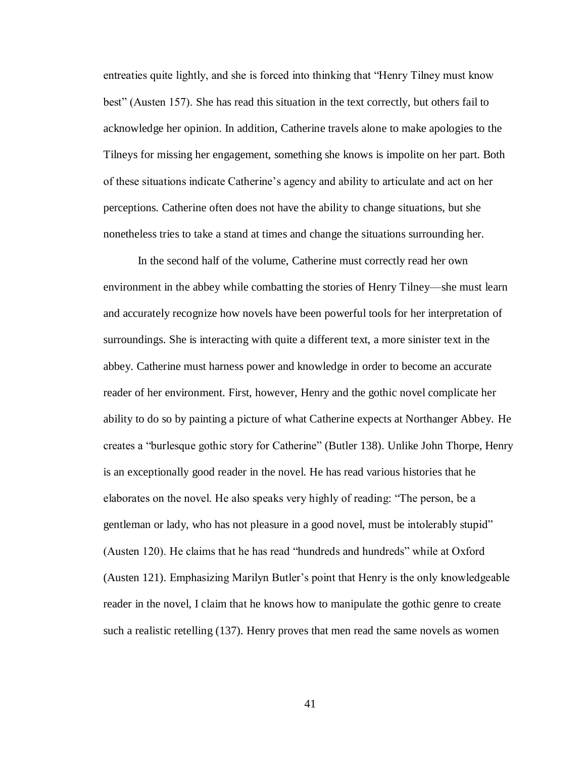entreaties quite lightly, and she is forced into thinking that "Henry Tilney must know best" (Austen 157). She has read this situation in the text correctly, but others fail to acknowledge her opinion. In addition, Catherine travels alone to make apologies to the Tilneys for missing her engagement, something she knows is impolite on her part. Both of these situations indicate Catherine's agency and ability to articulate and act on her perceptions. Catherine often does not have the ability to change situations, but she nonetheless tries to take a stand at times and change the situations surrounding her.

In the second half of the volume, Catherine must correctly read her own environment in the abbey while combatting the stories of Henry Tilney—she must learn and accurately recognize how novels have been powerful tools for her interpretation of surroundings. She is interacting with quite a different text, a more sinister text in the abbey. Catherine must harness power and knowledge in order to become an accurate reader of her environment. First, however, Henry and the gothic novel complicate her ability to do so by painting a picture of what Catherine expects at Northanger Abbey. He creates a "burlesque gothic story for Catherine" (Butler 138). Unlike John Thorpe, Henry is an exceptionally good reader in the novel. He has read various histories that he elaborates on the novel. He also speaks very highly of reading: "The person, be a gentleman or lady, who has not pleasure in a good novel, must be intolerably stupid" (Austen 120). He claims that he has read "hundreds and hundreds" while at Oxford (Austen 121). Emphasizing Marilyn Butler's point that Henry is the only knowledgeable reader in the novel, I claim that he knows how to manipulate the gothic genre to create such a realistic retelling (137). Henry proves that men read the same novels as women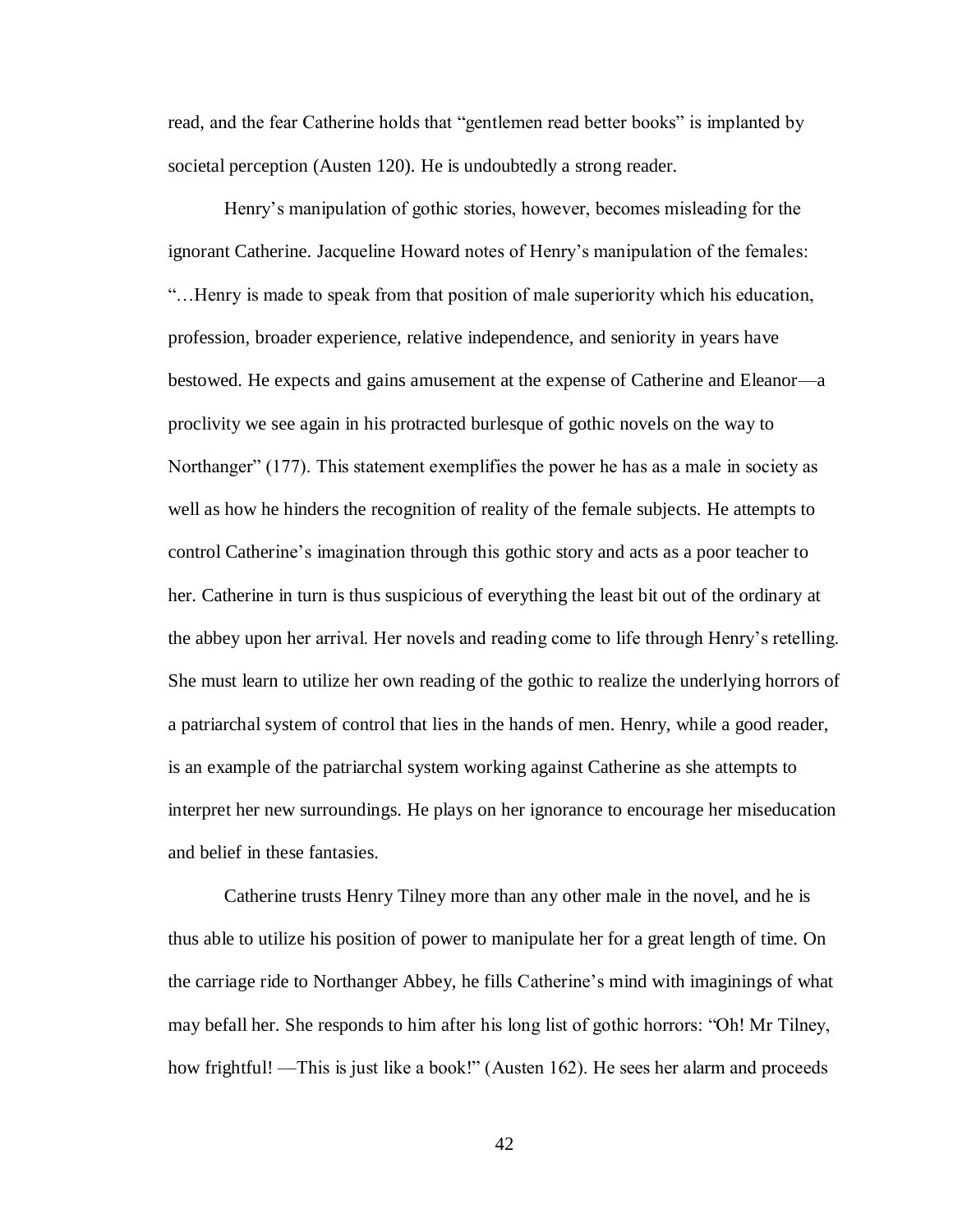read, and the fear Catherine holds that "gentlemen read better books" is implanted by societal perception (Austen 120). He is undoubtedly a strong reader.

Henry's manipulation of gothic stories, however, becomes misleading for the ignorant Catherine. Jacqueline Howard notes of Henry's manipulation of the females: "…Henry is made to speak from that position of male superiority which his education, profession, broader experience, relative independence, and seniority in years have bestowed. He expects and gains amusement at the expense of Catherine and Eleanor—a proclivity we see again in his protracted burlesque of gothic novels on the way to Northanger" (177). This statement exemplifies the power he has as a male in society as well as how he hinders the recognition of reality of the female subjects. He attempts to control Catherine's imagination through this gothic story and acts as a poor teacher to her. Catherine in turn is thus suspicious of everything the least bit out of the ordinary at the abbey upon her arrival. Her novels and reading come to life through Henry's retelling. She must learn to utilize her own reading of the gothic to realize the underlying horrors of a patriarchal system of control that lies in the hands of men. Henry, while a good reader, is an example of the patriarchal system working against Catherine as she attempts to interpret her new surroundings. He plays on her ignorance to encourage her miseducation and belief in these fantasies.

Catherine trusts Henry Tilney more than any other male in the novel, and he is thus able to utilize his position of power to manipulate her for a great length of time. On the carriage ride to Northanger Abbey, he fills Catherine's mind with imaginings of what may befall her. She responds to him after his long list of gothic horrors: "Oh! Mr Tilney, how frightful! —This is just like a book!" (Austen 162). He sees her alarm and proceeds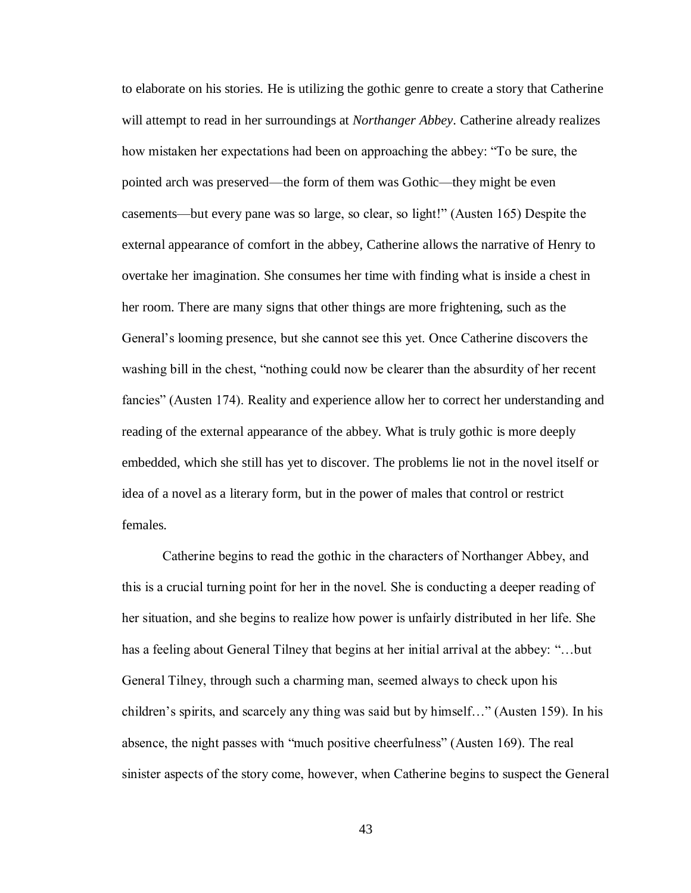to elaborate on his stories. He is utilizing the gothic genre to create a story that Catherine will attempt to read in her surroundings at *Northanger Abbey*. Catherine already realizes how mistaken her expectations had been on approaching the abbey: "To be sure, the pointed arch was preserved—the form of them was Gothic—they might be even casements—but every pane was so large, so clear, so light!" (Austen 165) Despite the external appearance of comfort in the abbey, Catherine allows the narrative of Henry to overtake her imagination. She consumes her time with finding what is inside a chest in her room. There are many signs that other things are more frightening, such as the General's looming presence, but she cannot see this yet. Once Catherine discovers the washing bill in the chest, "nothing could now be clearer than the absurdity of her recent fancies" (Austen 174). Reality and experience allow her to correct her understanding and reading of the external appearance of the abbey. What is truly gothic is more deeply embedded, which she still has yet to discover. The problems lie not in the novel itself or idea of a novel as a literary form, but in the power of males that control or restrict females.

Catherine begins to read the gothic in the characters of Northanger Abbey, and this is a crucial turning point for her in the novel. She is conducting a deeper reading of her situation, and she begins to realize how power is unfairly distributed in her life. She has a feeling about General Tilney that begins at her initial arrival at the abbey: "…but General Tilney, through such a charming man, seemed always to check upon his children's spirits, and scarcely any thing was said but by himself…" (Austen 159). In his absence, the night passes with "much positive cheerfulness" (Austen 169). The real sinister aspects of the story come, however, when Catherine begins to suspect the General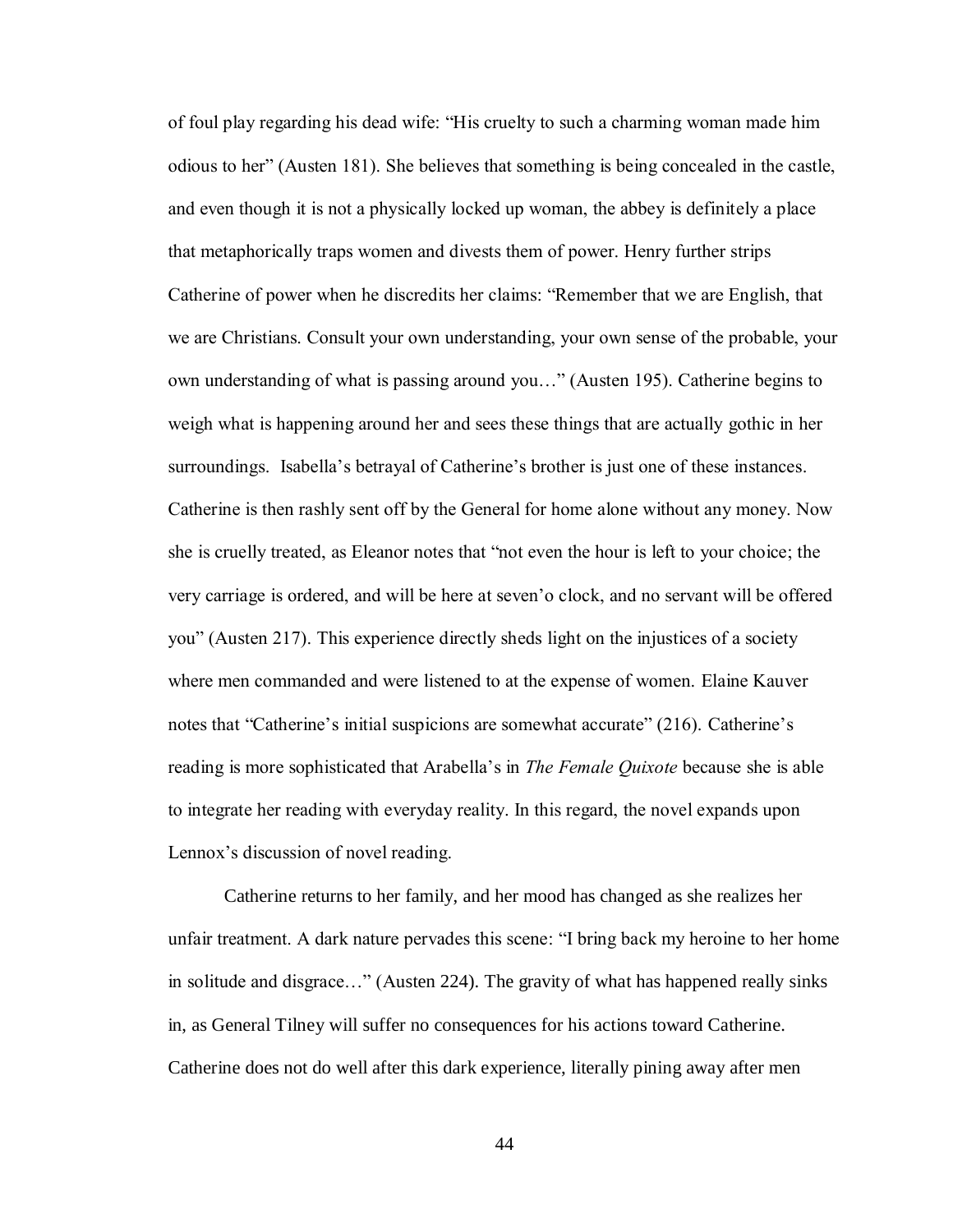of foul play regarding his dead wife: “His cruelty to such a charming woman made him odious to her” (Austen 181). She believes that something is being concealed in the castle, and even though it is not a physically locked up woman, the abbey is definitely a place that metaphorically traps women and divests them of power. Henry further strips Catherine of power when he discredits her claims: “Remember that we are English, that we are Christians. Consult your own understanding, your own sense of the probable, your own understanding of what is passing around you…” (Austen 195). Catherine begins to weigh what is happening around her and sees these things that are actually gothic in her surroundings. Isabella’s betrayal of Catherine’s brother is just one of these instances. Catherine is then rashly sent off by the General for home alone without any money. Now she is cruelly treated, as Eleanor notes that “not even the hour is left to your choice; the very carriage is ordered, and will be here at seven’o clock, and no servant will be offered you” (Austen 217). This experience directly sheds light on the injustices of a society where men commanded and were listened to at the expense of women. Elaine Kauver notes that “Catherine’s initial suspicions are somewhat accurate” (216). Catherine’s reading is more sophisticated that Arabella’s in *The Female Quixote* because she is able to integrate her reading with everyday reality. In this regard, the novel expands upon Lennox’s discussion of novel reading.

Catherine returns to her family, and her mood has changed as she realizes her unfair treatment. A dark nature pervades this scene: “I bring back my heroine to her home in solitude and disgrace…” (Austen 224). The gravity of what has happened really sinks in, as General Tilney will suffer no consequences for his actions toward Catherine. Catherine does not do well after this dark experience, literally pining away after men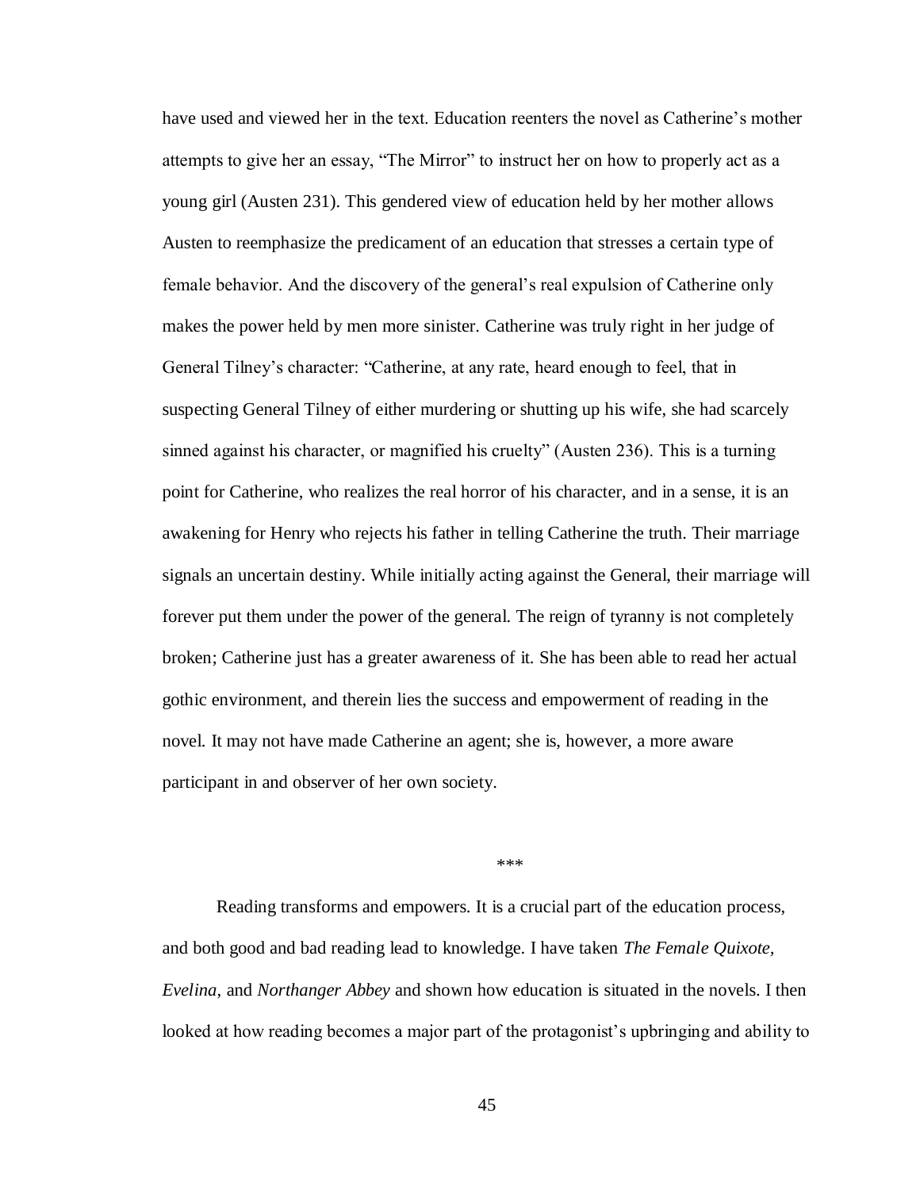have used and viewed her in the text. Education reenters the novel as Catherine's mother attempts to give her an essay, "The Mirror" to instruct her on how to properly act as a young girl (Austen 231). This gendered view of education held by her mother allows Austen to reemphasize the predicament of an education that stresses a certain type of female behavior. And the discovery of the general's real expulsion of Catherine only makes the power held by men more sinister. Catherine was truly right in her judge of General Tilney's character: "Catherine, at any rate, heard enough to feel, that in suspecting General Tilney of either murdering or shutting up his wife, she had scarcely sinned against his character, or magnified his cruelty" (Austen 236). This is a turning point for Catherine, who realizes the real horror of his character, and in a sense, it is an awakening for Henry who rejects his father in telling Catherine the truth. Their marriage signals an uncertain destiny. While initially acting against the General, their marriage will forever put them under the power of the general. The reign of tyranny is not completely broken; Catherine just has a greater awareness of it. She has been able to read her actual gothic environment, and therein lies the success and empowerment of reading in the novel. It may not have made Catherine an agent; she is, however, a more aware participant in and observer of her own society.

***

Reading transforms and empowers. It is a crucial part of the education process, and both good and bad reading lead to knowledge. I have taken *The Female Quixote*, *Evelina*, and *Northanger Abbey* and shown how education is situated in the novels. I then looked at how reading becomes a major part of the protagonist's upbringing and ability to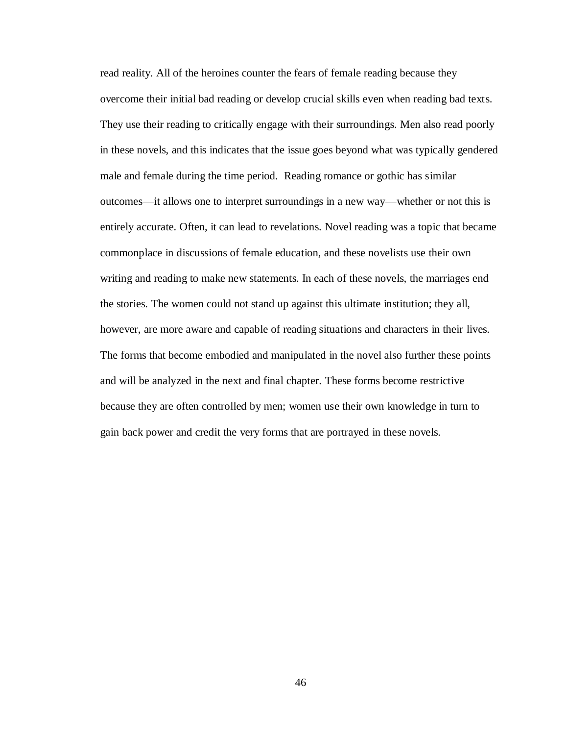read reality. All of the heroines counter the fears of female reading because they overcome their initial bad reading or develop crucial skills even when reading bad texts. They use their reading to critically engage with their surroundings. Men also read poorly in these novels, and this indicates that the issue goes beyond what was typically gendered male and female during the time period. Reading romance or gothic has similar outcomes—it allows one to interpret surroundings in a new way—whether or not this is entirely accurate. Often, it can lead to revelations. Novel reading was a topic that became commonplace in discussions of female education, and these novelists use their own writing and reading to make new statements. In each of these novels, the marriages end the stories. The women could not stand up against this ultimate institution; they all, however, are more aware and capable of reading situations and characters in their lives. The forms that become embodied and manipulated in the novel also further these points and will be analyzed in the next and final chapter. These forms become restrictive because they are often controlled by men; women use their own knowledge in turn to gain back power and credit the very forms that are portrayed in these novels.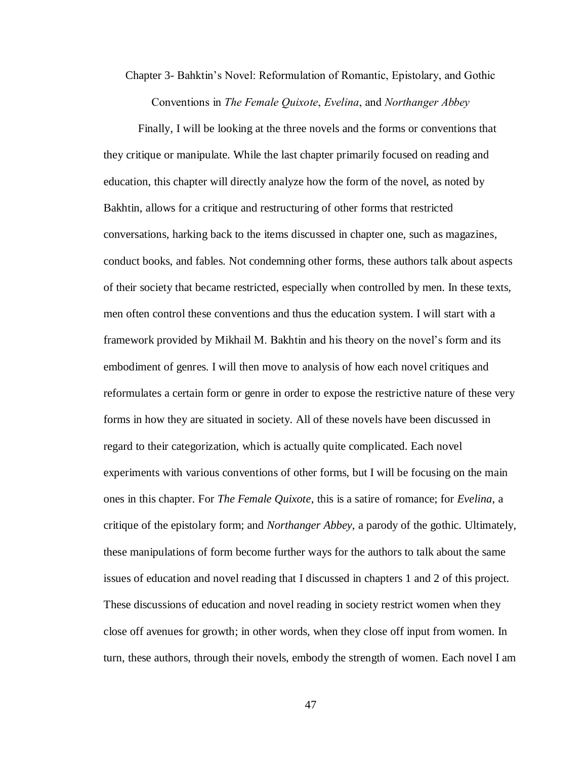## Chapter 3- Bahktin's Novel: Reformulation of Romantic, Epistolary, and Gothic Conventions in *The Female Quixote*, *Evelina*, and *Northanger Abbey*

Finally, I will be looking at the three novels and the forms or conventions that they critique or manipulate. While the last chapter primarily focused on reading and education, this chapter will directly analyze how the form of the novel, as noted by Bakhtin, allows for a critique and restructuring of other forms that restricted conversations, harking back to the items discussed in chapter one, such as magazines, conduct books, and fables. Not condemning other forms, these authors talk about aspects of their society that became restricted, especially when controlled by men. In these texts, men often control these conventions and thus the education system. I will start with a framework provided by Mikhail M. Bakhtin and his theory on the novel's form and its embodiment of genres. I will then move to analysis of how each novel critiques and reformulates a certain form or genre in order to expose the restrictive nature of these very forms in how they are situated in society. All of these novels have been discussed in regard to their categorization, which is actually quite complicated. Each novel experiments with various conventions of other forms, but I will be focusing on the main ones in this chapter. For *The Female Quixote*, this is a satire of romance; for *Evelina*, a critique of the epistolary form; and *Northanger Abbey*, a parody of the gothic. Ultimately, these manipulations of form become further ways for the authors to talk about the same issues of education and novel reading that I discussed in chapters 1 and 2 of this project. These discussions of education and novel reading in society restrict women when they close off avenues for growth; in other words, when they close off input from women. In turn, these authors, through their novels, embody the strength of women. Each novel I am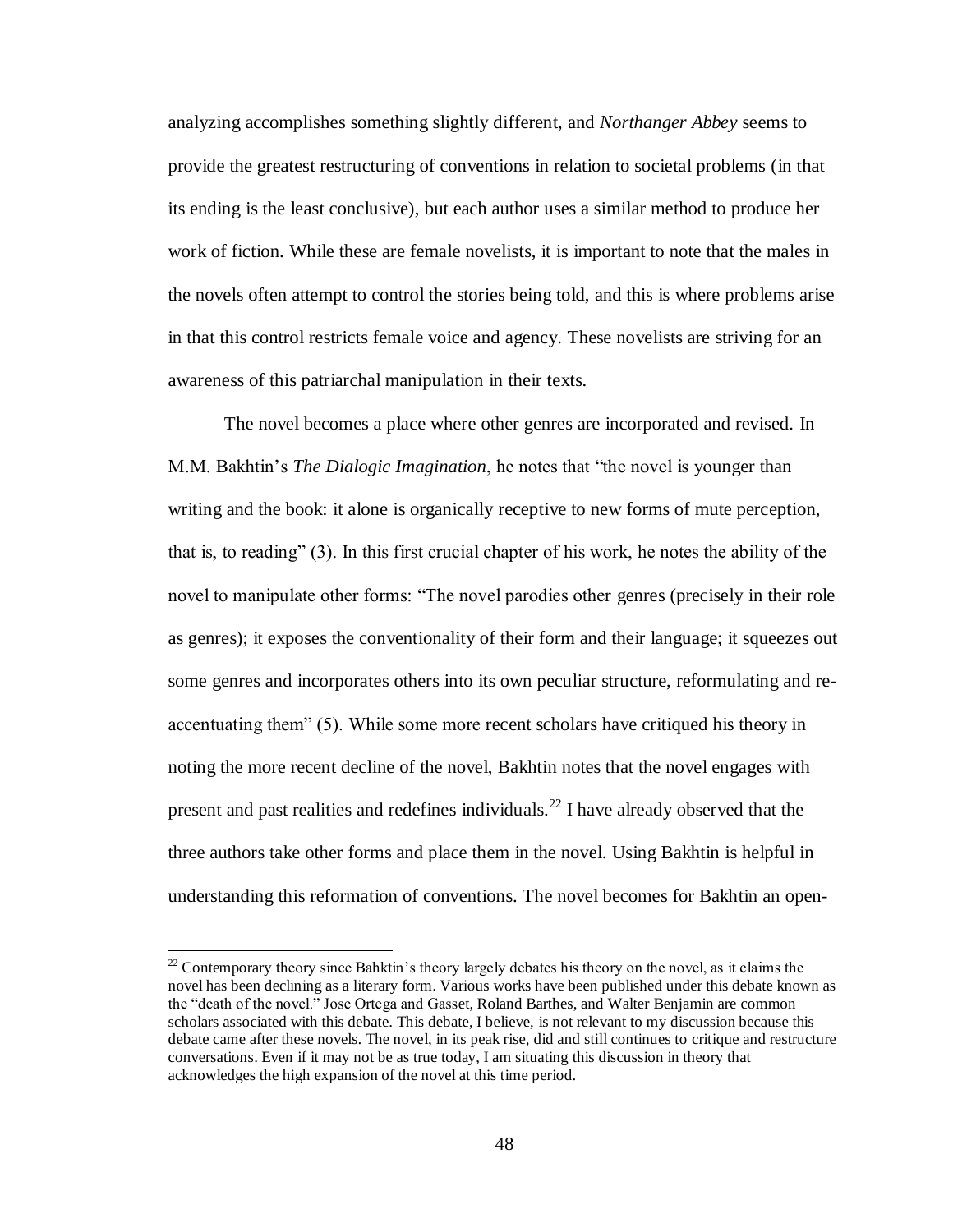analyzing accomplishes something slightly different, and *Northanger Abbey* seems to provide the greatest restructuring of conventions in relation to societal problems (in that its ending is the least conclusive), but each author uses a similar method to produce her work of fiction. While these are female novelists, it is important to note that the males in the novels often attempt to control the stories being told, and this is where problems arise in that this control restricts female voice and agency. These novelists are striving for an awareness of this patriarchal manipulation in their texts.

The novel becomes a place where other genres are incorporated and revised. In M.M. Bakhtin's *The Dialogic Imagination*, he notes that "the novel is younger than writing and the book: it alone is organically receptive to new forms of mute perception, that is, to reading" (3). In this first crucial chapter of his work, he notes the ability of the novel to manipulate other forms: "The novel parodies other genres (precisely in their role as genres); it exposes the conventionality of their form and their language; it squeezes out some genres and incorporates others into its own peculiar structure, reformulating and re-accentuating them" (5). While some more recent scholars have critiqued his theory in noting the more recent decline of the novel, Bakhtin notes that the novel engages with present and past realities and redefines individuals.[22] I have already observed that the three authors take other forms and place them in the novel. Using Bakhtin is helpful in understanding this reformation of conventions. The novel becomes for Bakhtin an open-

[22] Contemporary theory since Bahktin's theory largely debates his theory on the novel, as it claims the novel has been declining as a literary form. Various works have been published under this debate known as the "death of the novel." Jose Ortega and Gasset, Roland Barthes, and Walter Benjamin are common scholars associated with this debate. This debate, I believe, is not relevant to my discussion because this debate came after these novels. The novel, in its peak rise, did and still continues to critique and restructure conversations. Even if it may not be as true today, I am situating this discussion in theory that acknowledges the high expansion of the novel at this time period.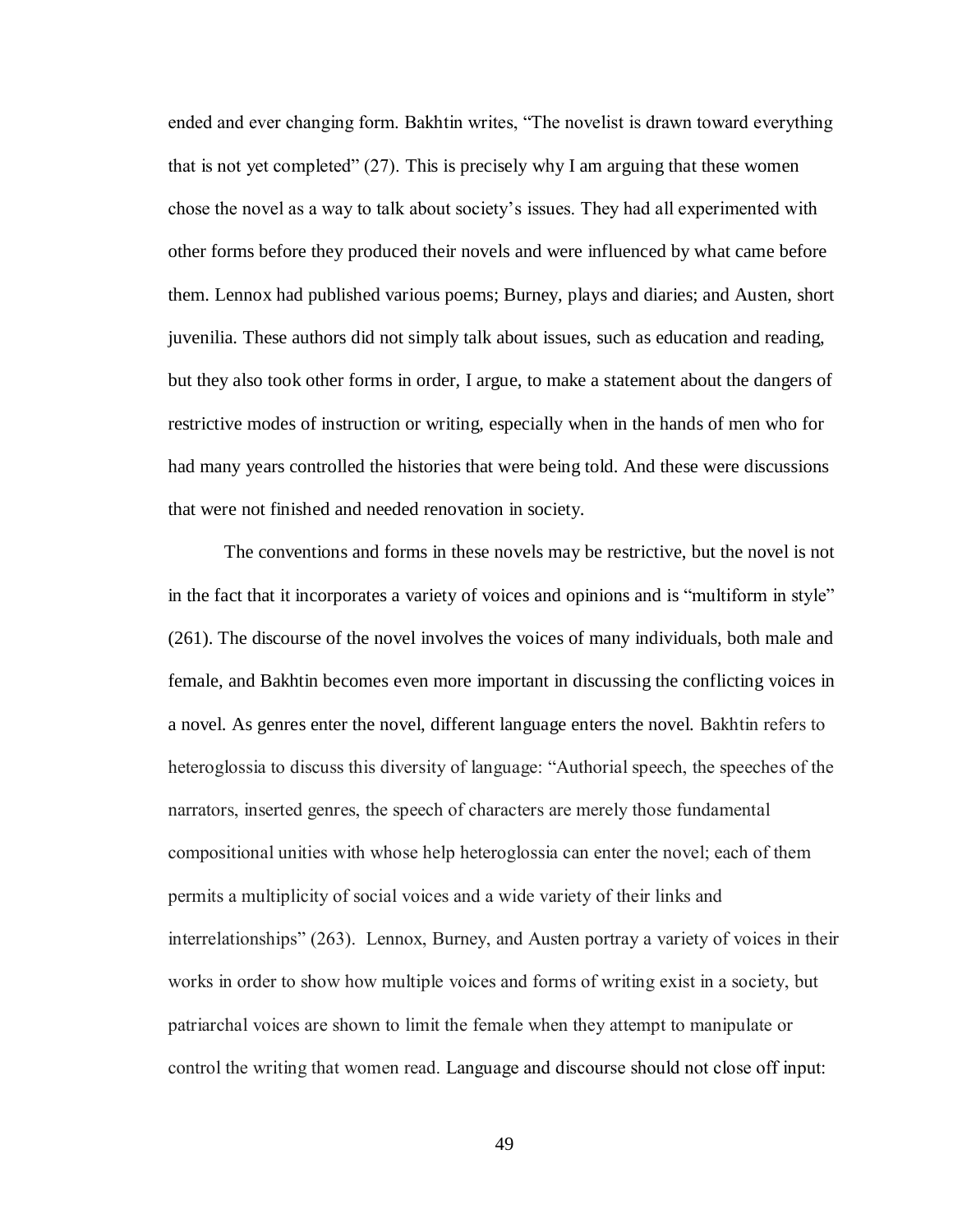ended and ever changing form. Bakhtin writes, "The novelist is drawn toward everything that is not yet completed" (27). This is precisely why I am arguing that these women chose the novel as a way to talk about society's issues. They had all experimented with other forms before they produced their novels and were influenced by what came before them. Lennox had published various poems; Burney, plays and diaries; and Austen, short juvenilia. These authors did not simply talk about issues, such as education and reading, but they also took other forms in order, I argue, to make a statement about the dangers of restrictive modes of instruction or writing, especially when in the hands of men who for had many years controlled the histories that were being told. And these were discussions that were not finished and needed renovation in society.

The conventions and forms in these novels may be restrictive, but the novel is not in the fact that it incorporates a variety of voices and opinions and is "multiform in style" (261). The discourse of the novel involves the voices of many individuals, both male and female, and Bakhtin becomes even more important in discussing the conflicting voices in a novel. As genres enter the novel, different language enters the novel. Bakhtin refers to heteroglossia to discuss this diversity of language: "Authorial speech, the speeches of the narrators, inserted genres, the speech of characters are merely those fundamental compositional unities with whose help heteroglossia can enter the novel; each of them permits a multiplicity of social voices and a wide variety of their links and interrelationships" (263). Lennox, Burney, and Austen portray a variety of voices in their works in order to show how multiple voices and forms of writing exist in a society, but patriarchal voices are shown to limit the female when they attempt to manipulate or control the writing that women read. Language and discourse should not close off input: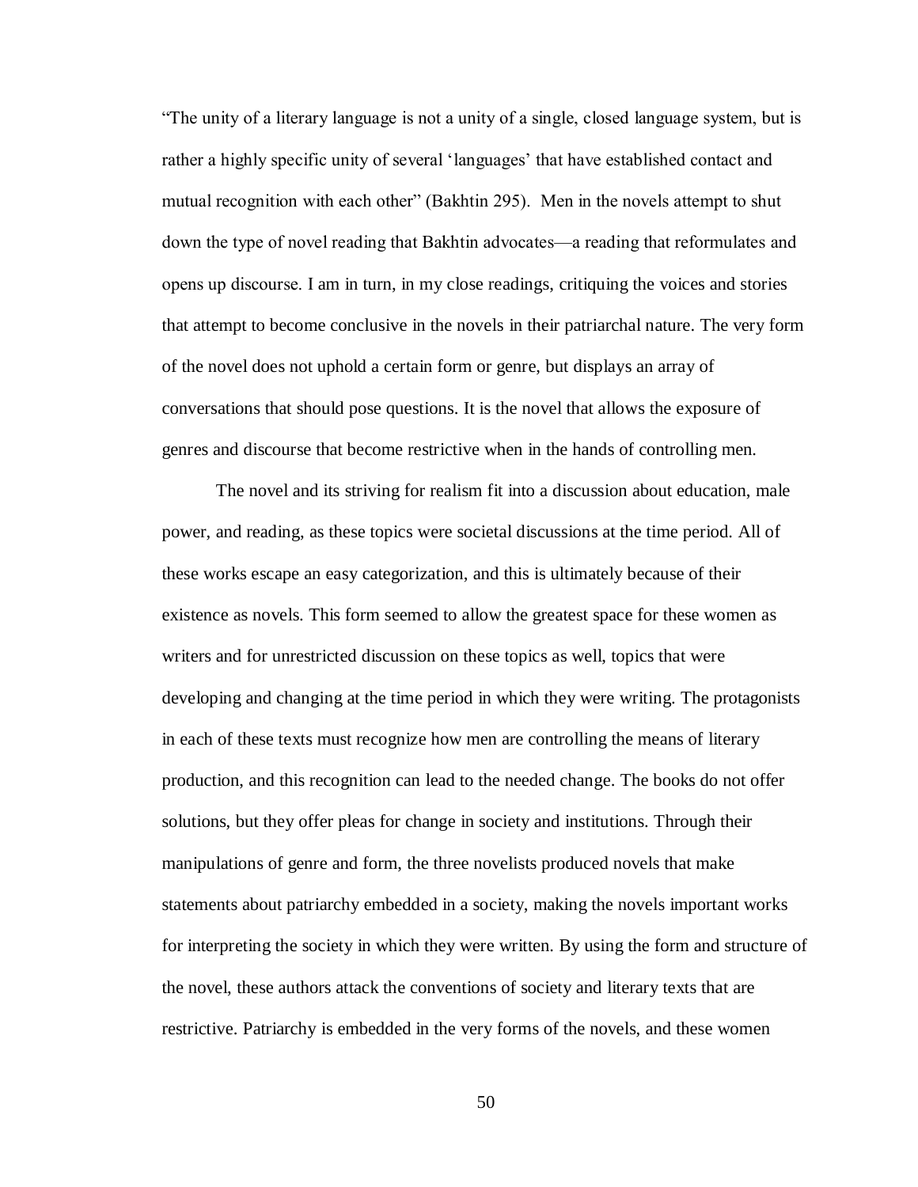"The unity of a literary language is not a unity of a single, closed language system, but is rather a highly specific unity of several 'languages' that have established contact and mutual recognition with each other" (Bakhtin 295). Men in the novels attempt to shut down the type of novel reading that Bakhtin advocates—a reading that reformulates and opens up discourse. I am in turn, in my close readings, critiquing the voices and stories that attempt to become conclusive in the novels in their patriarchal nature. The very form of the novel does not uphold a certain form or genre, but displays an array of conversations that should pose questions. It is the novel that allows the exposure of genres and discourse that become restrictive when in the hands of controlling men.

The novel and its striving for realism fit into a discussion about education, male power, and reading, as these topics were societal discussions at the time period. All of these works escape an easy categorization, and this is ultimately because of their existence as novels. This form seemed to allow the greatest space for these women as writers and for unrestricted discussion on these topics as well, topics that were developing and changing at the time period in which they were writing. The protagonists in each of these texts must recognize how men are controlling the means of literary production, and this recognition can lead to the needed change. The books do not offer solutions, but they offer pleas for change in society and institutions. Through their manipulations of genre and form, the three novelists produced novels that make statements about patriarchy embedded in a society, making the novels important works for interpreting the society in which they were written. By using the form and structure of the novel, these authors attack the conventions of society and literary texts that are restrictive. Patriarchy is embedded in the very forms of the novels, and these women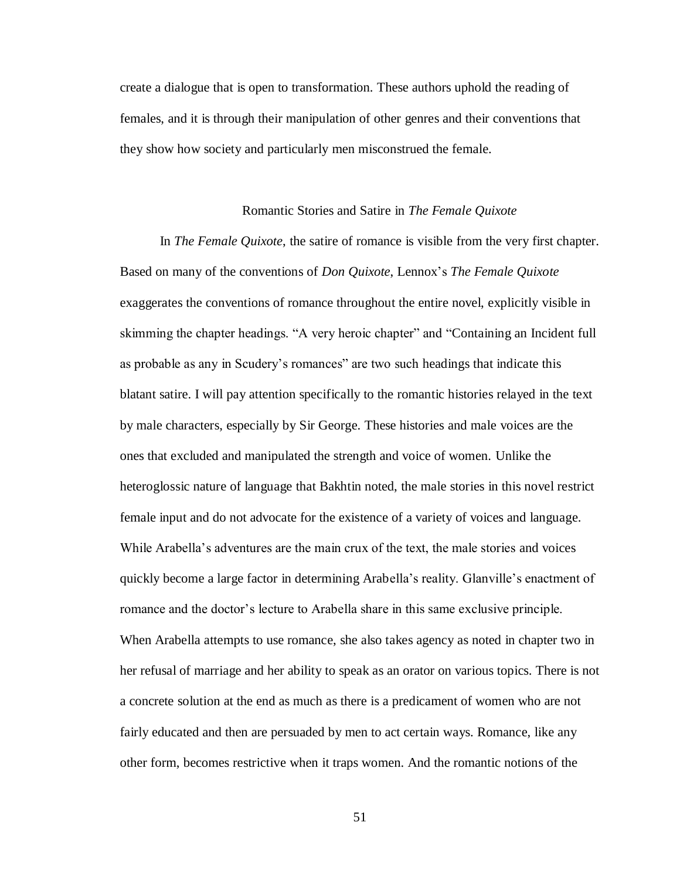create a dialogue that is open to transformation. These authors uphold the reading of females, and it is through their manipulation of other genres and their conventions that they show how society and particularly men misconstrued the female.

## Romantic Stories and Satire in *The Female Quixote*

In *The Female Quixote*, the satire of romance is visible from the very first chapter. Based on many of the conventions of *Don Quixote*, Lennox's *The Female Quixote* exaggerates the conventions of romance throughout the entire novel, explicitly visible in skimming the chapter headings. "A very heroic chapter" and "Containing an Incident full as probable as any in Scudery's romances" are two such headings that indicate this blatant satire. I will pay attention specifically to the romantic histories relayed in the text by male characters, especially by Sir George. These histories and male voices are the ones that excluded and manipulated the strength and voice of women. Unlike the heteroglossic nature of language that Bakhtin noted, the male stories in this novel restrict female input and do not advocate for the existence of a variety of voices and language. While Arabella's adventures are the main crux of the text, the male stories and voices quickly become a large factor in determining Arabella's reality. Glanville's enactment of romance and the doctor's lecture to Arabella share in this same exclusive principle. When Arabella attempts to use romance, she also takes agency as noted in chapter two in her refusal of marriage and her ability to speak as an orator on various topics. There is not a concrete solution at the end as much as there is a predicament of women who are not fairly educated and then are persuaded by men to act certain ways. Romance, like any other form, becomes restrictive when it traps women. And the romantic notions of the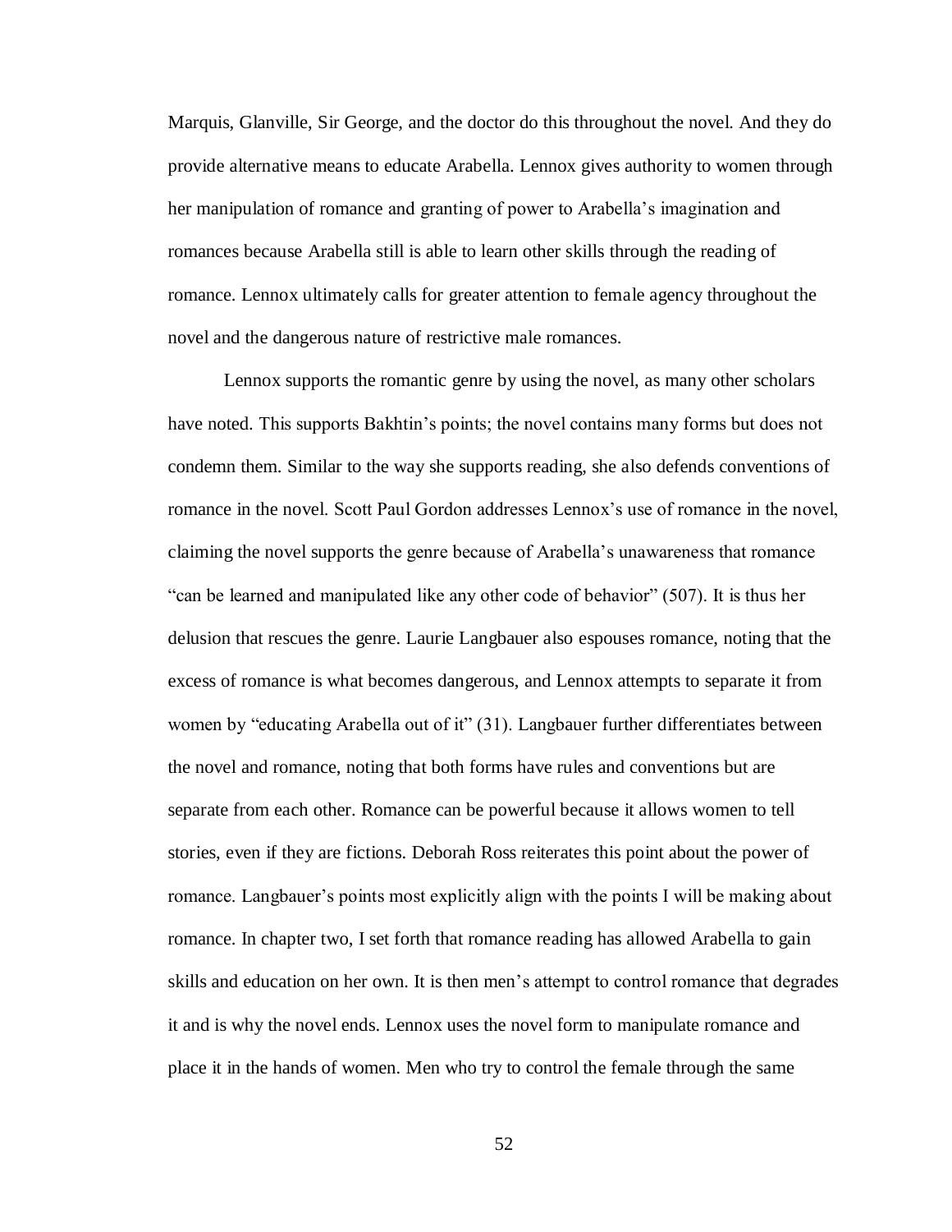Marquis, Glanville, Sir George, and the doctor do this throughout the novel. And they do provide alternative means to educate Arabella. Lennox gives authority to women through her manipulation of romance and granting of power to Arabella's imagination and romances because Arabella still is able to learn other skills through the reading of romance. Lennox ultimately calls for greater attention to female agency throughout the novel and the dangerous nature of restrictive male romances.

Lennox supports the romantic genre by using the novel, as many other scholars have noted. This supports Bakhtin's points; the novel contains many forms but does not condemn them. Similar to the way she supports reading, she also defends conventions of romance in the novel. Scott Paul Gordon addresses Lennox's use of romance in the novel, claiming the novel supports the genre because of Arabella's unawareness that romance "can be learned and manipulated like any other code of behavior" (507). It is thus her delusion that rescues the genre. Laurie Langbauer also espouses romance, noting that the excess of romance is what becomes dangerous, and Lennox attempts to separate it from women by "educating Arabella out of it" (31). Langbauer further differentiates between the novel and romance, noting that both forms have rules and conventions but are separate from each other. Romance can be powerful because it allows women to tell stories, even if they are fictions. Deborah Ross reiterates this point about the power of romance. Langbauer's points most explicitly align with the points I will be making about romance. In chapter two, I set forth that romance reading has allowed Arabella to gain skills and education on her own. It is then men's attempt to control romance that degrades it and is why the novel ends. Lennox uses the novel form to manipulate romance and place it in the hands of women. Men who try to control the female through the same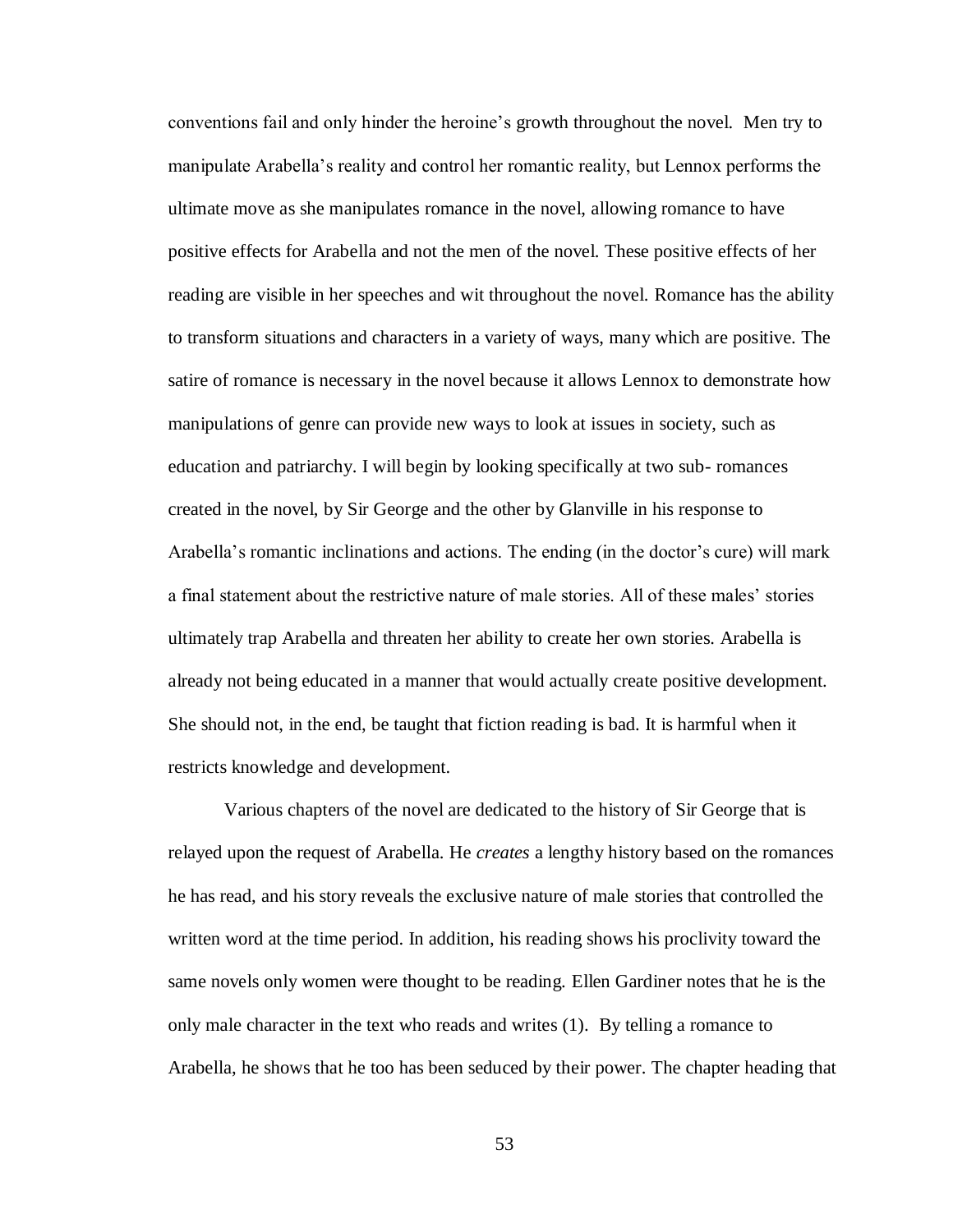conventions fail and only hinder the heroine's growth throughout the novel. Men try to manipulate Arabella's reality and control her romantic reality, but Lennox performs the ultimate move as she manipulates romance in the novel, allowing romance to have positive effects for Arabella and not the men of the novel. These positive effects of her reading are visible in her speeches and wit throughout the novel. Romance has the ability to transform situations and characters in a variety of ways, many which are positive. The satire of romance is necessary in the novel because it allows Lennox to demonstrate how manipulations of genre can provide new ways to look at issues in society, such as education and patriarchy. I will begin by looking specifically at two sub- romances created in the novel, by Sir George and the other by Glanville in his response to Arabella's romantic inclinations and actions. The ending (in the doctor's cure) will mark a final statement about the restrictive nature of male stories. All of these males' stories ultimately trap Arabella and threaten her ability to create her own stories. Arabella is already not being educated in a manner that would actually create positive development. She should not, in the end, be taught that fiction reading is bad. It is harmful when it restricts knowledge and development.

Various chapters of the novel are dedicated to the history of Sir George that is relayed upon the request of Arabella. He *creates* a lengthy history based on the romances he has read, and his story reveals the exclusive nature of male stories that controlled the written word at the time period. In addition, his reading shows his proclivity toward the same novels only women were thought to be reading. Ellen Gardiner notes that he is the only male character in the text who reads and writes (1). By telling a romance to Arabella, he shows that he too has been seduced by their power. The chapter heading that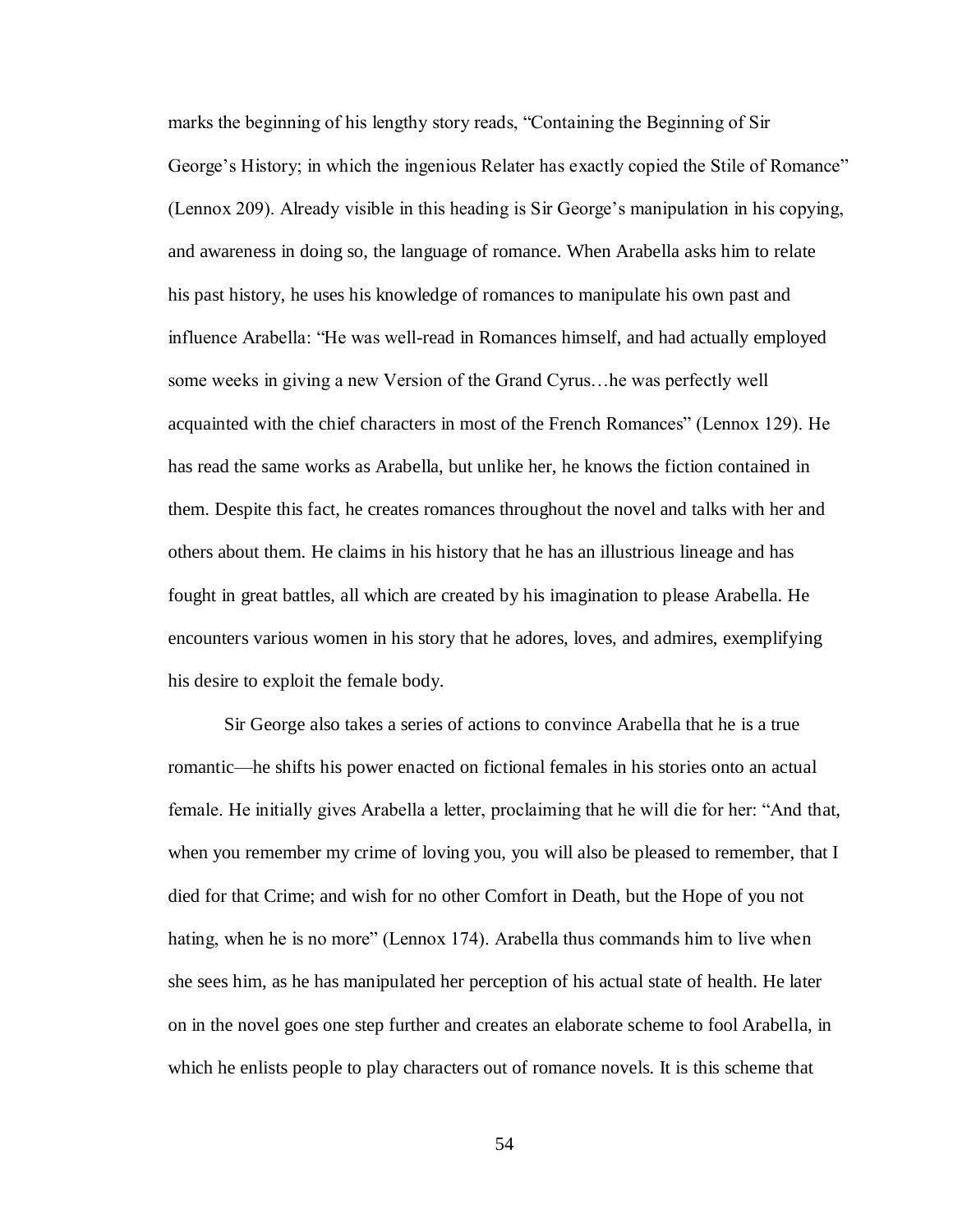marks the beginning of his lengthy story reads, "Containing the Beginning of Sir George's History; in which the ingenious Relater has exactly copied the Stile of Romance" (Lennox 209). Already visible in this heading is Sir George's manipulation in his copying, and awareness in doing so, the language of romance. When Arabella asks him to relate his past history, he uses his knowledge of romances to manipulate his own past and influence Arabella: "He was well-read in Romances himself, and had actually employed some weeks in giving a new Version of the Grand Cyrus…he was perfectly well acquainted with the chief characters in most of the French Romances" (Lennox 129). He has read the same works as Arabella, but unlike her, he knows the fiction contained in them. Despite this fact, he creates romances throughout the novel and talks with her and others about them. He claims in his history that he has an illustrious lineage and has fought in great battles, all which are created by his imagination to please Arabella. He encounters various women in his story that he adores, loves, and admires, exemplifying his desire to exploit the female body.

Sir George also takes a series of actions to convince Arabella that he is a true romantic—he shifts his power enacted on fictional females in his stories onto an actual female. He initially gives Arabella a letter, proclaiming that he will die for her: "And that, when you remember my crime of loving you, you will also be pleased to remember, that I died for that Crime; and wish for no other Comfort in Death, but the Hope of you not hating, when he is no more" (Lennox 174). Arabella thus commands him to live when she sees him, as he has manipulated her perception of his actual state of health. He later on in the novel goes one step further and creates an elaborate scheme to fool Arabella, in which he enlists people to play characters out of romance novels. It is this scheme that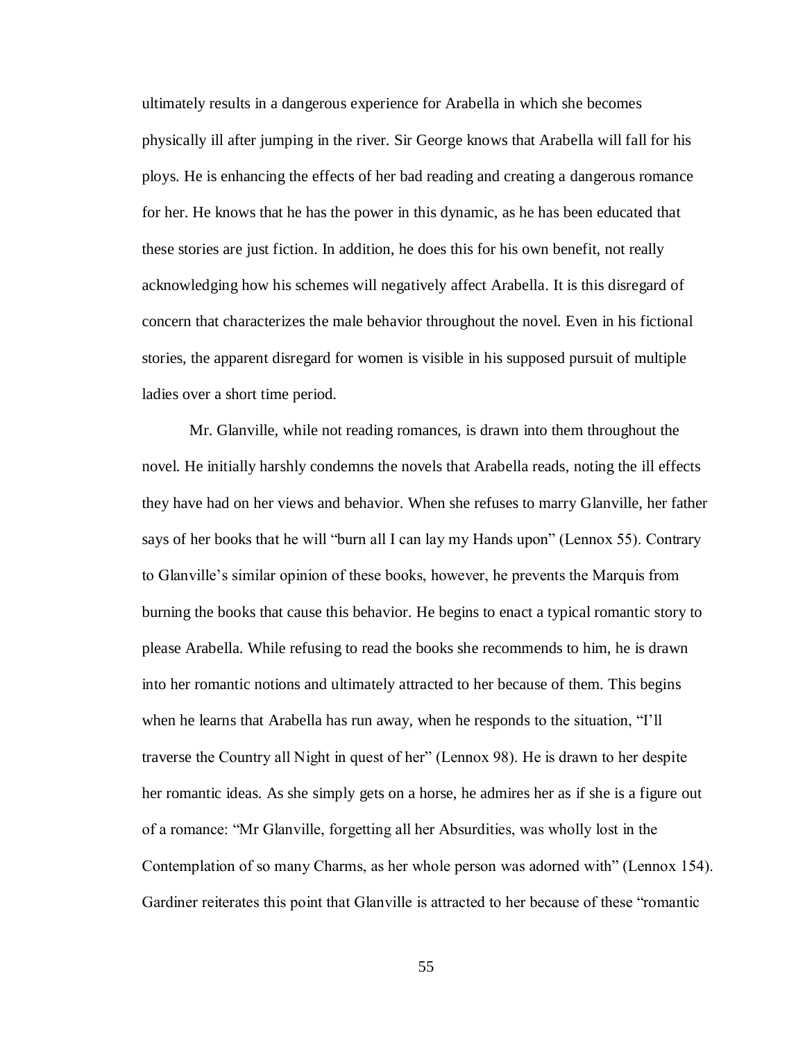ultimately results in a dangerous experience for Arabella in which she becomes physically ill after jumping in the river. Sir George knows that Arabella will fall for his ploys. He is enhancing the effects of her bad reading and creating a dangerous romance for her. He knows that he has the power in this dynamic, as he has been educated that these stories are just fiction. In addition, he does this for his own benefit, not really acknowledging how his schemes will negatively affect Arabella. It is this disregard of concern that characterizes the male behavior throughout the novel. Even in his fictional stories, the apparent disregard for women is visible in his supposed pursuit of multiple ladies over a short time period.

Mr. Glanville, while not reading romances, is drawn into them throughout the novel. He initially harshly condemns the novels that Arabella reads, noting the ill effects they have had on her views and behavior. When she refuses to marry Glanville, her father says of her books that he will "burn all I can lay my Hands upon" (Lennox 55). Contrary to Glanville's similar opinion of these books, however, he prevents the Marquis from burning the books that cause this behavior. He begins to enact a typical romantic story to please Arabella. While refusing to read the books she recommends to him, he is drawn into her romantic notions and ultimately attracted to her because of them. This begins when he learns that Arabella has run away, when he responds to the situation, "I'll traverse the Country all Night in quest of her" (Lennox 98). He is drawn to her despite her romantic ideas. As she simply gets on a horse, he admires her as if she is a figure out of a romance: "Mr Glanville, forgetting all her Absurdities, was wholly lost in the Contemplation of so many Charms, as her whole person was adorned with" (Lennox 154). Gardiner reiterates this point that Glanville is attracted to her because of these "romantic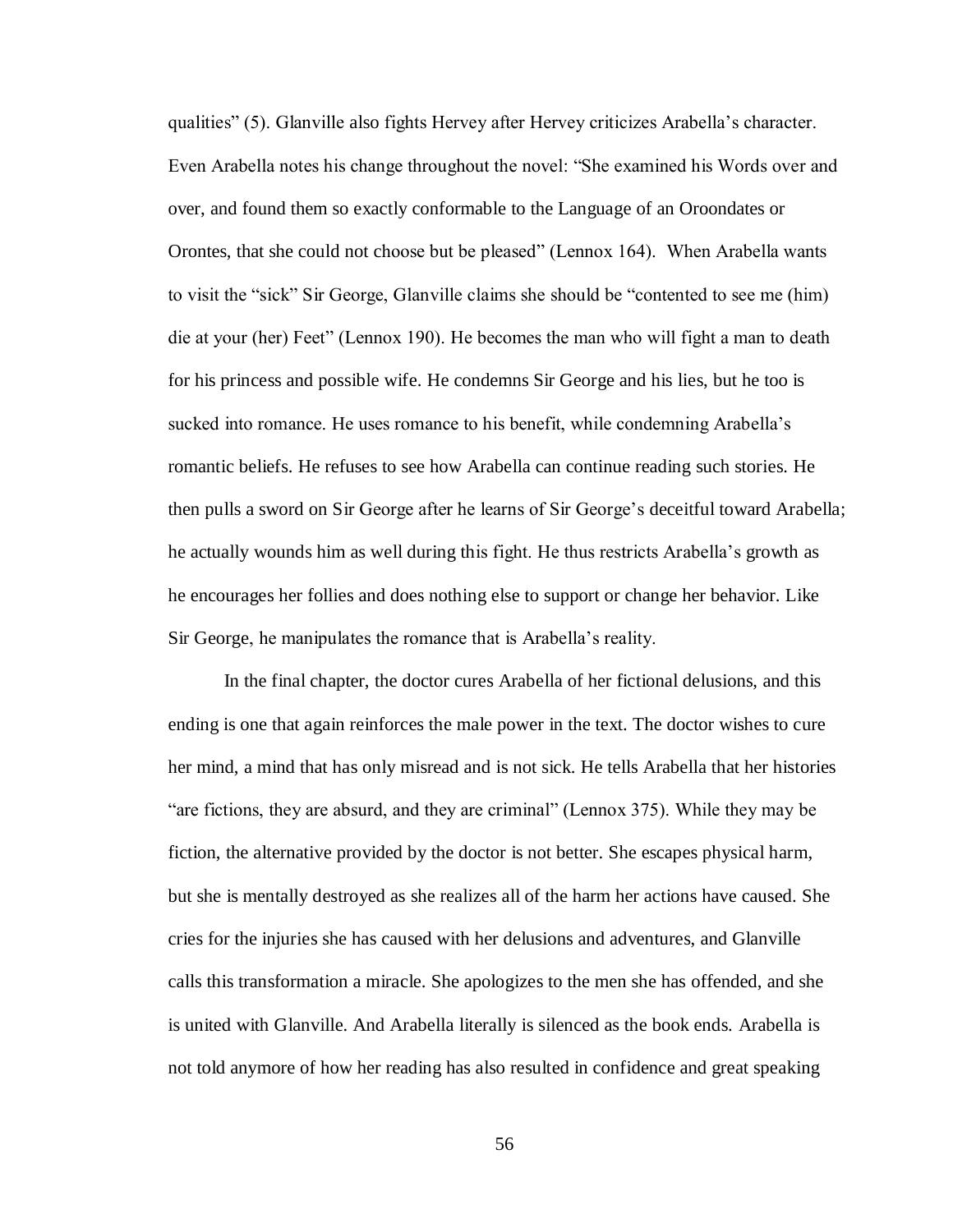qualities" (5). Glanville also fights Hervey after Hervey criticizes Arabella's character. Even Arabella notes his change throughout the novel: "She examined his Words over and over, and found them so exactly conformable to the Language of an Oroondates or Orontes, that she could not choose but be pleased" (Lennox 164). When Arabella wants to visit the "sick" Sir George, Glanville claims she should be "contented to see me (him) die at your (her) Feet" (Lennox 190). He becomes the man who will fight a man to death for his princess and possible wife. He condemns Sir George and his lies, but he too is sucked into romance. He uses romance to his benefit, while condemning Arabella's romantic beliefs. He refuses to see how Arabella can continue reading such stories. He then pulls a sword on Sir George after he learns of Sir George's deceitful toward Arabella; he actually wounds him as well during this fight. He thus restricts Arabella's growth as he encourages her follies and does nothing else to support or change her behavior. Like Sir George, he manipulates the romance that is Arabella's reality.

In the final chapter, the doctor cures Arabella of her fictional delusions, and this ending is one that again reinforces the male power in the text. The doctor wishes to cure her mind, a mind that has only misread and is not sick. He tells Arabella that her histories "are fictions, they are absurd, and they are criminal" (Lennox 375). While they may be fiction, the alternative provided by the doctor is not better. She escapes physical harm, but she is mentally destroyed as she realizes all of the harm her actions have caused. She cries for the injuries she has caused with her delusions and adventures, and Glanville calls this transformation a miracle. She apologizes to the men she has offended, and she is united with Glanville. And Arabella literally is silenced as the book ends. Arabella is not told anymore of how her reading has also resulted in confidence and great speaking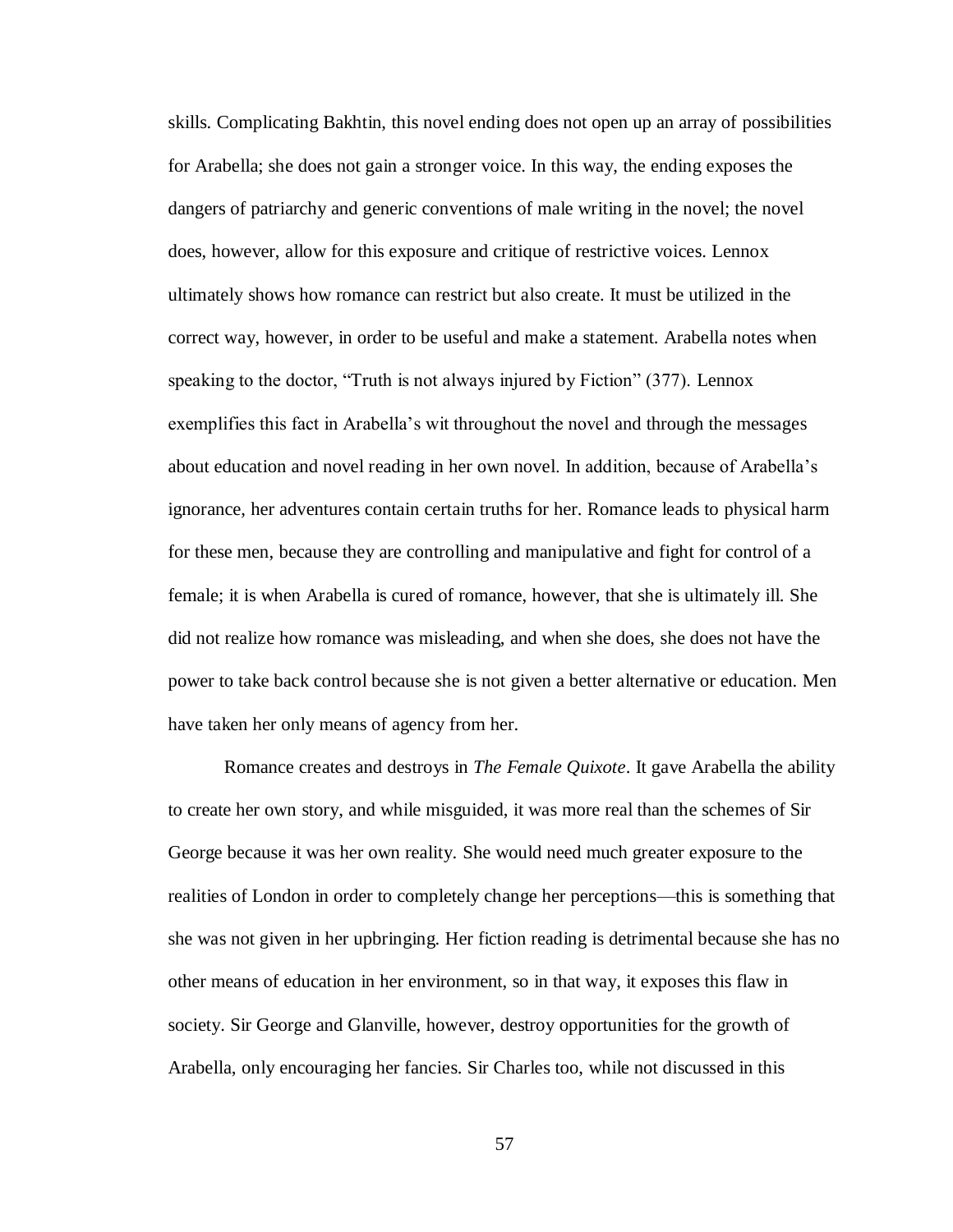skills. Complicating Bakhtin, this novel ending does not open up an array of possibilities for Arabella; she does not gain a stronger voice. In this way, the ending exposes the dangers of patriarchy and generic conventions of male writing in the novel; the novel does, however, allow for this exposure and critique of restrictive voices. Lennox ultimately shows how romance can restrict but also create. It must be utilized in the correct way, however, in order to be useful and make a statement. Arabella notes when speaking to the doctor, "Truth is not always injured by Fiction" (377). Lennox exemplifies this fact in Arabella's wit throughout the novel and through the messages about education and novel reading in her own novel. In addition, because of Arabella's ignorance, her adventures contain certain truths for her. Romance leads to physical harm for these men, because they are controlling and manipulative and fight for control of a female; it is when Arabella is cured of romance, however, that she is ultimately ill. She did not realize how romance was misleading, and when she does, she does not have the power to take back control because she is not given a better alternative or education. Men have taken her only means of agency from her.

Romance creates and destroys in *The Female Quixote*. It gave Arabella the ability to create her own story, and while misguided, it was more real than the schemes of Sir George because it was her own reality. She would need much greater exposure to the realities of London in order to completely change her perceptions—this is something that she was not given in her upbringing. Her fiction reading is detrimental because she has no other means of education in her environment, so in that way, it exposes this flaw in society. Sir George and Glanville, however, destroy opportunities for the growth of Arabella, only encouraging her fancies. Sir Charles too, while not discussed in this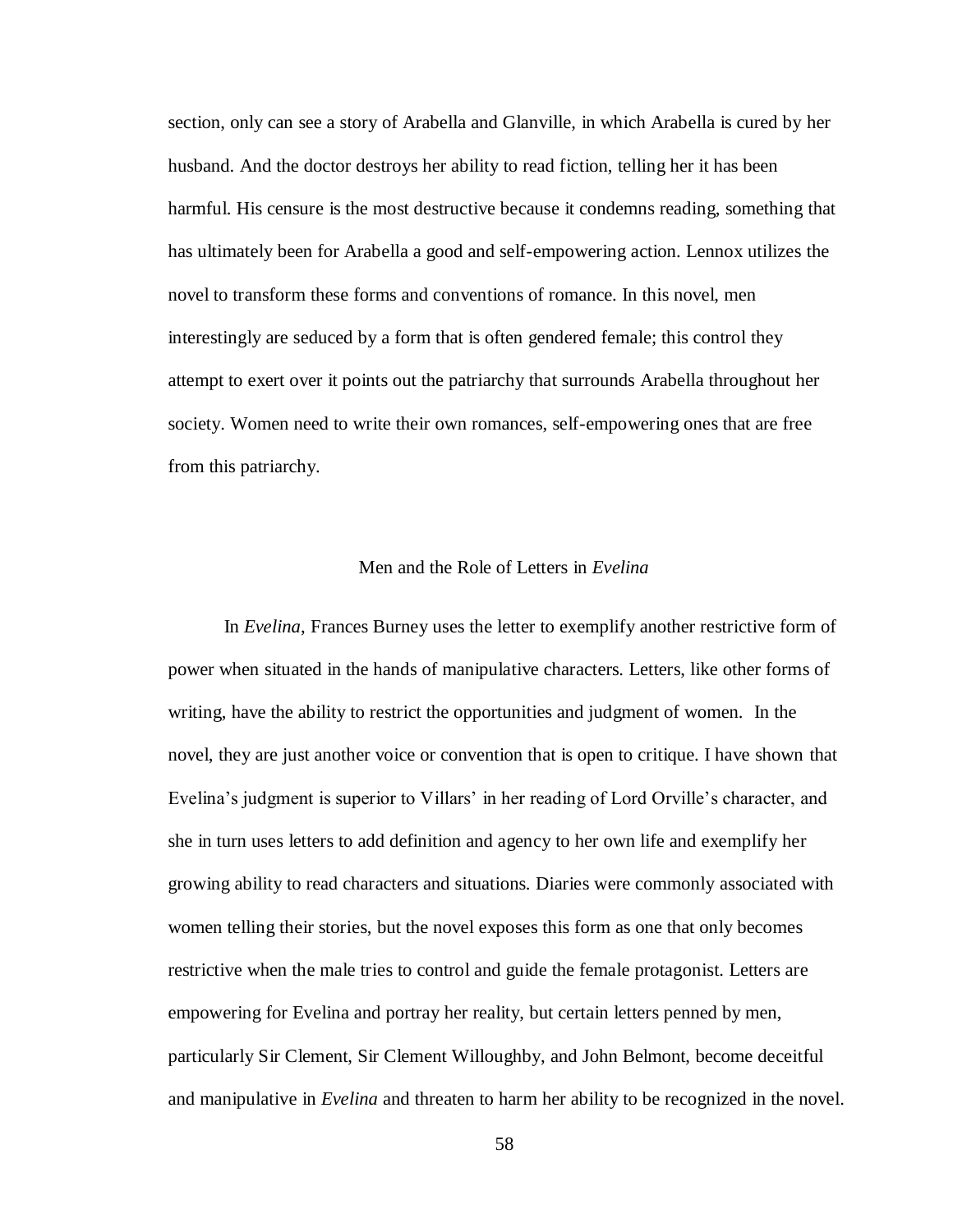section, only can see a story of Arabella and Glanville, in which Arabella is cured by her husband. And the doctor destroys her ability to read fiction, telling her it has been harmful. His censure is the most destructive because it condemns reading, something that has ultimately been for Arabella a good and self-empowering action. Lennox utilizes the novel to transform these forms and conventions of romance. In this novel, men interestingly are seduced by a form that is often gendered female; this control they attempt to exert over it points out the patriarchy that surrounds Arabella throughout her society. Women need to write their own romances, self-empowering ones that are free from this patriarchy.

## Men and the Role of Letters in *Evelina*

In *Evelina*, Frances Burney uses the letter to exemplify another restrictive form of power when situated in the hands of manipulative characters. Letters, like other forms of writing, have the ability to restrict the opportunities and judgment of women. In the novel, they are just another voice or convention that is open to critique. I have shown that Evelina's judgment is superior to Villars' in her reading of Lord Orville's character, and she in turn uses letters to add definition and agency to her own life and exemplify her growing ability to read characters and situations. Diaries were commonly associated with women telling their stories, but the novel exposes this form as one that only becomes restrictive when the male tries to control and guide the female protagonist. Letters are empowering for Evelina and portray her reality, but certain letters penned by men, particularly Sir Clement, Sir Clement Willoughby, and John Belmont, become deceitful and manipulative in *Evelina* and threaten to harm her ability to be recognized in the novel.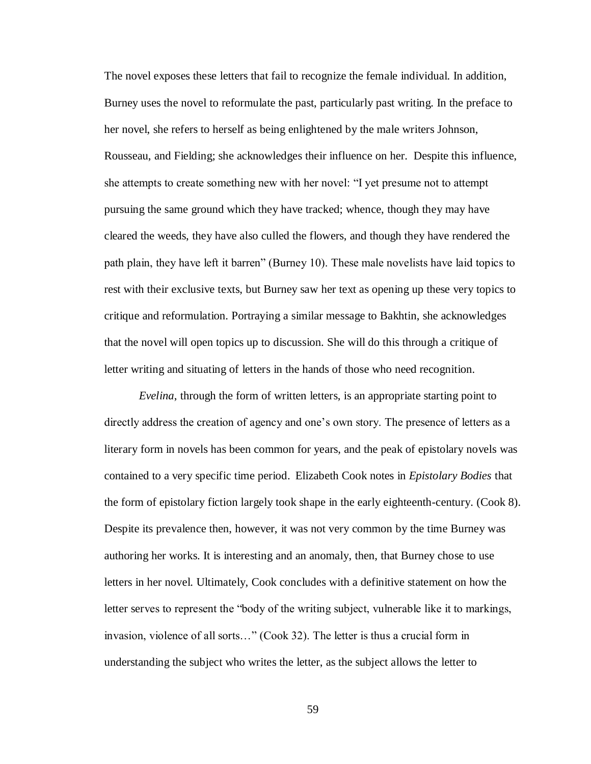The novel exposes these letters that fail to recognize the female individual. In addition, Burney uses the novel to reformulate the past, particularly past writing. In the preface to her novel, she refers to herself as being enlightened by the male writers Johnson, Rousseau, and Fielding; she acknowledges their influence on her. Despite this influence, she attempts to create something new with her novel: "I yet presume not to attempt pursuing the same ground which they have tracked; whence, though they may have cleared the weeds, they have also culled the flowers, and though they have rendered the path plain, they have left it barren" (Burney 10). These male novelists have laid topics to rest with their exclusive texts, but Burney saw her text as opening up these very topics to critique and reformulation. Portraying a similar message to Bakhtin, she acknowledges that the novel will open topics up to discussion. She will do this through a critique of letter writing and situating of letters in the hands of those who need recognition.

*Evelina,* through the form of written letters, is an appropriate starting point to directly address the creation of agency and one's own story. The presence of letters as a literary form in novels has been common for years, and the peak of epistolary novels was contained to a very specific time period. Elizabeth Cook notes in *Epistolary Bodies* that the form of epistolary fiction largely took shape in the early eighteenth-century. (Cook 8). Despite its prevalence then, however, it was not very common by the time Burney was authoring her works. It is interesting and an anomaly, then, that Burney chose to use letters in her novel. Ultimately, Cook concludes with a definitive statement on how the letter serves to represent the "body of the writing subject, vulnerable like it to markings, invasion, violence of all sorts…" (Cook 32). The letter is thus a crucial form in understanding the subject who writes the letter, as the subject allows the letter to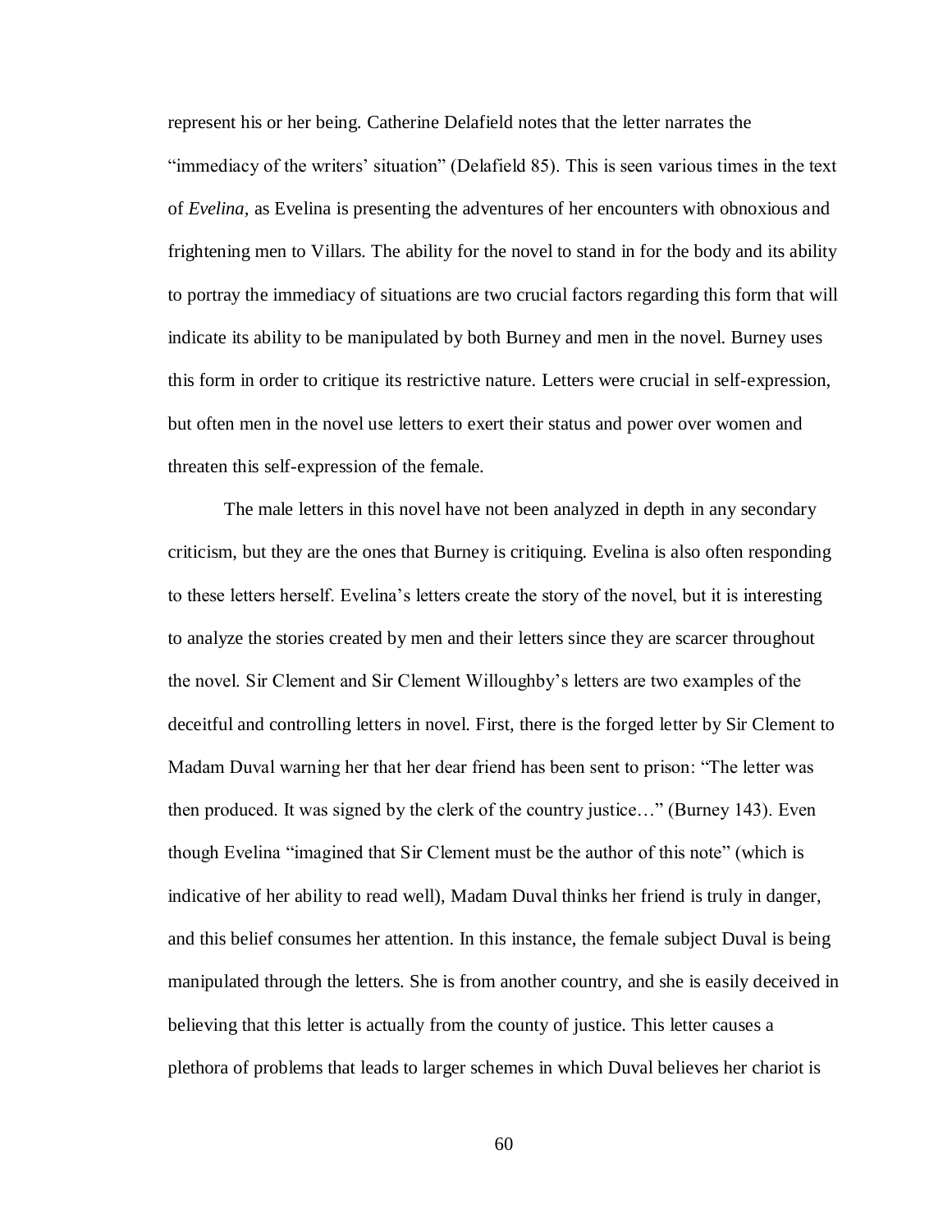represent his or her being. Catherine Delafield notes that the letter narrates the "immediacy of the writers' situation" (Delafield 85). This is seen various times in the text of *Evelina,* as Evelina is presenting the adventures of her encounters with obnoxious and frightening men to Villars. The ability for the novel to stand in for the body and its ability to portray the immediacy of situations are two crucial factors regarding this form that will indicate its ability to be manipulated by both Burney and men in the novel. Burney uses this form in order to critique its restrictive nature. Letters were crucial in self-expression, but often men in the novel use letters to exert their status and power over women and threaten this self-expression of the female.

The male letters in this novel have not been analyzed in depth in any secondary criticism, but they are the ones that Burney is critiquing. Evelina is also often responding to these letters herself. Evelina's letters create the story of the novel, but it is interesting to analyze the stories created by men and their letters since they are scarcer throughout the novel. Sir Clement and Sir Clement Willoughby's letters are two examples of the deceitful and controlling letters in novel. First, there is the forged letter by Sir Clement to Madam Duval warning her that her dear friend has been sent to prison: "The letter was then produced. It was signed by the clerk of the country justice…" (Burney 143). Even though Evelina "imagined that Sir Clement must be the author of this note" (which is indicative of her ability to read well), Madam Duval thinks her friend is truly in danger, and this belief consumes her attention. In this instance, the female subject Duval is being manipulated through the letters. She is from another country, and she is easily deceived in believing that this letter is actually from the county of justice. This letter causes a plethora of problems that leads to larger schemes in which Duval believes her chariot is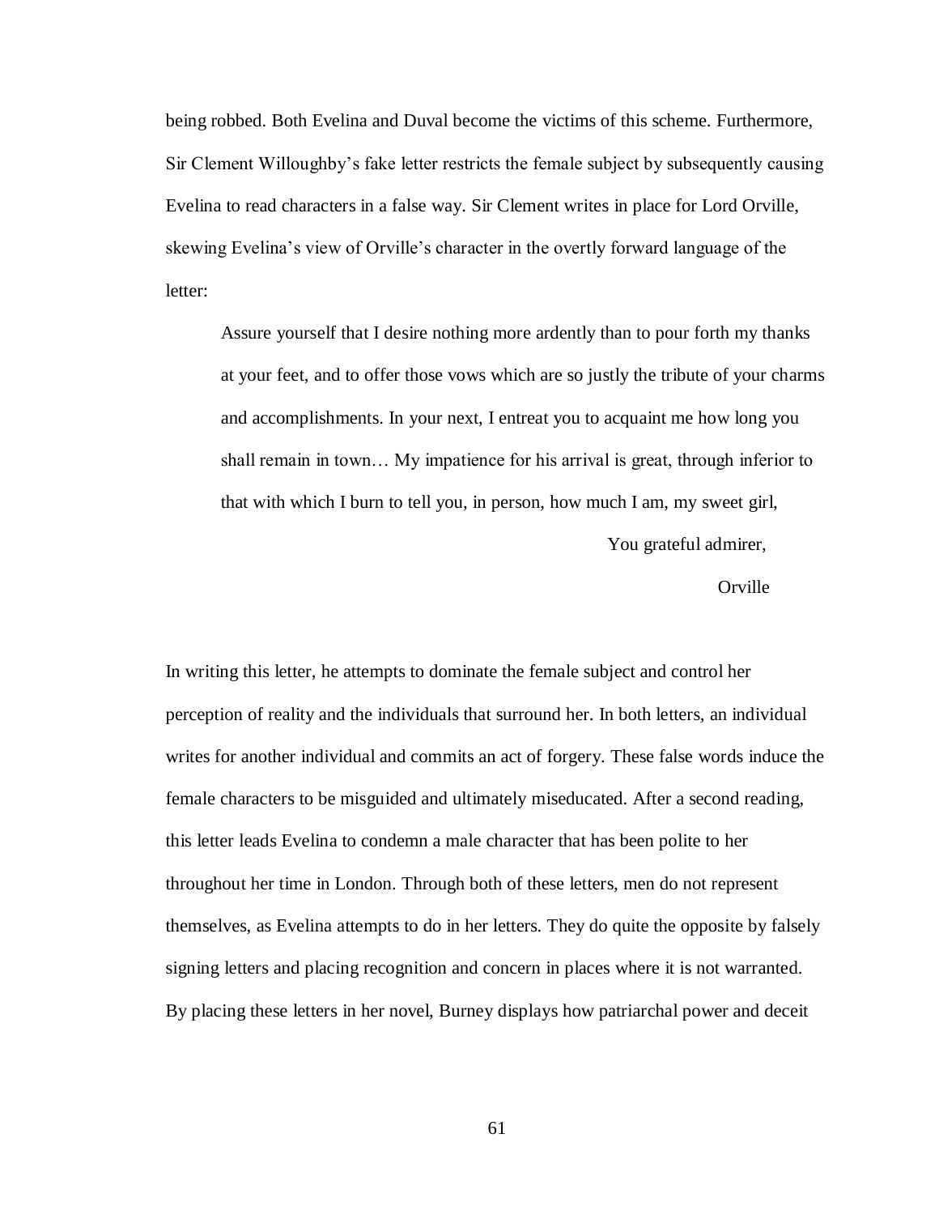being robbed. Both Evelina and Duval become the victims of this scheme. Furthermore, Sir Clement Willoughby's fake letter restricts the female subject by subsequently causing Evelina to read characters in a false way. Sir Clement writes in place for Lord Orville, skewing Evelina's view of Orville's character in the overtly forward language of the letter:

> Assure yourself that I desire nothing more ardently than to pour forth my thanks at your feet, and to offer those vows which are so justly the tribute of your charms and accomplishments. In your next, I entreat you to acquaint me how long you shall remain in town… My impatience for his arrival is great, through inferior to that with which I burn to tell you, in person, how much I am, my sweet girl,
>
> You grateful admirer,
>
> Orville

In writing this letter, he attempts to dominate the female subject and control her perception of reality and the individuals that surround her. In both letters, an individual writes for another individual and commits an act of forgery. These false words induce the female characters to be misguided and ultimately miseducated. After a second reading, this letter leads Evelina to condemn a male character that has been polite to her throughout her time in London. Through both of these letters, men do not represent themselves, as Evelina attempts to do in her letters. They do quite the opposite by falsely signing letters and placing recognition and concern in places where it is not warranted. By placing these letters in her novel, Burney displays how patriarchal power and deceit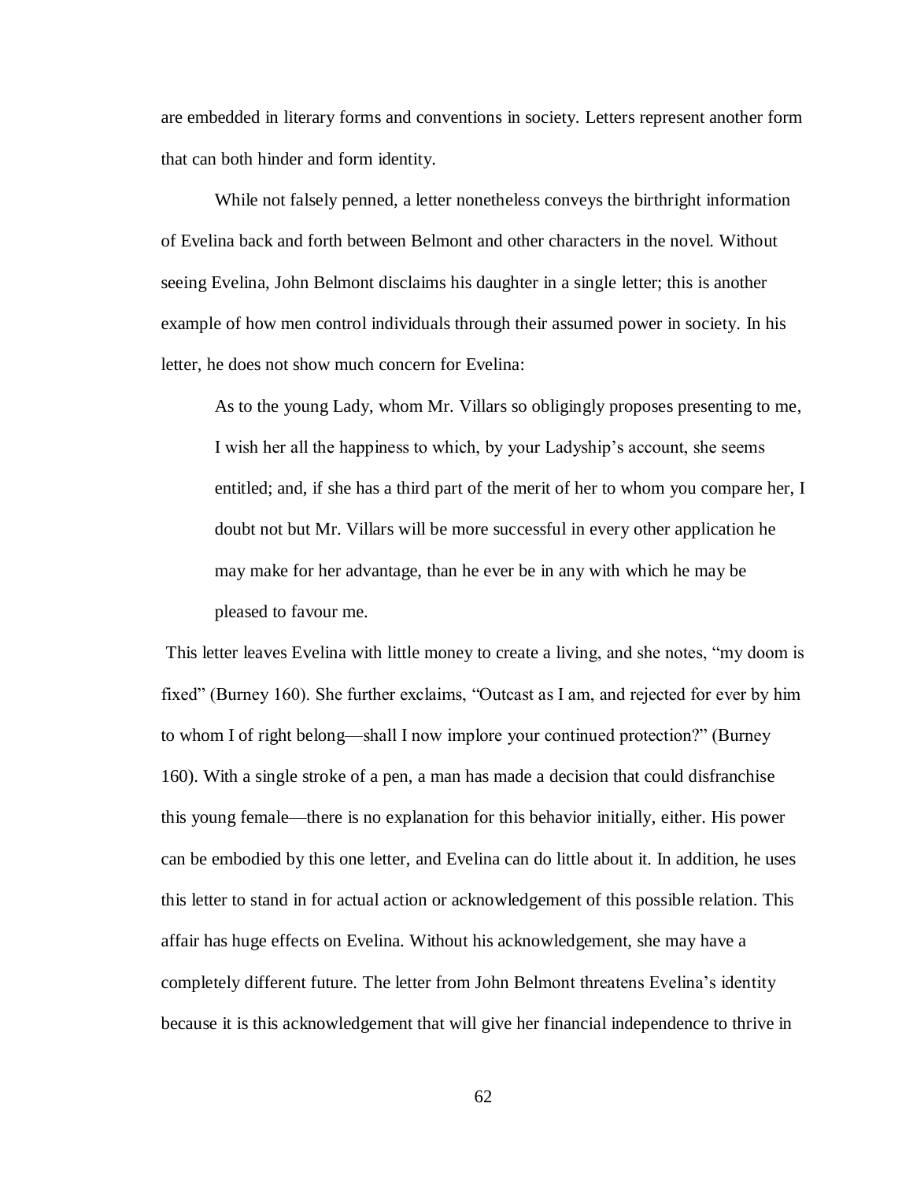are embedded in literary forms and conventions in society. Letters represent another form that can both hinder and form identity.

While not falsely penned, a letter nonetheless conveys the birthright information of Evelina back and forth between Belmont and other characters in the novel. Without seeing Evelina, John Belmont disclaims his daughter in a single letter; this is another example of how men control individuals through their assumed power in society. In his letter, he does not show much concern for Evelina:

> As to the young Lady, whom Mr. Villars so obligingly proposes presenting to me, I wish her all the happiness to which, by your Ladyship's account, she seems entitled; and, if she has a third part of the merit of her to whom you compare her, I doubt not but Mr. Villars will be more successful in every other application he may make for her advantage, than he ever be in any with which he may be pleased to favour me.

This letter leaves Evelina with little money to create a living, and she notes, "my doom is fixed" (Burney 160). She further exclaims, "Outcast as I am, and rejected for ever by him to whom I of right belong—shall I now implore your continued protection?" (Burney 160). With a single stroke of a pen, a man has made a decision that could disfranchise this young female—there is no explanation for this behavior initially, either. His power can be embodied by this one letter, and Evelina can do little about it. In addition, he uses this letter to stand in for actual action or acknowledgement of this possible relation. This affair has huge effects on Evelina. Without his acknowledgement, she may have a completely different future. The letter from John Belmont threatens Evelina's identity because it is this acknowledgement that will give her financial independence to thrive in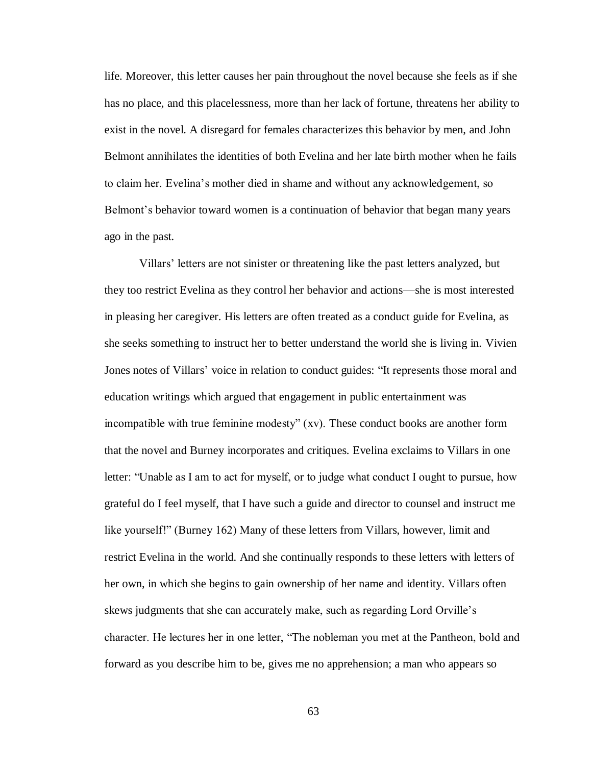life. Moreover, this letter causes her pain throughout the novel because she feels as if she has no place, and this placelessness, more than her lack of fortune, threatens her ability to exist in the novel. A disregard for females characterizes this behavior by men, and John Belmont annihilates the identities of both Evelina and her late birth mother when he fails to claim her. Evelina's mother died in shame and without any acknowledgement, so Belmont's behavior toward women is a continuation of behavior that began many years ago in the past.

Villars' letters are not sinister or threatening like the past letters analyzed, but they too restrict Evelina as they control her behavior and actions—she is most interested in pleasing her caregiver. His letters are often treated as a conduct guide for Evelina, as she seeks something to instruct her to better understand the world she is living in. Vivien Jones notes of Villars' voice in relation to conduct guides: "It represents those moral and education writings which argued that engagement in public entertainment was incompatible with true feminine modesty" (xv). These conduct books are another form that the novel and Burney incorporates and critiques. Evelina exclaims to Villars in one letter: "Unable as I am to act for myself, or to judge what conduct I ought to pursue, how grateful do I feel myself, that I have such a guide and director to counsel and instruct me like yourself!" (Burney 162) Many of these letters from Villars, however, limit and restrict Evelina in the world. And she continually responds to these letters with letters of her own, in which she begins to gain ownership of her name and identity. Villars often skews judgments that she can accurately make, such as regarding Lord Orville's character. He lectures her in one letter, "The nobleman you met at the Pantheon, bold and forward as you describe him to be, gives me no apprehension; a man who appears so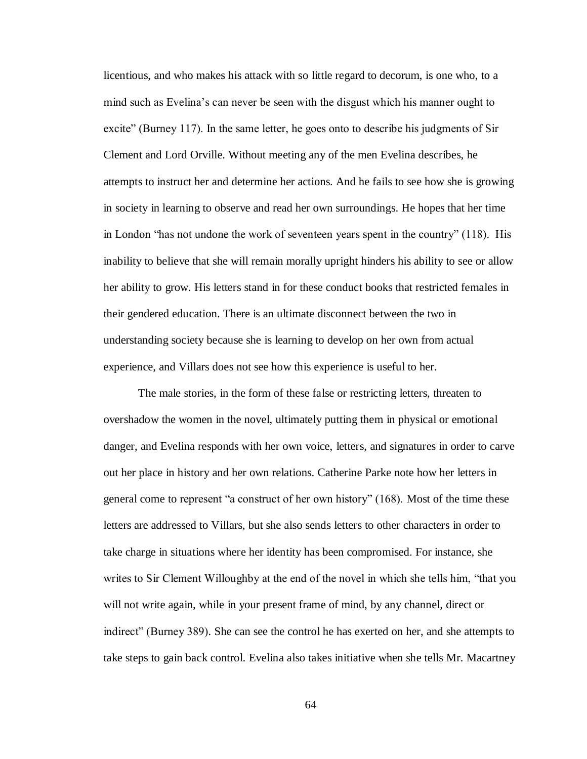licentious, and who makes his attack with so little regard to decorum, is one who, to a mind such as Evelina's can never be seen with the disgust which his manner ought to excite" (Burney 117). In the same letter, he goes onto to describe his judgments of Sir Clement and Lord Orville. Without meeting any of the men Evelina describes, he attempts to instruct her and determine her actions. And he fails to see how she is growing in society in learning to observe and read her own surroundings. He hopes that her time in London "has not undone the work of seventeen years spent in the country" (118). His inability to believe that she will remain morally upright hinders his ability to see or allow her ability to grow. His letters stand in for these conduct books that restricted females in their gendered education. There is an ultimate disconnect between the two in understanding society because she is learning to develop on her own from actual experience, and Villars does not see how this experience is useful to her.

The male stories, in the form of these false or restricting letters, threaten to overshadow the women in the novel, ultimately putting them in physical or emotional danger, and Evelina responds with her own voice, letters, and signatures in order to carve out her place in history and her own relations. Catherine Parke note how her letters in general come to represent "a construct of her own history" (168). Most of the time these letters are addressed to Villars, but she also sends letters to other characters in order to take charge in situations where her identity has been compromised. For instance, she writes to Sir Clement Willoughby at the end of the novel in which she tells him, "that you will not write again, while in your present frame of mind, by any channel, direct or indirect" (Burney 389). She can see the control he has exerted on her, and she attempts to take steps to gain back control. Evelina also takes initiative when she tells Mr. Macartney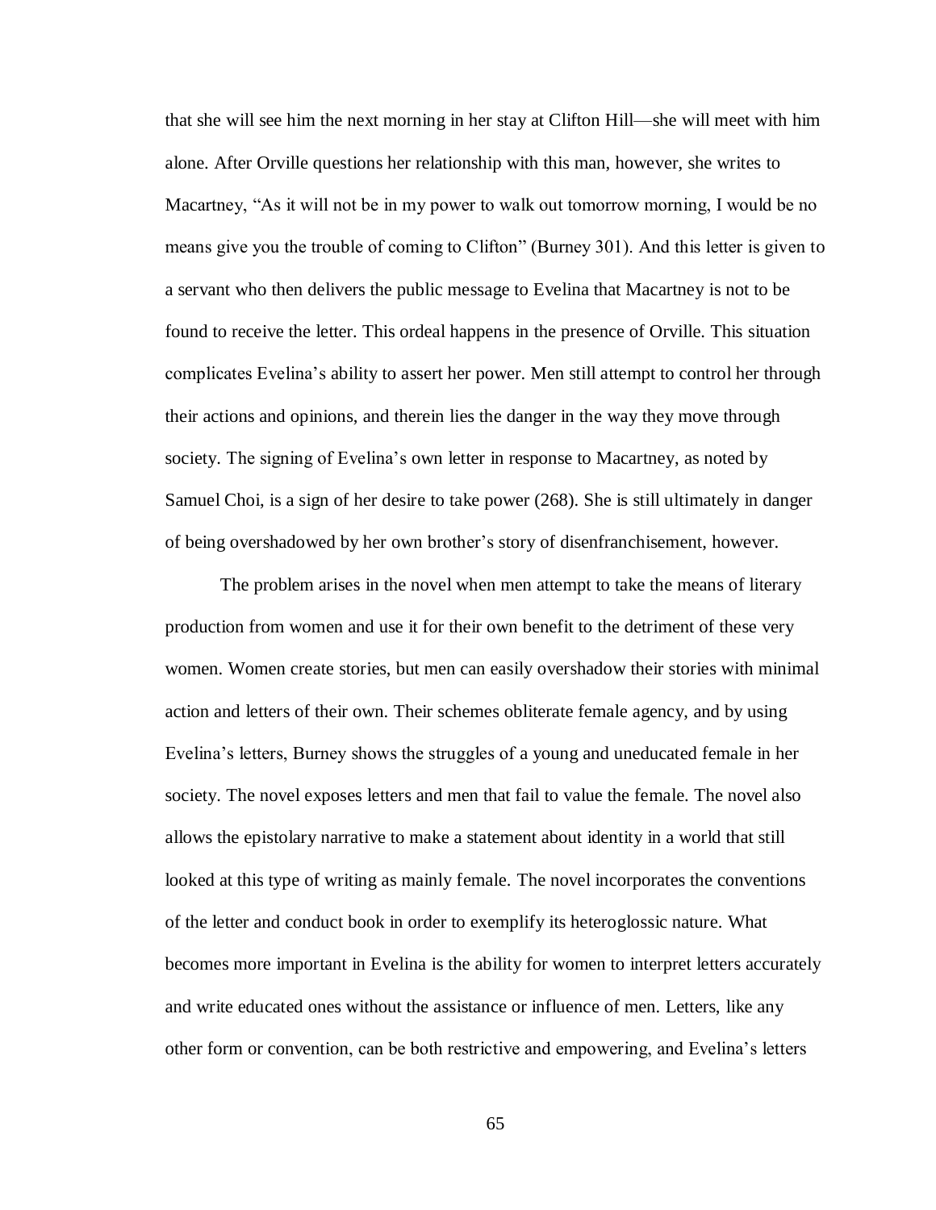that she will see him the next morning in her stay at Clifton Hill—she will meet with him alone. After Orville questions her relationship with this man, however, she writes to Macartney, "As it will not be in my power to walk out tomorrow morning, I would be no means give you the trouble of coming to Clifton" (Burney 301). And this letter is given to a servant who then delivers the public message to Evelina that Macartney is not to be found to receive the letter. This ordeal happens in the presence of Orville. This situation complicates Evelina's ability to assert her power. Men still attempt to control her through their actions and opinions, and therein lies the danger in the way they move through society. The signing of Evelina's own letter in response to Macartney, as noted by Samuel Choi, is a sign of her desire to take power (268). She is still ultimately in danger of being overshadowed by her own brother's story of disenfranchisement, however.

The problem arises in the novel when men attempt to take the means of literary production from women and use it for their own benefit to the detriment of these very women. Women create stories, but men can easily overshadow their stories with minimal action and letters of their own. Their schemes obliterate female agency, and by using Evelina's letters, Burney shows the struggles of a young and uneducated female in her society. The novel exposes letters and men that fail to value the female. The novel also allows the epistolary narrative to make a statement about identity in a world that still looked at this type of writing as mainly female. The novel incorporates the conventions of the letter and conduct book in order to exemplify its heteroglossic nature. What becomes more important in Evelina is the ability for women to interpret letters accurately and write educated ones without the assistance or influence of men. Letters, like any other form or convention, can be both restrictive and empowering, and Evelina's letters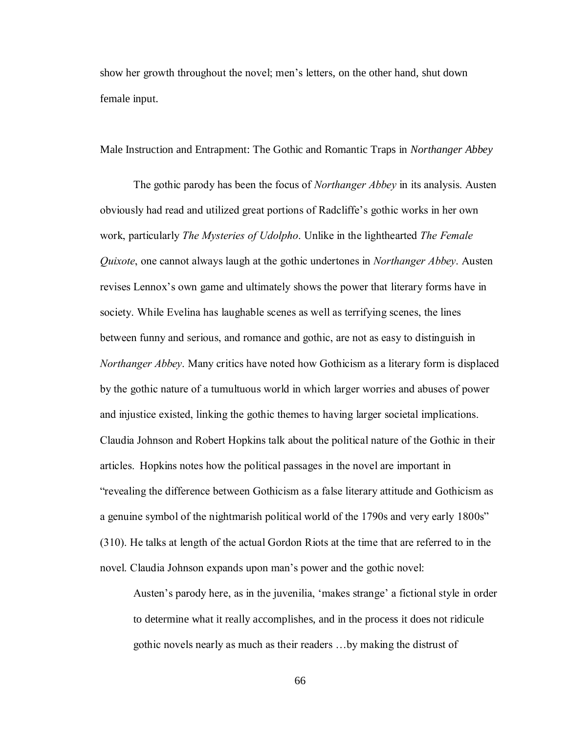show her growth throughout the novel; men's letters, on the other hand, shut down female input.

## Male Instruction and Entrapment: The Gothic and Romantic Traps in *Northanger Abbey*

The gothic parody has been the focus of *Northanger Abbey* in its analysis. Austen obviously had read and utilized great portions of Radcliffe's gothic works in her own work, particularly *The Mysteries of Udolpho*. Unlike in the lighthearted *The Female Quixote*, one cannot always laugh at the gothic undertones in *Northanger Abbey*. Austen revises Lennox's own game and ultimately shows the power that literary forms have in society. While Evelina has laughable scenes as well as terrifying scenes, the lines between funny and serious, and romance and gothic, are not as easy to distinguish in *Northanger Abbey*. Many critics have noted how Gothicism as a literary form is displaced by the gothic nature of a tumultuous world in which larger worries and abuses of power and injustice existed, linking the gothic themes to having larger societal implications. Claudia Johnson and Robert Hopkins talk about the political nature of the Gothic in their articles. Hopkins notes how the political passages in the novel are important in "revealing the difference between Gothicism as a false literary attitude and Gothicism as a genuine symbol of the nightmarish political world of the 1790s and very early 1800s" (310). He talks at length of the actual Gordon Riots at the time that are referred to in the novel. Claudia Johnson expands upon man's power and the gothic novel:

> Austen's parody here, as in the juvenilia, 'makes strange' a fictional style in order to determine what it really accomplishes, and in the process it does not ridicule gothic novels nearly as much as their readers …by making the distrust of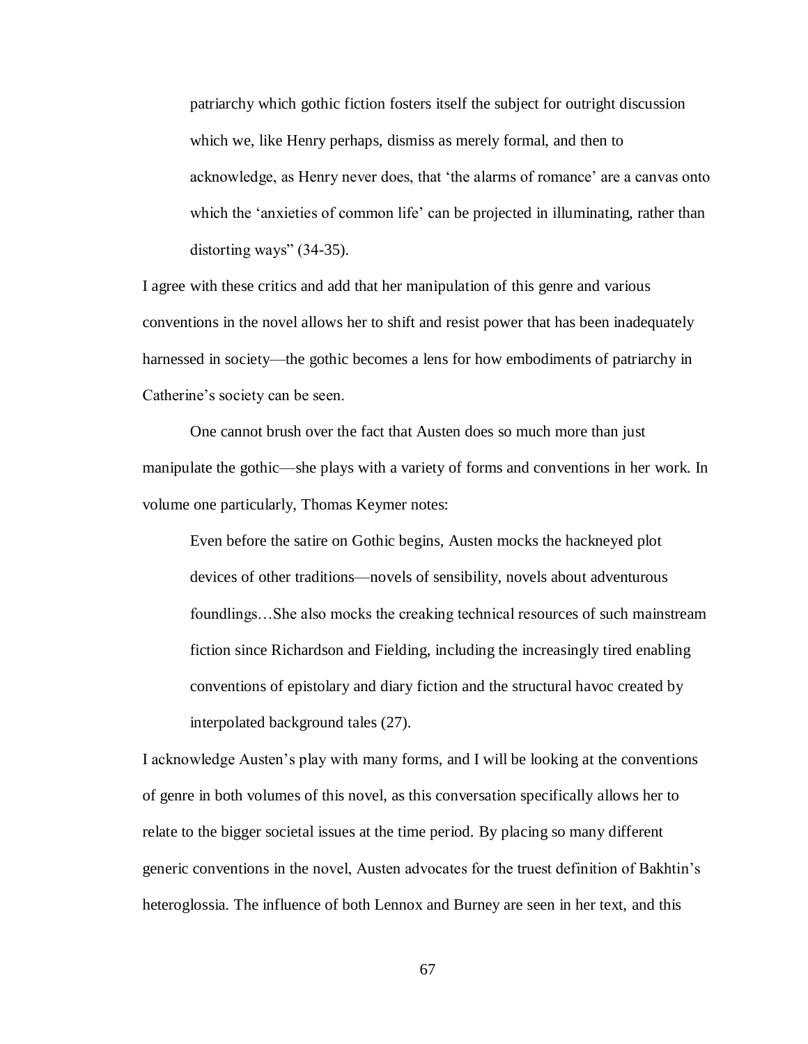> patriarchy which gothic fiction fosters itself the subject for outright discussion which we, like Henry perhaps, dismiss as merely formal, and then to acknowledge, as Henry never does, that 'the alarms of romance' are a canvas onto which the 'anxieties of common life' can be projected in illuminating, rather than distorting ways" (34-35).

I agree with these critics and add that her manipulation of this genre and various conventions in the novel allows her to shift and resist power that has been inadequately harnessed in society—the gothic becomes a lens for how embodiments of patriarchy in Catherine's society can be seen.

One cannot brush over the fact that Austen does so much more than just manipulate the gothic—she plays with a variety of forms and conventions in her work. In volume one particularly, Thomas Keymer notes:

> Even before the satire on Gothic begins, Austen mocks the hackneyed plot devices of other traditions—novels of sensibility, novels about adventurous foundlings…She also mocks the creaking technical resources of such mainstream fiction since Richardson and Fielding, including the increasingly tired enabling conventions of epistolary and diary fiction and the structural havoc created by interpolated background tales (27).

I acknowledge Austen's play with many forms, and I will be looking at the conventions of genre in both volumes of this novel, as this conversation specifically allows her to relate to the bigger societal issues at the time period. By placing so many different generic conventions in the novel, Austen advocates for the truest definition of Bakhtin's heteroglossia. The influence of both Lennox and Burney are seen in her text, and this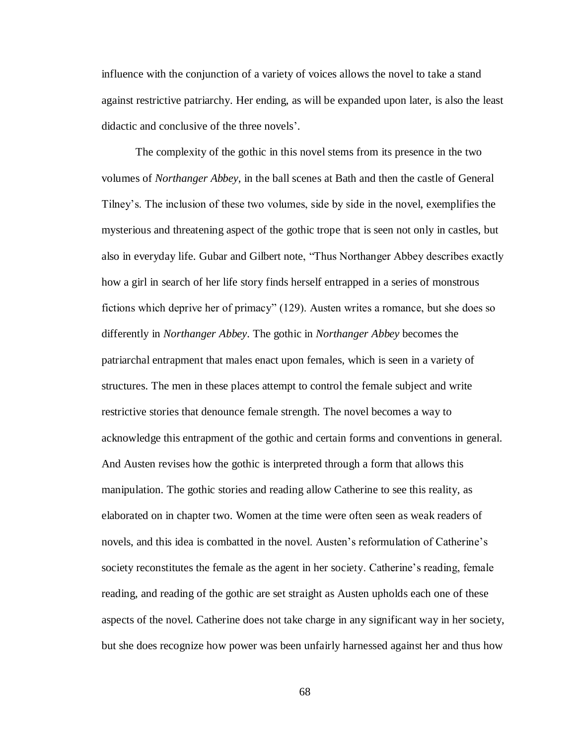influence with the conjunction of a variety of voices allows the novel to take a stand against restrictive patriarchy. Her ending, as will be expanded upon later, is also the least didactic and conclusive of the three novels'.

The complexity of the gothic in this novel stems from its presence in the two volumes of *Northanger Abbey*, in the ball scenes at Bath and then the castle of General Tilney's. The inclusion of these two volumes, side by side in the novel, exemplifies the mysterious and threatening aspect of the gothic trope that is seen not only in castles, but also in everyday life. Gubar and Gilbert note, "Thus Northanger Abbey describes exactly how a girl in search of her life story finds herself entrapped in a series of monstrous fictions which deprive her of primacy" (129). Austen writes a romance, but she does so differently in *Northanger Abbey*. The gothic in *Northanger Abbey* becomes the patriarchal entrapment that males enact upon females, which is seen in a variety of structures. The men in these places attempt to control the female subject and write restrictive stories that denounce female strength. The novel becomes a way to acknowledge this entrapment of the gothic and certain forms and conventions in general. And Austen revises how the gothic is interpreted through a form that allows this manipulation. The gothic stories and reading allow Catherine to see this reality, as elaborated on in chapter two. Women at the time were often seen as weak readers of novels, and this idea is combatted in the novel. Austen's reformulation of Catherine's society reconstitutes the female as the agent in her society. Catherine's reading, female reading, and reading of the gothic are set straight as Austen upholds each one of these aspects of the novel. Catherine does not take charge in any significant way in her society, but she does recognize how power was been unfairly harnessed against her and thus how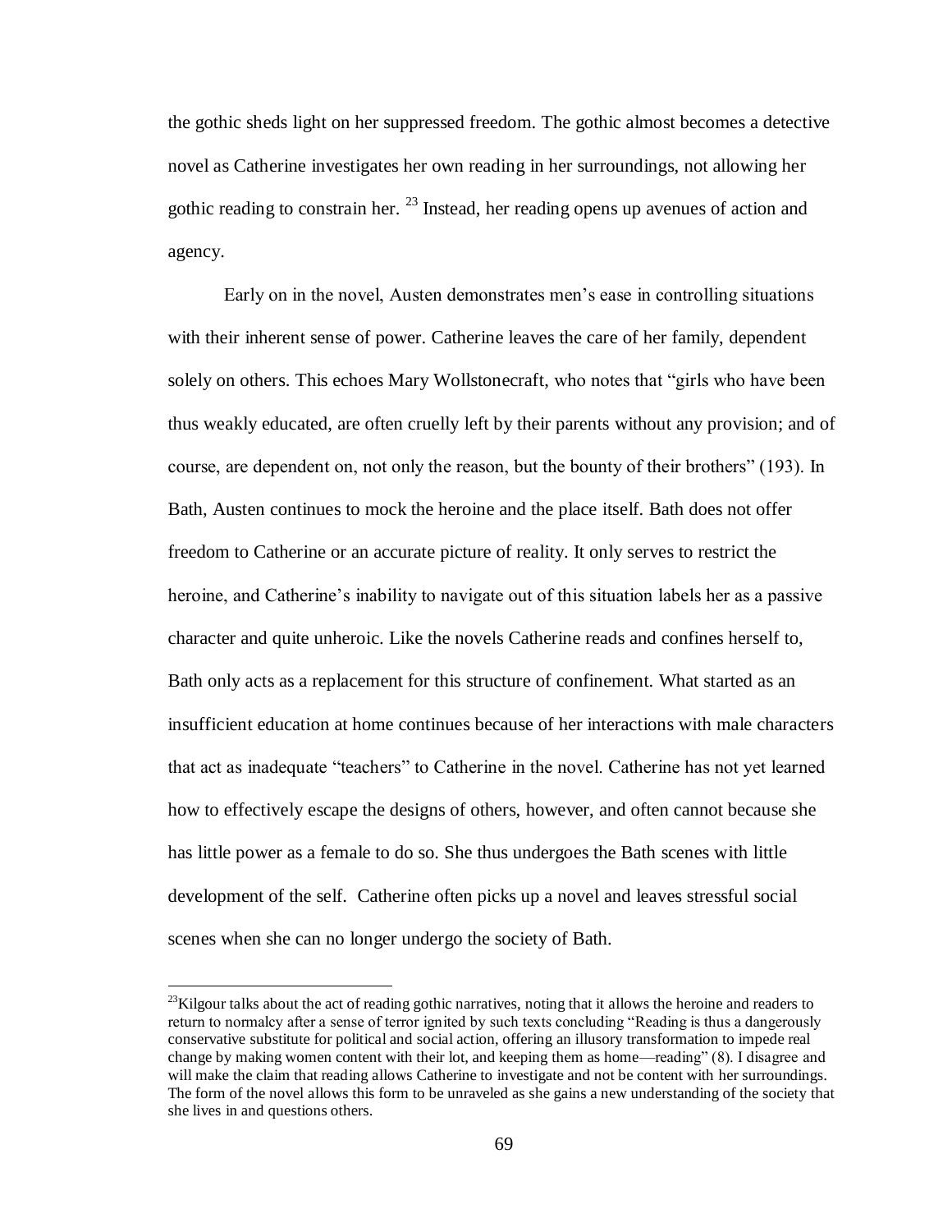the gothic sheds light on her suppressed freedom. The gothic almost becomes a detective novel as Catherine investigates her own reading in her surroundings, not allowing her gothic reading to constrain her. [23] Instead, her reading opens up avenues of action and agency.

Early on in the novel, Austen demonstrates men's ease in controlling situations with their inherent sense of power. Catherine leaves the care of her family, dependent solely on others. This echoes Mary Wollstonecraft, who notes that "girls who have been thus weakly educated, are often cruelly left by their parents without any provision; and of course, are dependent on, not only the reason, but the bounty of their brothers" (193). In Bath, Austen continues to mock the heroine and the place itself. Bath does not offer freedom to Catherine or an accurate picture of reality. It only serves to restrict the heroine, and Catherine's inability to navigate out of this situation labels her as a passive character and quite unheroic. Like the novels Catherine reads and confines herself to, Bath only acts as a replacement for this structure of confinement. What started as an insufficient education at home continues because of her interactions with male characters that act as inadequate "teachers" to Catherine in the novel. Catherine has not yet learned how to effectively escape the designs of others, however, and often cannot because she has little power as a female to do so. She thus undergoes the Bath scenes with little development of the self. Catherine often picks up a novel and leaves stressful social scenes when she can no longer undergo the society of Bath.

---

[23] Kilgour talks about the act of reading gothic narratives, noting that it allows the heroine and readers to return to normalcy after a sense of terror ignited by such texts concluding "Reading is thus a dangerously conservative substitute for political and social action, offering an illusory transformation to impede real change by making women content with their lot, and keeping them as home—reading" (8). I disagree and will make the claim that reading allows Catherine to investigate and not be content with her surroundings. The form of the novel allows this form to be unraveled as she gains a new understanding of the society that she lives in and questions others.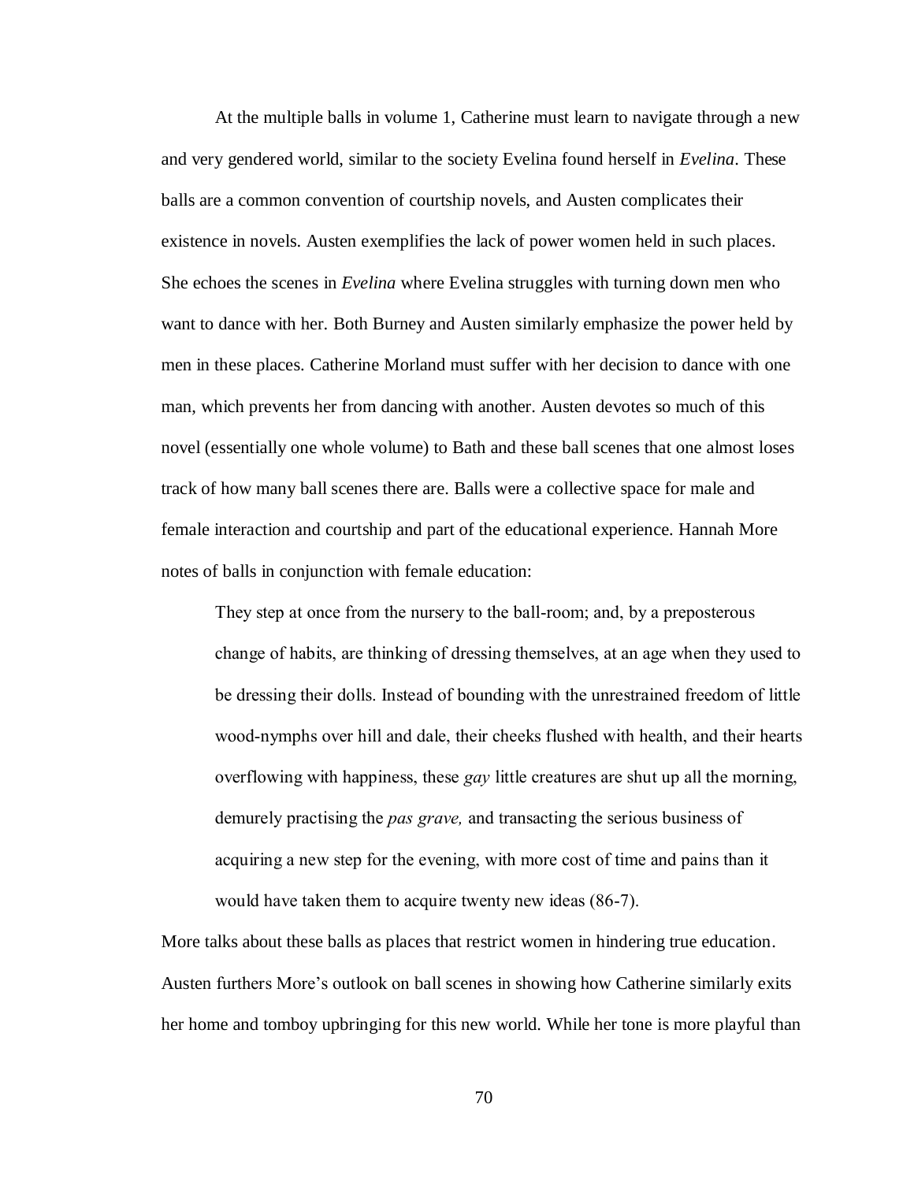At the multiple balls in volume 1, Catherine must learn to navigate through a new and very gendered world, similar to the society Evelina found herself in *Evelina*. These balls are a common convention of courtship novels, and Austen complicates their existence in novels. Austen exemplifies the lack of power women held in such places. She echoes the scenes in *Evelina* where Evelina struggles with turning down men who want to dance with her. Both Burney and Austen similarly emphasize the power held by men in these places. Catherine Morland must suffer with her decision to dance with one man, which prevents her from dancing with another. Austen devotes so much of this novel (essentially one whole volume) to Bath and these ball scenes that one almost loses track of how many ball scenes there are. Balls were a collective space for male and female interaction and courtship and part of the educational experience. Hannah More notes of balls in conjunction with female education:

> They step at once from the nursery to the ball-room; and, by a preposterous change of habits, are thinking of dressing themselves, at an age when they used to be dressing their dolls. Instead of bounding with the unrestrained freedom of little wood-nymphs over hill and dale, their cheeks flushed with health, and their hearts overflowing with happiness, these *gay* little creatures are shut up all the morning, demurely practising the *pas grave,* and transacting the serious business of acquiring a new step for the evening, with more cost of time and pains than it would have taken them to acquire twenty new ideas (86-7).

More talks about these balls as places that restrict women in hindering true education. Austen furthers More's outlook on ball scenes in showing how Catherine similarly exits her home and tomboy upbringing for this new world. While her tone is more playful than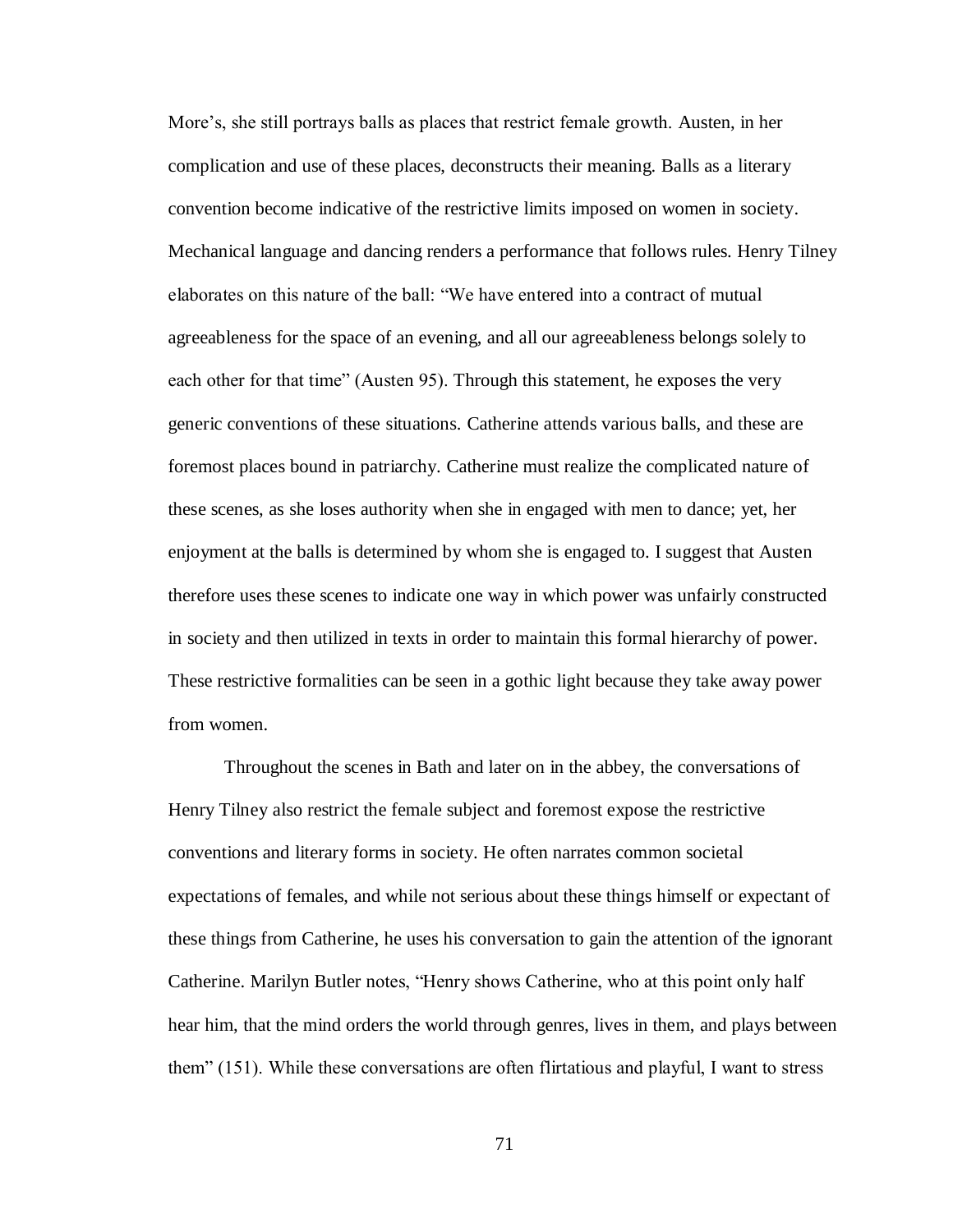More's, she still portrays balls as places that restrict female growth. Austen, in her complication and use of these places, deconstructs their meaning. Balls as a literary convention become indicative of the restrictive limits imposed on women in society. Mechanical language and dancing renders a performance that follows rules. Henry Tilney elaborates on this nature of the ball: "We have entered into a contract of mutual agreeableness for the space of an evening, and all our agreeableness belongs solely to each other for that time" (Austen 95). Through this statement, he exposes the very generic conventions of these situations. Catherine attends various balls, and these are foremost places bound in patriarchy. Catherine must realize the complicated nature of these scenes, as she loses authority when she in engaged with men to dance; yet, her enjoyment at the balls is determined by whom she is engaged to. I suggest that Austen therefore uses these scenes to indicate one way in which power was unfairly constructed in society and then utilized in texts in order to maintain this formal hierarchy of power. These restrictive formalities can be seen in a gothic light because they take away power from women.

Throughout the scenes in Bath and later on in the abbey, the conversations of Henry Tilney also restrict the female subject and foremost expose the restrictive conventions and literary forms in society. He often narrates common societal expectations of females, and while not serious about these things himself or expectant of these things from Catherine, he uses his conversation to gain the attention of the ignorant Catherine. Marilyn Butler notes, "Henry shows Catherine, who at this point only half hear him, that the mind orders the world through genres, lives in them, and plays between them" (151). While these conversations are often flirtatious and playful, I want to stress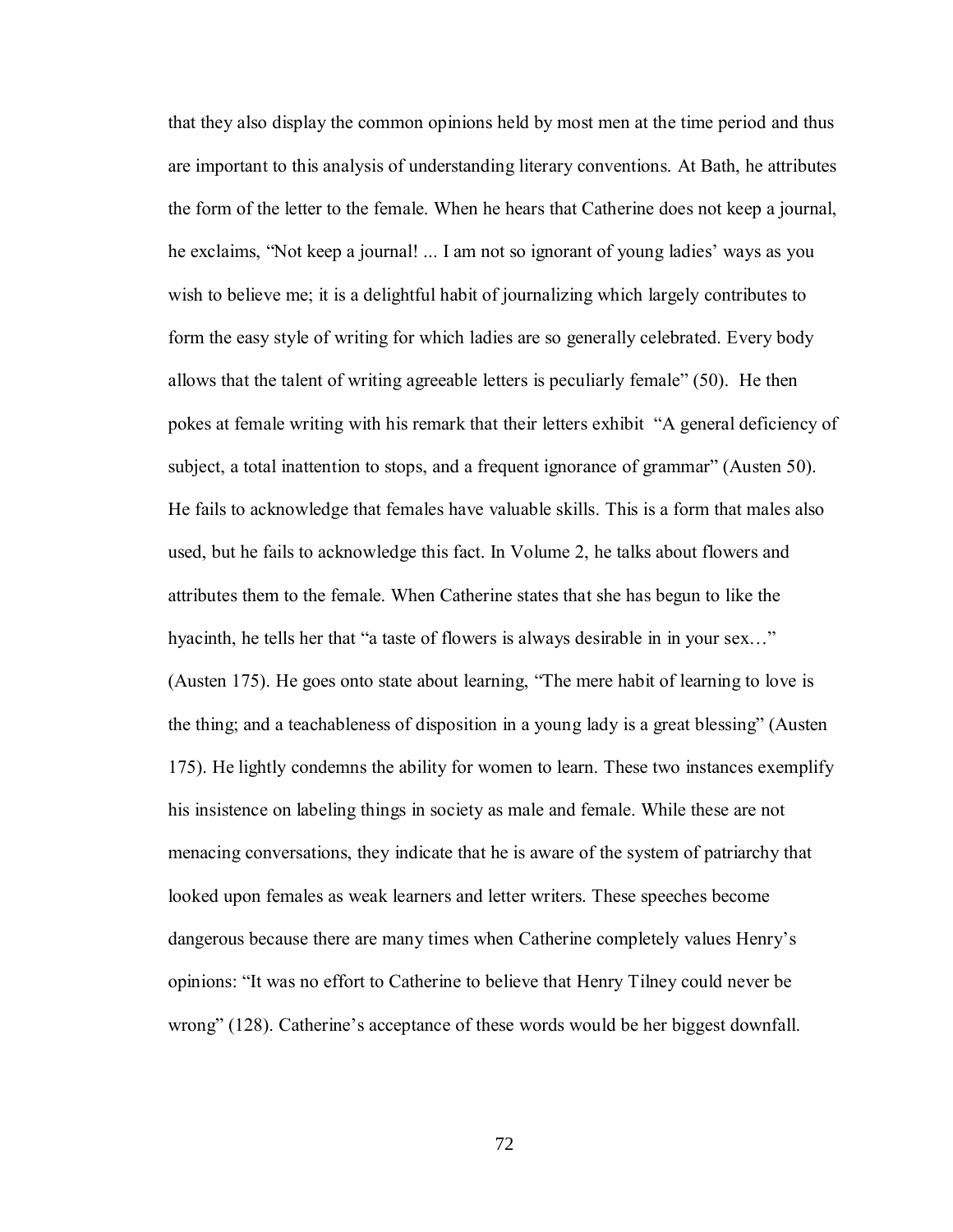that they also display the common opinions held by most men at the time period and thus are important to this analysis of understanding literary conventions. At Bath, he attributes the form of the letter to the female. When he hears that Catherine does not keep a journal, he exclaims, "Not keep a journal! ... I am not so ignorant of young ladies' ways as you wish to believe me; it is a delightful habit of journalizing which largely contributes to form the easy style of writing for which ladies are so generally celebrated. Every body allows that the talent of writing agreeable letters is peculiarly female" (50). He then pokes at female writing with his remark that their letters exhibit "A general deficiency of subject, a total inattention to stops, and a frequent ignorance of grammar" (Austen 50). He fails to acknowledge that females have valuable skills. This is a form that males also used, but he fails to acknowledge this fact. In Volume 2, he talks about flowers and attributes them to the female. When Catherine states that she has begun to like the hyacinth, he tells her that "a taste of flowers is always desirable in in your sex…" (Austen 175). He goes onto state about learning, "The mere habit of learning to love is the thing; and a teachableness of disposition in a young lady is a great blessing" (Austen 175). He lightly condemns the ability for women to learn. These two instances exemplify his insistence on labeling things in society as male and female. While these are not menacing conversations, they indicate that he is aware of the system of patriarchy that looked upon females as weak learners and letter writers. These speeches become dangerous because there are many times when Catherine completely values Henry's opinions: "It was no effort to Catherine to believe that Henry Tilney could never be wrong" (128). Catherine's acceptance of these words would be her biggest downfall.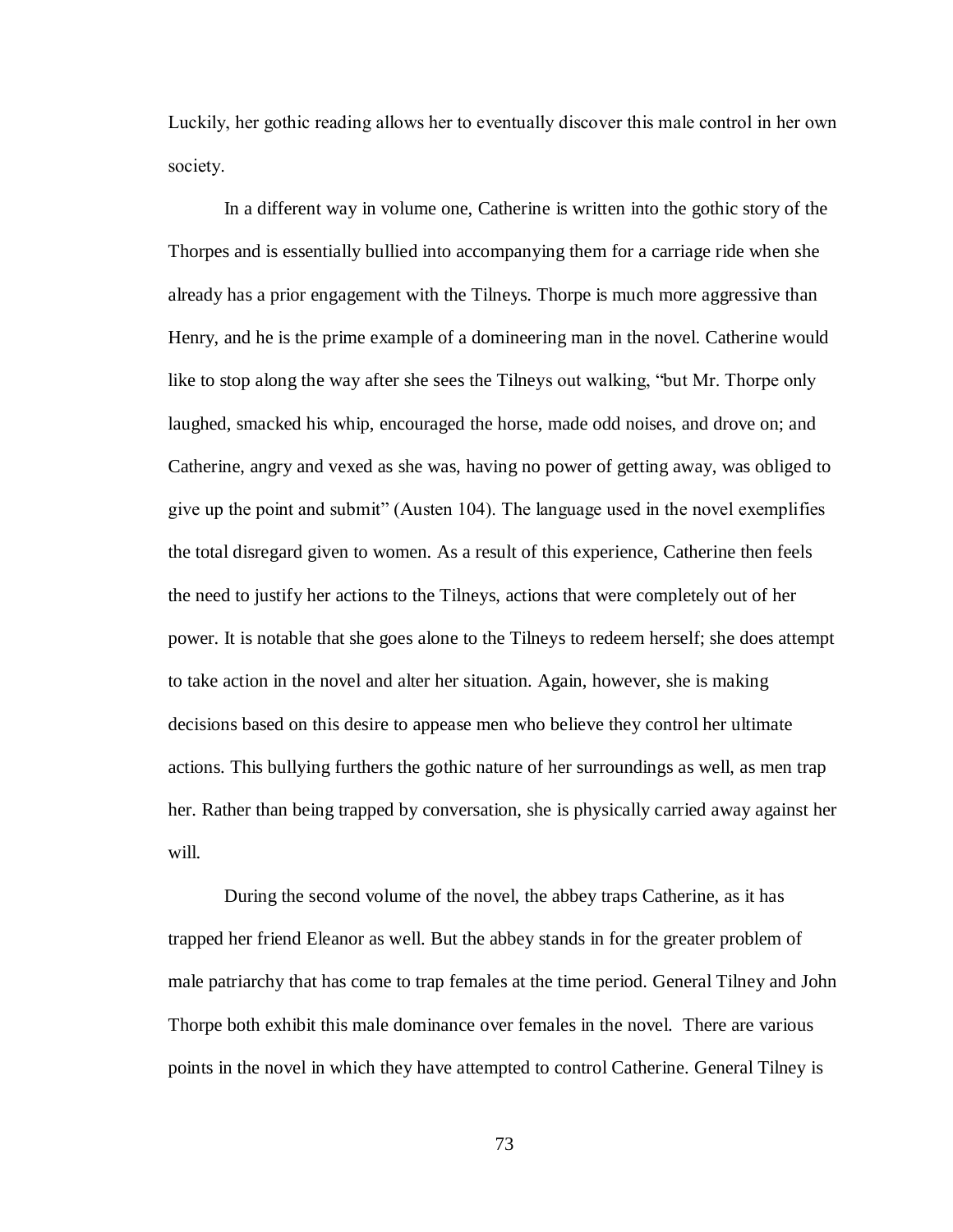Luckily, her gothic reading allows her to eventually discover this male control in her own society.

In a different way in volume one, Catherine is written into the gothic story of the Thorpes and is essentially bullied into accompanying them for a carriage ride when she already has a prior engagement with the Tilneys. Thorpe is much more aggressive than Henry, and he is the prime example of a domineering man in the novel. Catherine would like to stop along the way after she sees the Tilneys out walking, "but Mr. Thorpe only laughed, smacked his whip, encouraged the horse, made odd noises, and drove on; and Catherine, angry and vexed as she was, having no power of getting away, was obliged to give up the point and submit" (Austen 104). The language used in the novel exemplifies the total disregard given to women. As a result of this experience, Catherine then feels the need to justify her actions to the Tilneys, actions that were completely out of her power. It is notable that she goes alone to the Tilneys to redeem herself; she does attempt to take action in the novel and alter her situation. Again, however, she is making decisions based on this desire to appease men who believe they control her ultimate actions. This bullying furthers the gothic nature of her surroundings as well, as men trap her. Rather than being trapped by conversation, she is physically carried away against her will.

During the second volume of the novel, the abbey traps Catherine, as it has trapped her friend Eleanor as well. But the abbey stands in for the greater problem of male patriarchy that has come to trap females at the time period. General Tilney and John Thorpe both exhibit this male dominance over females in the novel. There are various points in the novel in which they have attempted to control Catherine. General Tilney is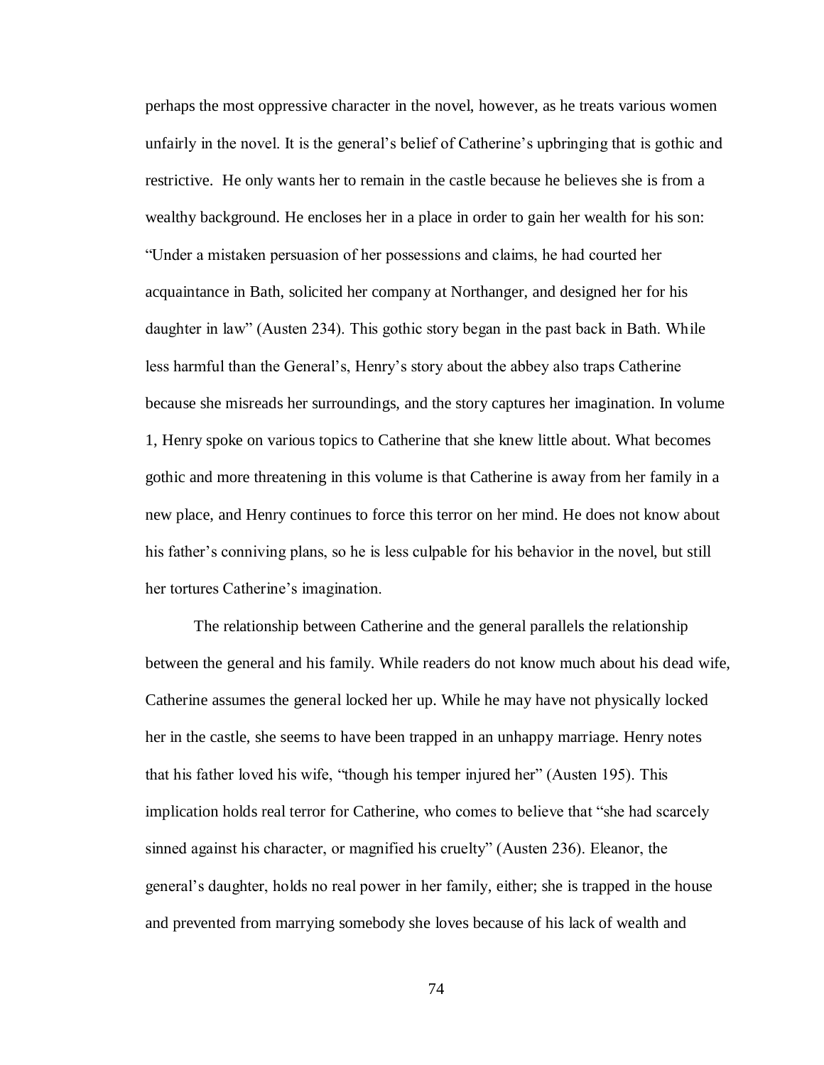perhaps the most oppressive character in the novel, however, as he treats various women unfairly in the novel. It is the general's belief of Catherine's upbringing that is gothic and restrictive. He only wants her to remain in the castle because he believes she is from a wealthy background. He encloses her in a place in order to gain her wealth for his son: "Under a mistaken persuasion of her possessions and claims, he had courted her acquaintance in Bath, solicited her company at Northanger, and designed her for his daughter in law" (Austen 234). This gothic story began in the past back in Bath. While less harmful than the General's, Henry's story about the abbey also traps Catherine because she misreads her surroundings, and the story captures her imagination. In volume 1, Henry spoke on various topics to Catherine that she knew little about. What becomes gothic and more threatening in this volume is that Catherine is away from her family in a new place, and Henry continues to force this terror on her mind. He does not know about his father's conniving plans, so he is less culpable for his behavior in the novel, but still her tortures Catherine's imagination.

The relationship between Catherine and the general parallels the relationship between the general and his family. While readers do not know much about his dead wife, Catherine assumes the general locked her up. While he may have not physically locked her in the castle, she seems to have been trapped in an unhappy marriage. Henry notes that his father loved his wife, "though his temper injured her" (Austen 195). This implication holds real terror for Catherine, who comes to believe that "she had scarcely sinned against his character, or magnified his cruelty" (Austen 236). Eleanor, the general's daughter, holds no real power in her family, either; she is trapped in the house and prevented from marrying somebody she loves because of his lack of wealth and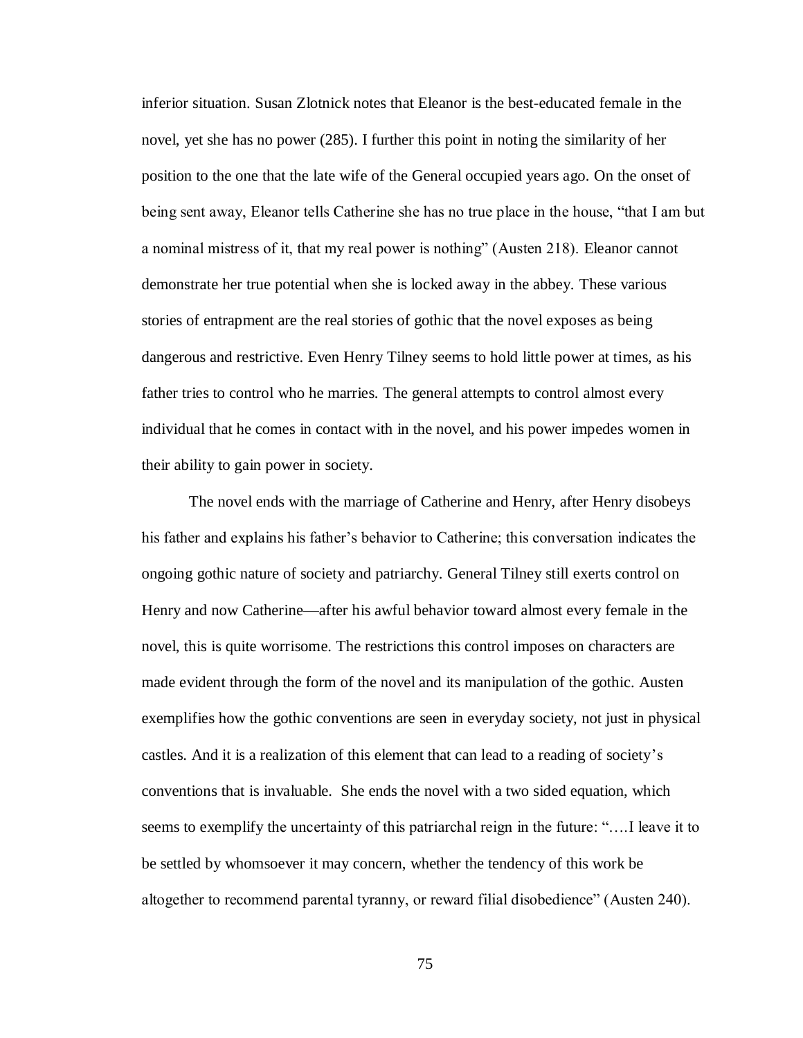inferior situation. Susan Zlotnick notes that Eleanor is the best-educated female in the novel, yet she has no power (285). I further this point in noting the similarity of her position to the one that the late wife of the General occupied years ago. On the onset of being sent away, Eleanor tells Catherine she has no true place in the house, "that I am but a nominal mistress of it, that my real power is nothing" (Austen 218). Eleanor cannot demonstrate her true potential when she is locked away in the abbey. These various stories of entrapment are the real stories of gothic that the novel exposes as being dangerous and restrictive. Even Henry Tilney seems to hold little power at times, as his father tries to control who he marries. The general attempts to control almost every individual that he comes in contact with in the novel, and his power impedes women in their ability to gain power in society.

The novel ends with the marriage of Catherine and Henry, after Henry disobeys his father and explains his father's behavior to Catherine; this conversation indicates the ongoing gothic nature of society and patriarchy. General Tilney still exerts control on Henry and now Catherine—after his awful behavior toward almost every female in the novel, this is quite worrisome. The restrictions this control imposes on characters are made evident through the form of the novel and its manipulation of the gothic. Austen exemplifies how the gothic conventions are seen in everyday society, not just in physical castles. And it is a realization of this element that can lead to a reading of society's conventions that is invaluable. She ends the novel with a two sided equation, which seems to exemplify the uncertainty of this patriarchal reign in the future: "….I leave it to be settled by whomsoever it may concern, whether the tendency of this work be altogether to recommend parental tyranny, or reward filial disobedience" (Austen 240).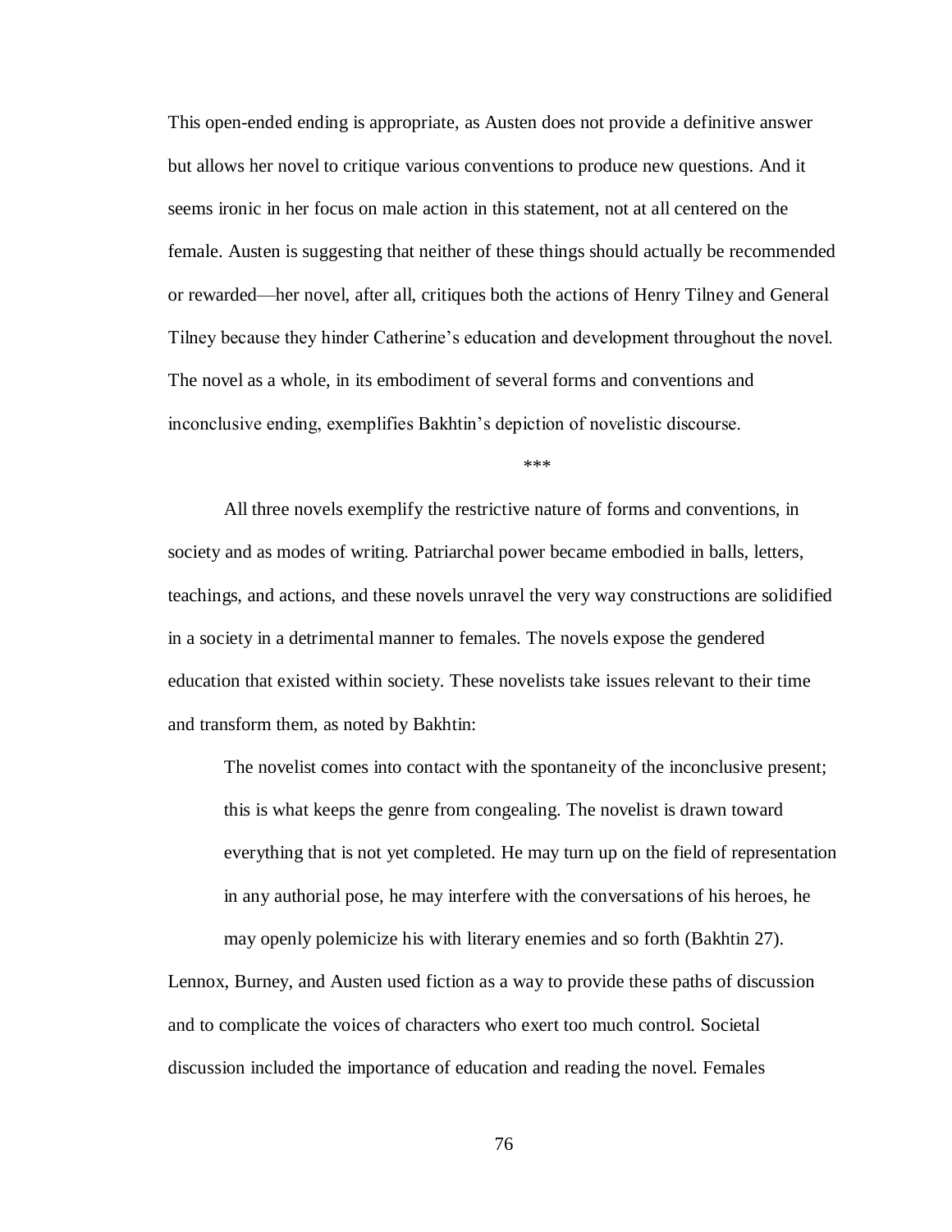This open-ended ending is appropriate, as Austen does not provide a definitive answer but allows her novel to critique various conventions to produce new questions. And it seems ironic in her focus on male action in this statement, not at all centered on the female. Austen is suggesting that neither of these things should actually be recommended or rewarded—her novel, after all, critiques both the actions of Henry Tilney and General Tilney because they hinder Catherine's education and development throughout the novel. The novel as a whole, in its embodiment of several forms and conventions and inconclusive ending, exemplifies Bakhtin's depiction of novelistic discourse.

***

All three novels exemplify the restrictive nature of forms and conventions, in society and as modes of writing. Patriarchal power became embodied in balls, letters, teachings, and actions, and these novels unravel the very way constructions are solidified in a society in a detrimental manner to females. The novels expose the gendered education that existed within society. These novelists take issues relevant to their time and transform them, as noted by Bakhtin:

> The novelist comes into contact with the spontaneity of the inconclusive present; this is what keeps the genre from congealing. The novelist is drawn toward everything that is not yet completed. He may turn up on the field of representation in any authorial pose, he may interfere with the conversations of his heroes, he may openly polemicize his with literary enemies and so forth (Bakhtin 27).

Lennox, Burney, and Austen used fiction as a way to provide these paths of discussion and to complicate the voices of characters who exert too much control. Societal discussion included the importance of education and reading the novel. Females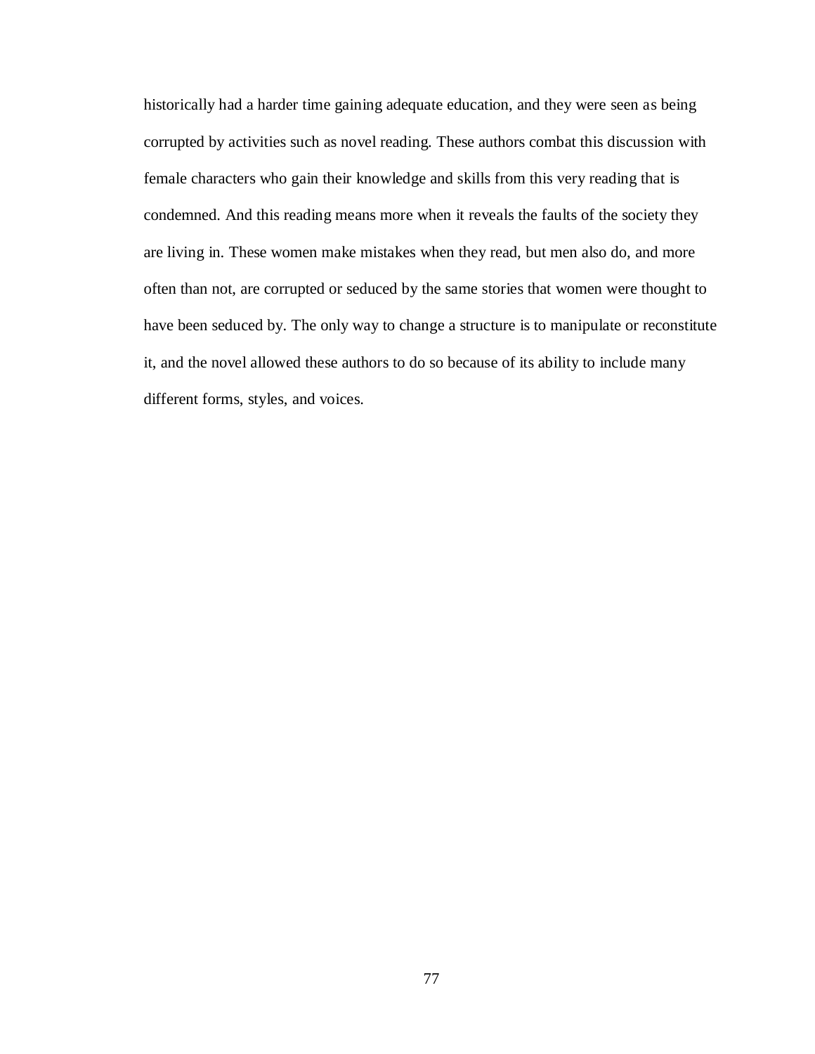historically had a harder time gaining adequate education, and they were seen as being corrupted by activities such as novel reading. These authors combat this discussion with female characters who gain their knowledge and skills from this very reading that is condemned. And this reading means more when it reveals the faults of the society they are living in. These women make mistakes when they read, but men also do, and more often than not, are corrupted or seduced by the same stories that women were thought to have been seduced by. The only way to change a structure is to manipulate or reconstitute it, and the novel allowed these authors to do so because of its ability to include many different forms, styles, and voices.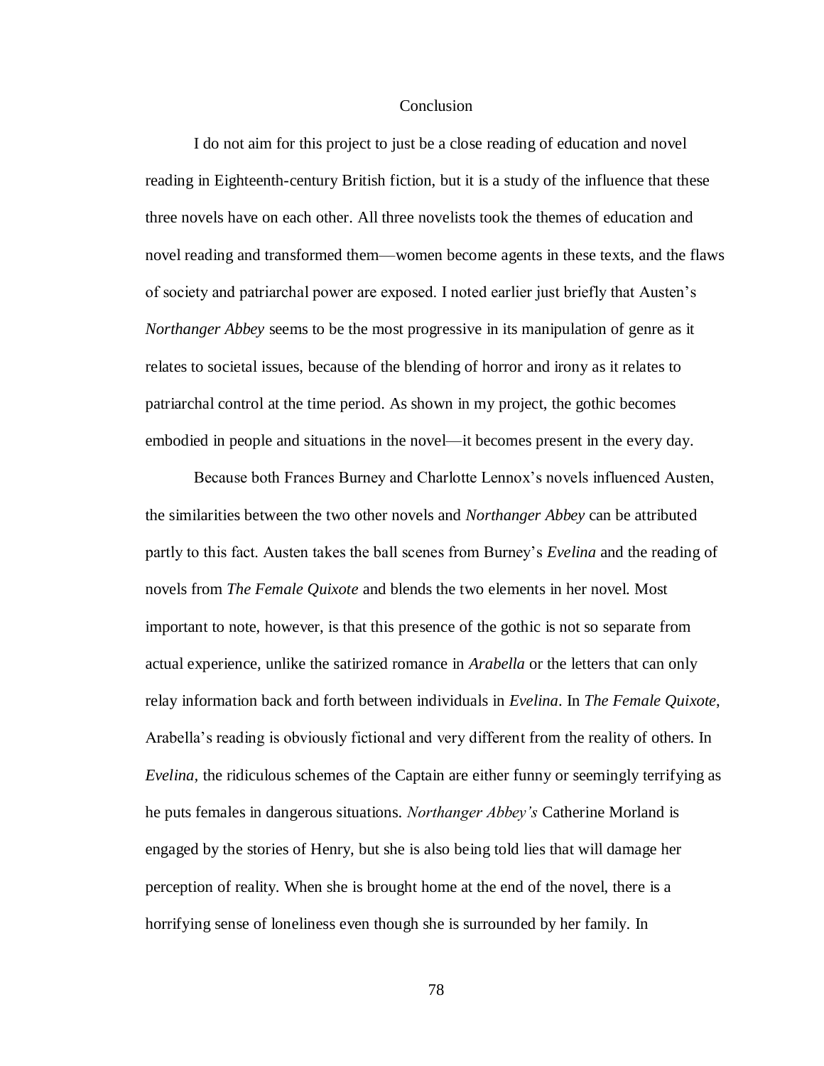# Conclusion

I do not aim for this project to just be a close reading of education and novel reading in Eighteenth-century British fiction, but it is a study of the influence that these three novels have on each other. All three novelists took the themes of education and novel reading and transformed them—women become agents in these texts, and the flaws of society and patriarchal power are exposed. I noted earlier just briefly that Austen's *Northanger Abbey* seems to be the most progressive in its manipulation of genre as it relates to societal issues, because of the blending of horror and irony as it relates to patriarchal control at the time period. As shown in my project, the gothic becomes embodied in people and situations in the novel—it becomes present in the every day.

Because both Frances Burney and Charlotte Lennox's novels influenced Austen, the similarities between the two other novels and *Northanger Abbey* can be attributed partly to this fact. Austen takes the ball scenes from Burney's *Evelina* and the reading of novels from *The Female Quixote* and blends the two elements in her novel. Most important to note, however, is that this presence of the gothic is not so separate from actual experience, unlike the satirized romance in *Arabella* or the letters that can only relay information back and forth between individuals in *Evelina*. In *The Female Quixote*, Arabella's reading is obviously fictional and very different from the reality of others. In *Evelina*, the ridiculous schemes of the Captain are either funny or seemingly terrifying as he puts females in dangerous situations. *Northanger Abbey's* Catherine Morland is engaged by the stories of Henry, but she is also being told lies that will damage her perception of reality. When she is brought home at the end of the novel, there is a horrifying sense of loneliness even though she is surrounded by her family. In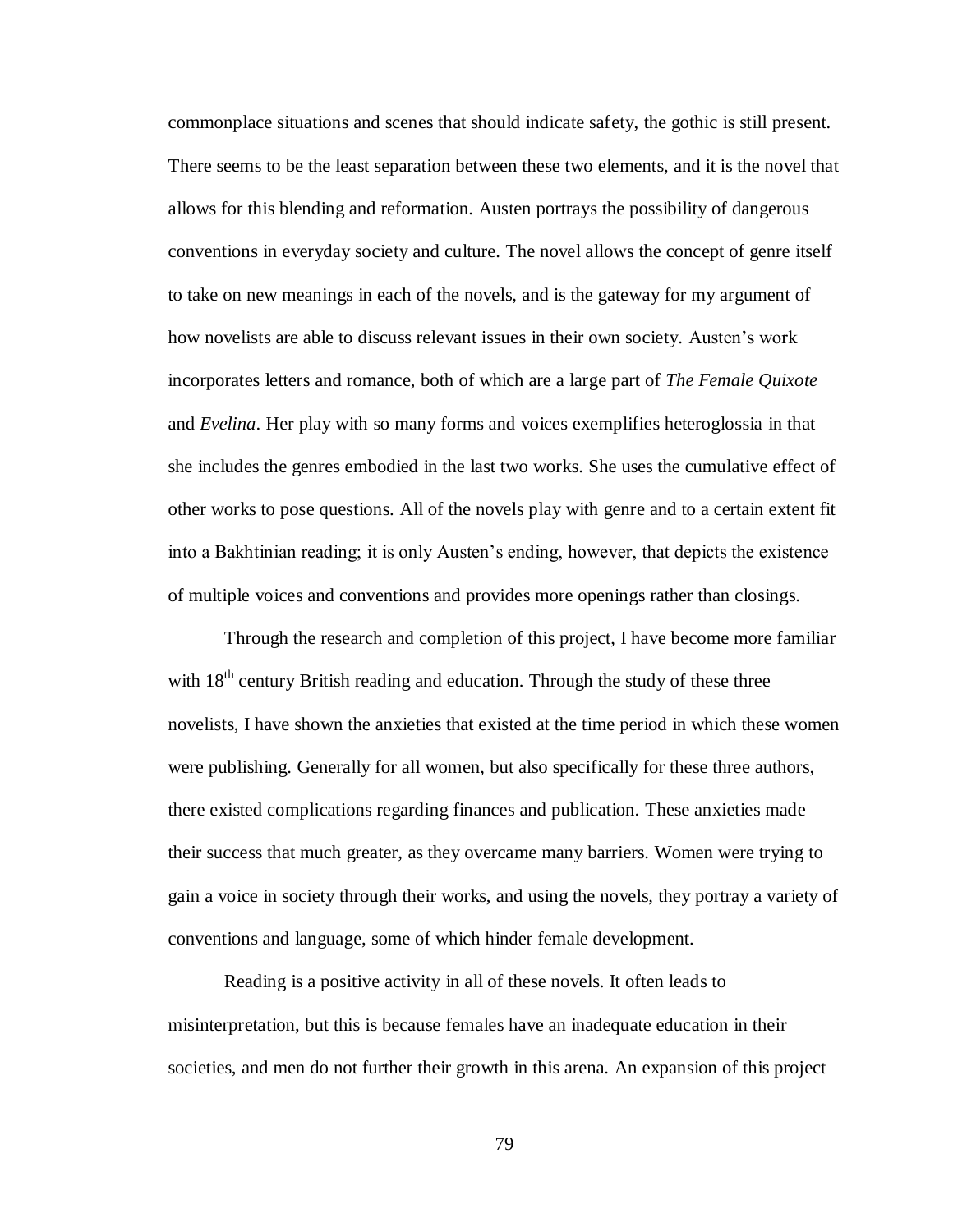commonplace situations and scenes that should indicate safety, the gothic is still present. There seems to be the least separation between these two elements, and it is the novel that allows for this blending and reformation. Austen portrays the possibility of dangerous conventions in everyday society and culture. The novel allows the concept of genre itself to take on new meanings in each of the novels, and is the gateway for my argument of how novelists are able to discuss relevant issues in their own society. Austen's work incorporates letters and romance, both of which are a large part of *The Female Quixote* and *Evelina*. Her play with so many forms and voices exemplifies heteroglossia in that she includes the genres embodied in the last two works. She uses the cumulative effect of other works to pose questions. All of the novels play with genre and to a certain extent fit into a Bakhtinian reading; it is only Austen's ending, however, that depicts the existence of multiple voices and conventions and provides more openings rather than closings.

Through the research and completion of this project, I have become more familiar with 18th century British reading and education. Through the study of these three novelists, I have shown the anxieties that existed at the time period in which these women were publishing. Generally for all women, but also specifically for these three authors, there existed complications regarding finances and publication. These anxieties made their success that much greater, as they overcame many barriers. Women were trying to gain a voice in society through their works, and using the novels, they portray a variety of conventions and language, some of which hinder female development.

Reading is a positive activity in all of these novels. It often leads to misinterpretation, but this is because females have an inadequate education in their societies, and men do not further their growth in this arena. An expansion of this project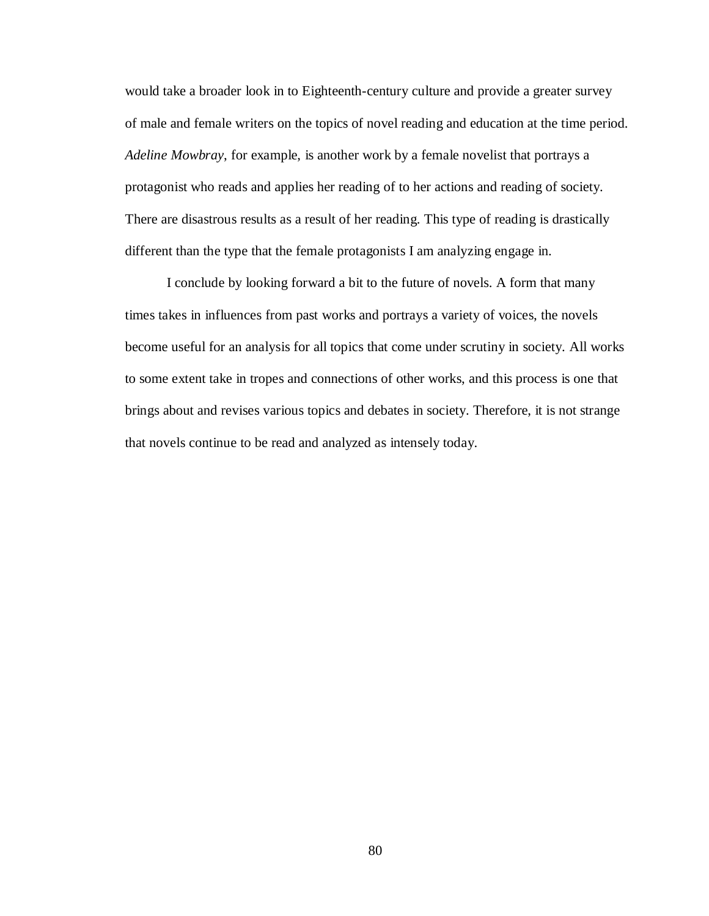would take a broader look in to Eighteenth-century culture and provide a greater survey of male and female writers on the topics of novel reading and education at the time period. *Adeline Mowbray*, for example, is another work by a female novelist that portrays a protagonist who reads and applies her reading of to her actions and reading of society. There are disastrous results as a result of her reading. This type of reading is drastically different than the type that the female protagonists I am analyzing engage in.

I conclude by looking forward a bit to the future of novels. A form that many times takes in influences from past works and portrays a variety of voices, the novels become useful for an analysis for all topics that come under scrutiny in society. All works to some extent take in tropes and connections of other works, and this process is one that brings about and revises various topics and debates in society. Therefore, it is not strange that novels continue to be read and analyzed as intensely today.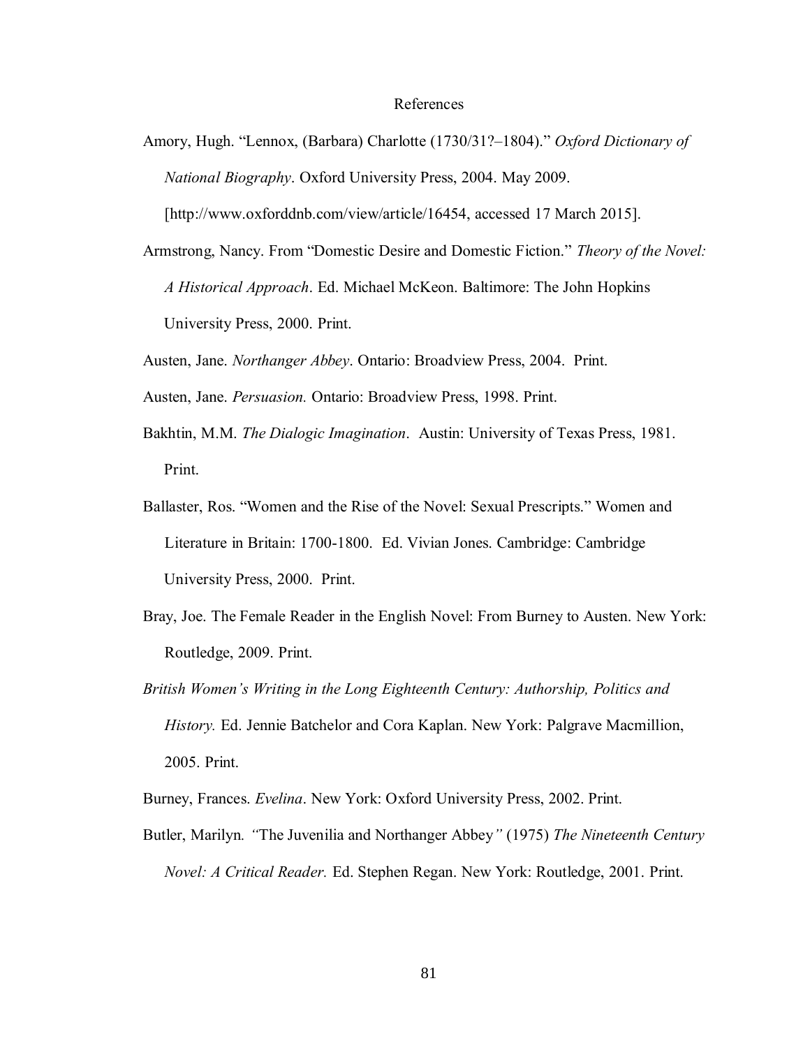# References

Amory, Hugh. "Lennox, (Barbara) Charlotte (1730/31?–1804)." *Oxford Dictionary of National Biography*. Oxford University Press, 2004. May 2009. [http://www.oxforddnb.com/view/article/16454, accessed 17 March 2015].

Armstrong, Nancy. From "Domestic Desire and Domestic Fiction." *Theory of the Novel: A Historical Approach*. Ed. Michael McKeon. Baltimore: The John Hopkins University Press, 2000. Print.

Austen, Jane. *Northanger Abbey*. Ontario: Broadview Press, 2004. Print.

Austen, Jane. *Persuasion.* Ontario: Broadview Press, 1998. Print.

Bakhtin, M.M. *The Dialogic Imagination*. Austin: University of Texas Press, 1981. Print.

Ballaster, Ros. "Women and the Rise of the Novel: Sexual Prescripts." Women and Literature in Britain: 1700-1800. Ed. Vivian Jones. Cambridge: Cambridge University Press, 2000. Print.

Bray, Joe. The Female Reader in the English Novel: From Burney to Austen. New York: Routledge, 2009. Print.

*British Women's Writing in the Long Eighteenth Century: Authorship, Politics and History.* Ed. Jennie Batchelor and Cora Kaplan. New York: Palgrave Macmillion, 2005. Print.

Burney, Frances. *Evelina*. New York: Oxford University Press, 2002. Print.

Butler, Marilyn. "The Juvenilia and Northanger Abbey" (1975) *The Nineteenth Century Novel: A Critical Reader.* Ed. Stephen Regan. New York: Routledge, 2001. Print.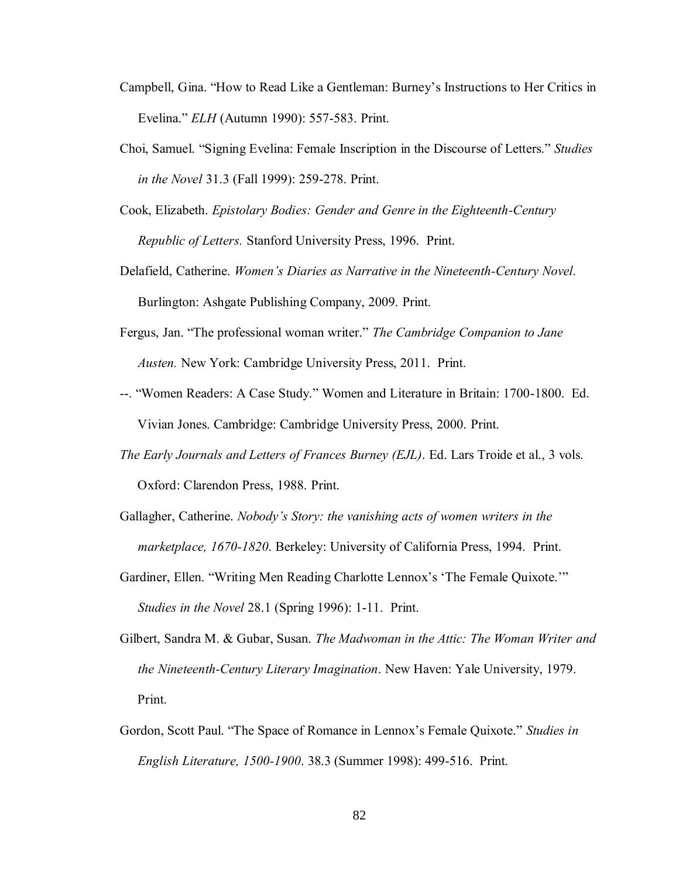Campbell, Gina. "How to Read Like a Gentleman: Burney's Instructions to Her Critics in Evelina." *ELH* (Autumn 1990): 557-583. Print.

Choi, Samuel. "Signing Evelina: Female Inscription in the Discourse of Letters." *Studies in the Novel* 31.3 (Fall 1999): 259-278. Print.

Cook, Elizabeth. *Epistolary Bodies: Gender and Genre in the Eighteenth-Century Republic of Letters.* Stanford University Press, 1996. Print.

Delafield, Catherine. *Women's Diaries as Narrative in the Nineteenth-Century Novel.* Burlington: Ashgate Publishing Company, 2009. Print.

Fergus, Jan. "The professional woman writer." *The Cambridge Companion to Jane Austen.* New York: Cambridge University Press, 2011. Print.

--. "Women Readers: A Case Study." Women and Literature in Britain: 1700-1800. Ed. Vivian Jones. Cambridge: Cambridge University Press, 2000. Print.

*The Early Journals and Letters of Frances Burney (EJL)*. Ed. Lars Troide et al., 3 vols. Oxford: Clarendon Press, 1988. Print.

Gallagher, Catherine. *Nobody's Story: the vanishing acts of women writers in the marketplace, 1670-1820*. Berkeley: University of California Press, 1994. Print.

Gardiner, Ellen. "Writing Men Reading Charlotte Lennox's 'The Female Quixote.'" *Studies in the Novel* 28.1 (Spring 1996): 1-11. Print.

Gilbert, Sandra M. & Gubar, Susan. *The Madwoman in the Attic: The Woman Writer and the Nineteenth-Century Literary Imagination*. New Haven: Yale University, 1979. Print.

Gordon, Scott Paul. "The Space of Romance in Lennox's Female Quixote." *Studies in English Literature, 1500-1900*. 38.3 (Summer 1998): 499-516. Print.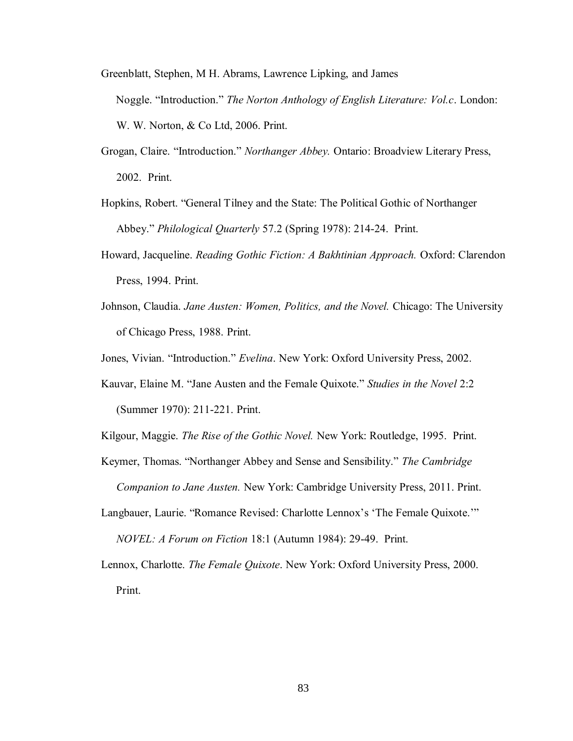Greenblatt, Stephen, M H. Abrams, Lawrence Lipking, and James Noggle. "Introduction." *The Norton Anthology of English Literature: Vol.c*. London: W. W. Norton, & Co Ltd, 2006. Print.

Grogan, Claire. "Introduction." *Northanger Abbey.* Ontario: Broadview Literary Press, 2002. Print.

Hopkins, Robert. "General Tilney and the State: The Political Gothic of Northanger Abbey." *Philological Quarterly* 57.2 (Spring 1978): 214-24. Print.

Howard, Jacqueline. *Reading Gothic Fiction: A Bakhtinian Approach.* Oxford: Clarendon Press, 1994. Print.

Johnson, Claudia. *Jane Austen: Women, Politics, and the Novel.* Chicago: The University of Chicago Press, 1988. Print.

Jones, Vivian. "Introduction." *Evelina*. New York: Oxford University Press, 2002.

Kauvar, Elaine M. "Jane Austen and the Female Quixote." *Studies in the Novel* 2:2 (Summer 1970): 211-221. Print.

Kilgour, Maggie. *The Rise of the Gothic Novel.* New York: Routledge, 1995. Print.

Keymer, Thomas. "Northanger Abbey and Sense and Sensibility." *The Cambridge Companion to Jane Austen.* New York: Cambridge University Press, 2011. Print.

Langbauer, Laurie. "Romance Revised: Charlotte Lennox's 'The Female Quixote.'" *NOVEL: A Forum on Fiction* 18:1 (Autumn 1984): 29-49. Print.

Lennox, Charlotte. *The Female Quixote*. New York: Oxford University Press, 2000. Print.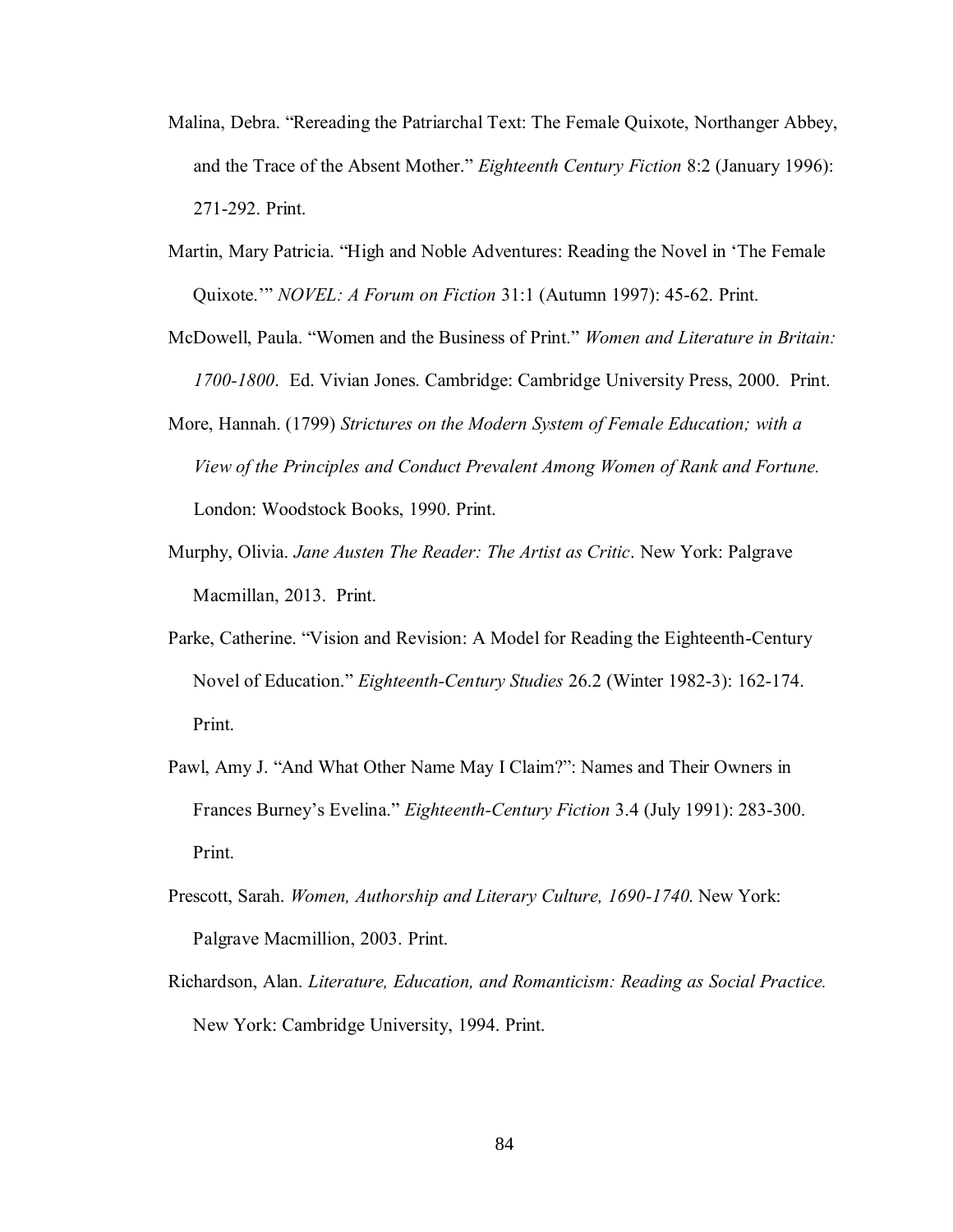Malina, Debra. "Rereading the Patriarchal Text: The Female Quixote, Northanger Abbey, and the Trace of the Absent Mother." *Eighteenth Century Fiction* 8:2 (January 1996): 271-292. Print.

Martin, Mary Patricia. "High and Noble Adventures: Reading the Novel in 'The Female Quixote.'" *NOVEL: A Forum on Fiction* 31:1 (Autumn 1997): 45-62. Print.

McDowell, Paula. "Women and the Business of Print." *Women and Literature in Britain: 1700-1800*. Ed. Vivian Jones. Cambridge: Cambridge University Press, 2000. Print.

More, Hannah. (1799) *Strictures on the Modern System of Female Education; with a View of the Principles and Conduct Prevalent Among Women of Rank and Fortune.* London: Woodstock Books, 1990. Print.

Murphy, Olivia. *Jane Austen The Reader: The Artist as Critic*. New York: Palgrave Macmillan, 2013. Print.

Parke, Catherine. "Vision and Revision: A Model for Reading the Eighteenth-Century Novel of Education." *Eighteenth-Century Studies* 26.2 (Winter 1982-3): 162-174. Print.

Pawl, Amy J. "And What Other Name May I Claim?": Names and Their Owners in Frances Burney's Evelina." *Eighteenth-Century Fiction* 3.4 (July 1991): 283-300. Print.

Prescott, Sarah. *Women, Authorship and Literary Culture, 1690-1740*. New York: Palgrave Macmillion, 2003. Print.

Richardson, Alan. *Literature, Education, and Romanticism: Reading as Social Practice.* New York: Cambridge University, 1994. Print.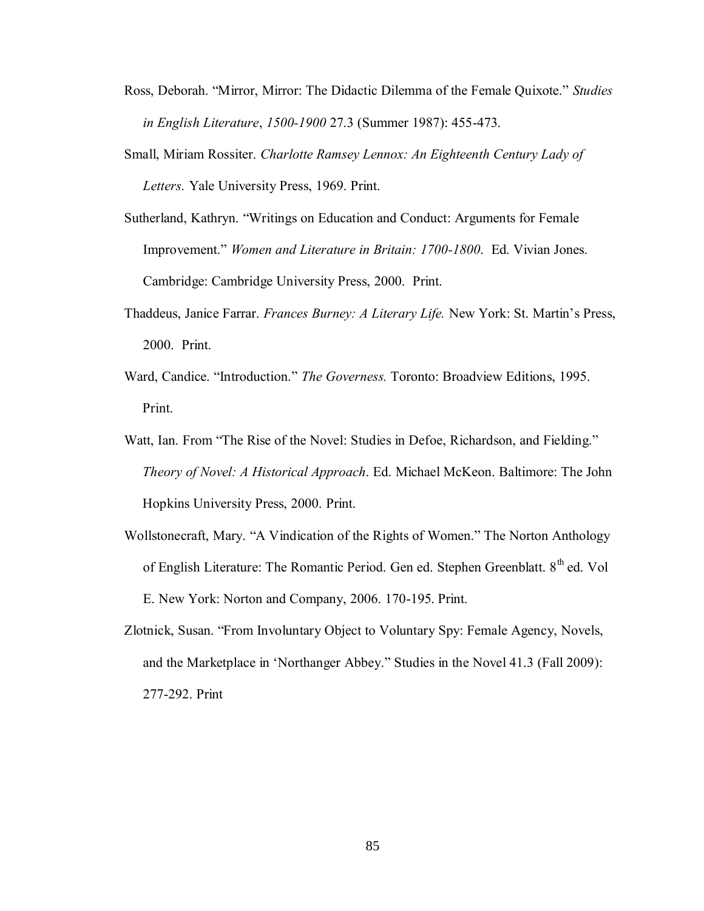Ross, Deborah. "Mirror, Mirror: The Didactic Dilemma of the Female Quixote." *Studies in English Literature*, *1500-1900* 27.3 (Summer 1987): 455-473.

Small, Miriam Rossiter. *Charlotte Ramsey Lennox: An Eighteenth Century Lady of Letters.* Yale University Press, 1969. Print.

Sutherland, Kathryn. "Writings on Education and Conduct: Arguments for Female Improvement." *Women and Literature in Britain: 1700-1800*. Ed. Vivian Jones. Cambridge: Cambridge University Press, 2000. Print.

Thaddeus, Janice Farrar. *Frances Burney: A Literary Life.* New York: St. Martin's Press, 2000. Print.

Ward, Candice. "Introduction." *The Governess.* Toronto: Broadview Editions, 1995. Print.

Watt, Ian. From "The Rise of the Novel: Studies in Defoe, Richardson, and Fielding." *Theory of Novel: A Historical Approach*. Ed. Michael McKeon. Baltimore: The John Hopkins University Press, 2000. Print.

Wollstonecraft, Mary. "A Vindication of the Rights of Women." The Norton Anthology of English Literature: The Romantic Period. Gen ed. Stephen Greenblatt. 8th ed. Vol E. New York: Norton and Company, 2006. 170-195. Print.

Zlotnick, Susan. "From Involuntary Object to Voluntary Spy: Female Agency, Novels, and the Marketplace in 'Northanger Abbey." Studies in the Novel 41.3 (Fall 2009): 277-292. Print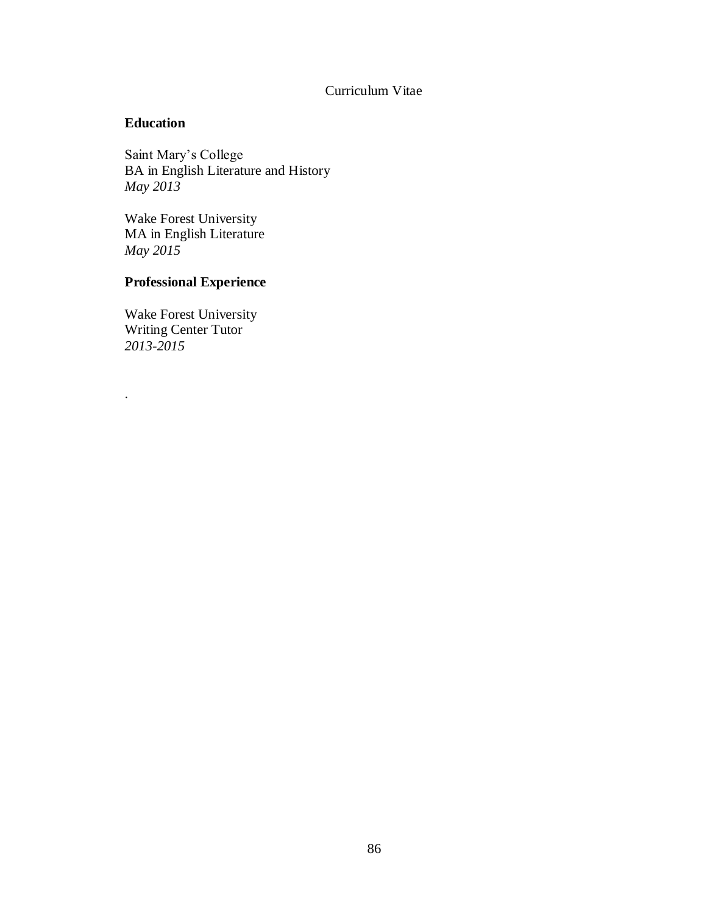# Curriculum Vitae

## Education

Saint Mary's College
BA in English Literature and History
*May 2013*

Wake Forest University
MA in English Literature
*May 2015*

## Professional Experience

Wake Forest University
Writing Center Tutor
*2013-2015*

.